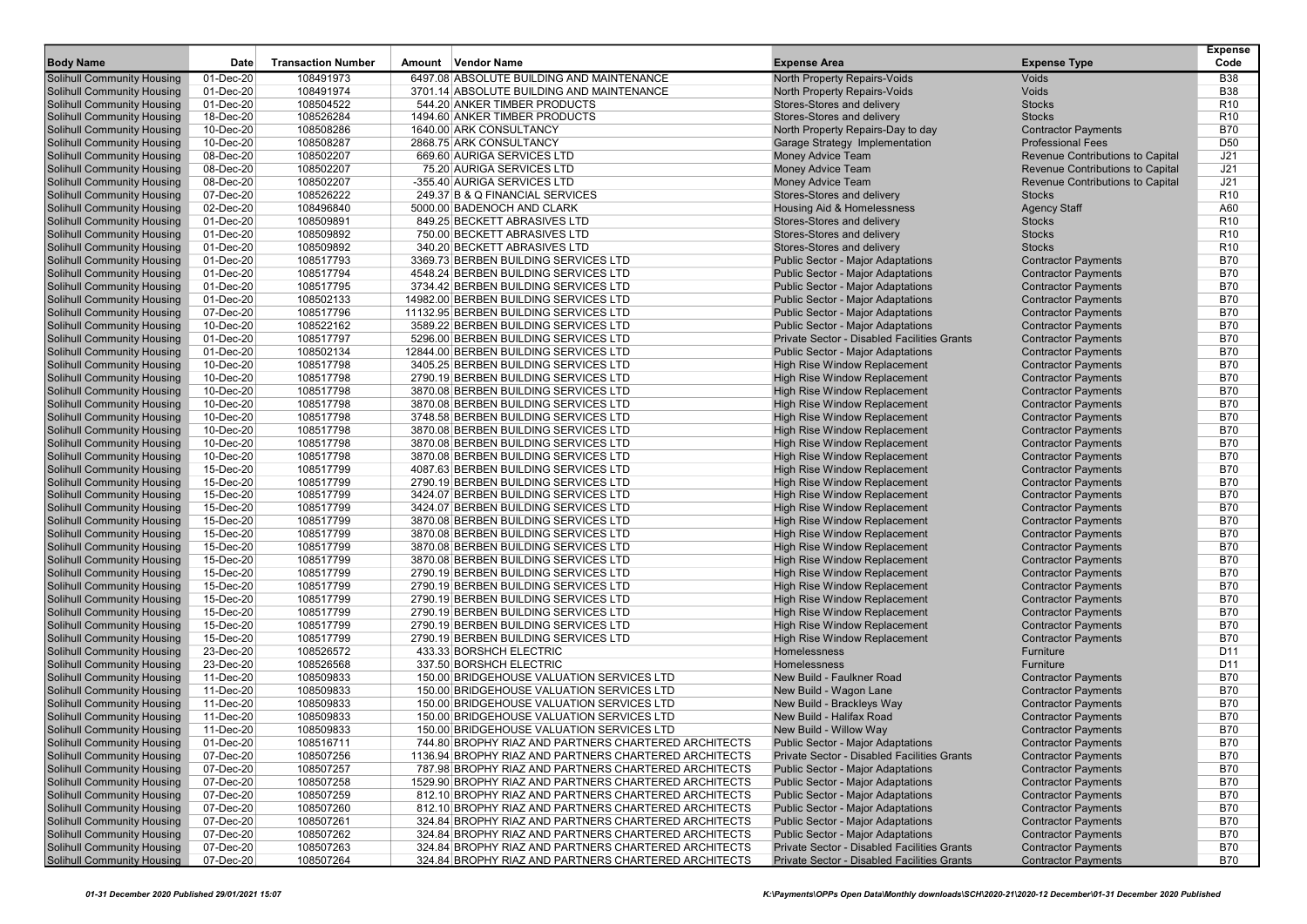| Body Name | Date | Transaction Number | Amount | Vendor Name | Expense Area | Expense Type | Expense Code |
|---|---|---|---|---|---|---|---|
| Solihull Community Housing | 01-Dec-20 | 108491973 | 6497.08 | ABSOLUTE BUILDING AND MAINTENANCE | North Property Repairs-Voids | Voids | B38 |
| Solihull Community Housing | 01-Dec-20 | 108491974 | 3701.14 | ABSOLUTE BUILDING AND MAINTENANCE | North Property Repairs-Voids | Voids | B38 |
| Solihull Community Housing | 01-Dec-20 | 108504522 | 544.20 | ANKER TIMBER PRODUCTS | Stores-Stores and delivery | Stocks | R10 |
| Solihull Community Housing | 18-Dec-20 | 108526284 | 1494.60 | ANKER TIMBER PRODUCTS | Stores-Stores and delivery | Stocks | R10 |
| Solihull Community Housing | 10-Dec-20 | 108508286 | 1640.00 | ARK CONSULTANCY | North Property Repairs-Day to day | Contractor Payments | B70 |
| Solihull Community Housing | 10-Dec-20 | 108508287 | 2868.75 | ARK CONSULTANCY | Garage Strategy Implementation | Professional Fees | D50 |
| Solihull Community Housing | 08-Dec-20 | 108502207 | 669.60 | AURIGA SERVICES LTD | Money Advice Team | Revenue Contributions to Capital | J21 |
| Solihull Community Housing | 08-Dec-20 | 108502207 | 75.20 | AURIGA SERVICES LTD | Money Advice Team | Revenue Contributions to Capital | J21 |
| Solihull Community Housing | 08-Dec-20 | 108502207 | -355.40 | AURIGA SERVICES LTD | Money Advice Team | Revenue Contributions to Capital | J21 |
| Solihull Community Housing | 07-Dec-20 | 108526222 | 249.37 | B & Q FINANCIAL SERVICES | Stores-Stores and delivery | Stocks | R10 |
| Solihull Community Housing | 02-Dec-20 | 108496840 | 5000.00 | BADENOCH AND CLARK | Housing Aid & Homelessness | Agency Staff | A60 |
| Solihull Community Housing | 01-Dec-20 | 108509891 | 849.25 | BECKETT ABRASIVES LTD | Stores-Stores and delivery | Stocks | R10 |
| Solihull Community Housing | 01-Dec-20 | 108509892 | 750.00 | BECKETT ABRASIVES LTD | Stores-Stores and delivery | Stocks | R10 |
| Solihull Community Housing | 01-Dec-20 | 108509892 | 340.20 | BECKETT ABRASIVES LTD | Stores-Stores and delivery | Stocks | R10 |
| Solihull Community Housing | 01-Dec-20 | 108517793 | 3369.73 | BERBEN BUILDING SERVICES LTD | Public Sector - Major Adaptations | Contractor Payments | B70 |
| Solihull Community Housing | 01-Dec-20 | 108517794 | 4548.24 | BERBEN BUILDING SERVICES LTD | Public Sector - Major Adaptations | Contractor Payments | B70 |
| Solihull Community Housing | 01-Dec-20 | 108517795 | 3734.42 | BERBEN BUILDING SERVICES LTD | Public Sector - Major Adaptations | Contractor Payments | B70 |
| Solihull Community Housing | 01-Dec-20 | 108502133 | 14982.00 | BERBEN BUILDING SERVICES LTD | Public Sector - Major Adaptations | Contractor Payments | B70 |
| Solihull Community Housing | 07-Dec-20 | 108517796 | 11132.95 | BERBEN BUILDING SERVICES LTD | Public Sector - Major Adaptations | Contractor Payments | B70 |
| Solihull Community Housing | 10-Dec-20 | 108522162 | 3589.22 | BERBEN BUILDING SERVICES LTD | Public Sector - Major Adaptations | Contractor Payments | B70 |
| Solihull Community Housing | 01-Dec-20 | 108517797 | 5296.00 | BERBEN BUILDING SERVICES LTD | Private Sector - Disabled Facilities Grants | Contractor Payments | B70 |
| Solihull Community Housing | 01-Dec-20 | 108502134 | 12844.00 | BERBEN BUILDING SERVICES LTD | Public Sector - Major Adaptations | Contractor Payments | B70 |
| Solihull Community Housing | 10-Dec-20 | 108517798 | 3405.25 | BERBEN BUILDING SERVICES LTD | High Rise Window Replacement | Contractor Payments | B70 |
| Solihull Community Housing | 10-Dec-20 | 108517798 | 2790.19 | BERBEN BUILDING SERVICES LTD | High Rise Window Replacement | Contractor Payments | B70 |
| Solihull Community Housing | 10-Dec-20 | 108517798 | 3870.08 | BERBEN BUILDING SERVICES LTD | High Rise Window Replacement | Contractor Payments | B70 |
| Solihull Community Housing | 10-Dec-20 | 108517798 | 3870.08 | BERBEN BUILDING SERVICES LTD | High Rise Window Replacement | Contractor Payments | B70 |
| Solihull Community Housing | 10-Dec-20 | 108517798 | 3748.58 | BERBEN BUILDING SERVICES LTD | High Rise Window Replacement | Contractor Payments | B70 |
| Solihull Community Housing | 10-Dec-20 | 108517798 | 3870.08 | BERBEN BUILDING SERVICES LTD | High Rise Window Replacement | Contractor Payments | B70 |
| Solihull Community Housing | 10-Dec-20 | 108517798 | 3870.08 | BERBEN BUILDING SERVICES LTD | High Rise Window Replacement | Contractor Payments | B70 |
| Solihull Community Housing | 10-Dec-20 | 108517798 | 3870.08 | BERBEN BUILDING SERVICES LTD | High Rise Window Replacement | Contractor Payments | B70 |
| Solihull Community Housing | 15-Dec-20 | 108517799 | 4087.63 | BERBEN BUILDING SERVICES LTD | High Rise Window Replacement | Contractor Payments | B70 |
| Solihull Community Housing | 15-Dec-20 | 108517799 | 2790.19 | BERBEN BUILDING SERVICES LTD | High Rise Window Replacement | Contractor Payments | B70 |
| Solihull Community Housing | 15-Dec-20 | 108517799 | 3424.07 | BERBEN BUILDING SERVICES LTD | High Rise Window Replacement | Contractor Payments | B70 |
| Solihull Community Housing | 15-Dec-20 | 108517799 | 3424.07 | BERBEN BUILDING SERVICES LTD | High Rise Window Replacement | Contractor Payments | B70 |
| Solihull Community Housing | 15-Dec-20 | 108517799 | 3870.08 | BERBEN BUILDING SERVICES LTD | High Rise Window Replacement | Contractor Payments | B70 |
| Solihull Community Housing | 15-Dec-20 | 108517799 | 3870.08 | BERBEN BUILDING SERVICES LTD | High Rise Window Replacement | Contractor Payments | B70 |
| Solihull Community Housing | 15-Dec-20 | 108517799 | 3870.08 | BERBEN BUILDING SERVICES LTD | High Rise Window Replacement | Contractor Payments | B70 |
| Solihull Community Housing | 15-Dec-20 | 108517799 | 3870.08 | BERBEN BUILDING SERVICES LTD | High Rise Window Replacement | Contractor Payments | B70 |
| Solihull Community Housing | 15-Dec-20 | 108517799 | 2790.19 | BERBEN BUILDING SERVICES LTD | High Rise Window Replacement | Contractor Payments | B70 |
| Solihull Community Housing | 15-Dec-20 | 108517799 | 2790.19 | BERBEN BUILDING SERVICES LTD | High Rise Window Replacement | Contractor Payments | B70 |
| Solihull Community Housing | 15-Dec-20 | 108517799 | 2790.19 | BERBEN BUILDING SERVICES LTD | High Rise Window Replacement | Contractor Payments | B70 |
| Solihull Community Housing | 15-Dec-20 | 108517799 | 2790.19 | BERBEN BUILDING SERVICES LTD | High Rise Window Replacement | Contractor Payments | B70 |
| Solihull Community Housing | 15-Dec-20 | 108517799 | 2790.19 | BERBEN BUILDING SERVICES LTD | High Rise Window Replacement | Contractor Payments | B70 |
| Solihull Community Housing | 15-Dec-20 | 108517799 | 2790.19 | BERBEN BUILDING SERVICES LTD | High Rise Window Replacement | Contractor Payments | B70 |
| Solihull Community Housing | 23-Dec-20 | 108526572 | 433.33 | BORSHCH ELECTRIC | Homelessness | Furniture | D11 |
| Solihull Community Housing | 23-Dec-20 | 108526568 | 337.50 | BORSHCH ELECTRIC | Homelessness | Furniture | D11 |
| Solihull Community Housing | 11-Dec-20 | 108509833 | 150.00 | BRIDGEHOUSE VALUATION SERVICES LTD | New Build - Faulkner Road | Contractor Payments | B70 |
| Solihull Community Housing | 11-Dec-20 | 108509833 | 150.00 | BRIDGEHOUSE VALUATION SERVICES LTD | New Build - Wagon Lane | Contractor Payments | B70 |
| Solihull Community Housing | 11-Dec-20 | 108509833 | 150.00 | BRIDGEHOUSE VALUATION SERVICES LTD | New Build - Brackleys Way | Contractor Payments | B70 |
| Solihull Community Housing | 11-Dec-20 | 108509833 | 150.00 | BRIDGEHOUSE VALUATION SERVICES LTD | New Build - Halifax Road | Contractor Payments | B70 |
| Solihull Community Housing | 11-Dec-20 | 108509833 | 150.00 | BRIDGEHOUSE VALUATION SERVICES LTD | New Build - Willow Way | Contractor Payments | B70 |
| Solihull Community Housing | 01-Dec-20 | 108516711 | 744.80 | BROPHY RIAZ AND PARTNERS CHARTERED ARCHITECTS | Public Sector - Major Adaptations | Contractor Payments | B70 |
| Solihull Community Housing | 07-Dec-20 | 108507256 | 1136.94 | BROPHY RIAZ AND PARTNERS CHARTERED ARCHITECTS | Private Sector - Disabled Facilities Grants | Contractor Payments | B70 |
| Solihull Community Housing | 07-Dec-20 | 108507257 | 787.98 | BROPHY RIAZ AND PARTNERS CHARTERED ARCHITECTS | Public Sector - Major Adaptations | Contractor Payments | B70 |
| Solihull Community Housing | 07-Dec-20 | 108507258 | 1529.90 | BROPHY RIAZ AND PARTNERS CHARTERED ARCHITECTS | Public Sector - Major Adaptations | Contractor Payments | B70 |
| Solihull Community Housing | 07-Dec-20 | 108507259 | 812.10 | BROPHY RIAZ AND PARTNERS CHARTERED ARCHITECTS | Public Sector - Major Adaptations | Contractor Payments | B70 |
| Solihull Community Housing | 07-Dec-20 | 108507260 | 812.10 | BROPHY RIAZ AND PARTNERS CHARTERED ARCHITECTS | Public Sector - Major Adaptations | Contractor Payments | B70 |
| Solihull Community Housing | 07-Dec-20 | 108507261 | 324.84 | BROPHY RIAZ AND PARTNERS CHARTERED ARCHITECTS | Public Sector - Major Adaptations | Contractor Payments | B70 |
| Solihull Community Housing | 07-Dec-20 | 108507262 | 324.84 | BROPHY RIAZ AND PARTNERS CHARTERED ARCHITECTS | Public Sector - Major Adaptations | Contractor Payments | B70 |
| Solihull Community Housing | 07-Dec-20 | 108507263 | 324.84 | BROPHY RIAZ AND PARTNERS CHARTERED ARCHITECTS | Private Sector - Disabled Facilities Grants | Contractor Payments | B70 |
| Solihull Community Housing | 07-Dec-20 | 108507264 | 324.84 | BROPHY RIAZ AND PARTNERS CHARTERED ARCHITECTS | Private Sector - Disabled Facilities Grants | Contractor Payments | B70 |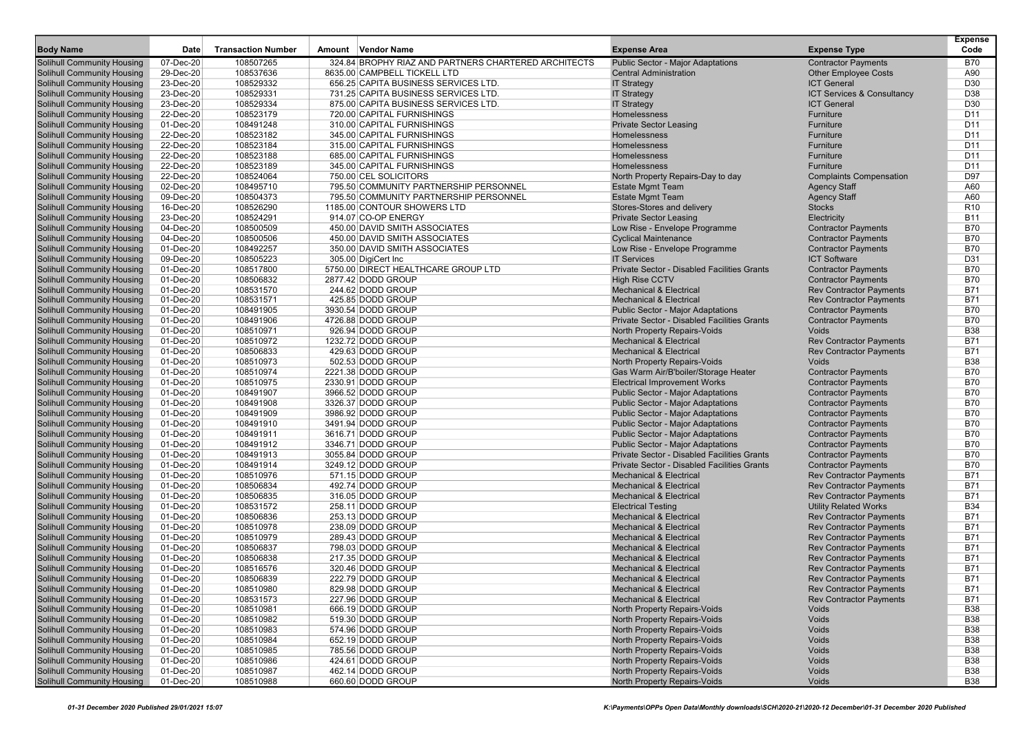| Body Name | Date | Transaction Number | Amount | Vendor Name | Expense Area | Expense Type | Expense Code |
|---|---|---|---|---|---|---|---|
| Solihull Community Housing | 07-Dec-20 | 108507265 | 324.84 | BROPHY RIAZ AND PARTNERS CHARTERED ARCHITECTS | Public Sector - Major Adaptations | Contractor Payments | B70 |
| Solihull Community Housing | 29-Dec-20 | 108537636 | 8635.00 | CAMPBELL TICKELL LTD | Central Administration | Other Employee Costs | A90 |
| Solihull Community Housing | 23-Dec-20 | 108529332 | 656.25 | CAPITA BUSINESS SERVICES LTD. | IT Strategy | ICT General | D30 |
| Solihull Community Housing | 23-Dec-20 | 108529331 | 731.25 | CAPITA BUSINESS SERVICES LTD. | IT Strategy | ICT Services & Consultancy | D38 |
| Solihull Community Housing | 23-Dec-20 | 108529334 | 875.00 | CAPITA BUSINESS SERVICES LTD. | IT Strategy | ICT General | D30 |
| Solihull Community Housing | 22-Dec-20 | 108523179 | 720.00 | CAPITAL FURNISHINGS | Homelessness | Furniture | D11 |
| Solihull Community Housing | 01-Dec-20 | 108491248 | 310.00 | CAPITAL FURNISHINGS | Private Sector Leasing | Furniture | D11 |
| Solihull Community Housing | 22-Dec-20 | 108523182 | 345.00 | CAPITAL FURNISHINGS | Homelessness | Furniture | D11 |
| Solihull Community Housing | 22-Dec-20 | 108523184 | 315.00 | CAPITAL FURNISHINGS | Homelessness | Furniture | D11 |
| Solihull Community Housing | 22-Dec-20 | 108523188 | 685.00 | CAPITAL FURNISHINGS | Homelessness | Furniture | D11 |
| Solihull Community Housing | 22-Dec-20 | 108523189 | 345.00 | CAPITAL FURNISHINGS | Homelessness | Furniture | D11 |
| Solihull Community Housing | 22-Dec-20 | 108524064 | 750.00 | CEL SOLICITORS | North Property Repairs-Day to day | Complaints Compensation | D97 |
| Solihull Community Housing | 02-Dec-20 | 108495710 | 795.50 | COMMUNITY PARTNERSHIP PERSONNEL | Estate Mgmt Team | Agency Staff | A60 |
| Solihull Community Housing | 09-Dec-20 | 108504373 | 795.50 | COMMUNITY PARTNERSHIP PERSONNEL | Estate Mgmt Team | Agency Staff | A60 |
| Solihull Community Housing | 16-Dec-20 | 108526290 | 1185.00 | CONTOUR SHOWERS LTD | Stores-Stores and delivery | Stocks | R10 |
| Solihull Community Housing | 23-Dec-20 | 108524291 | 914.07 | CO-OP ENERGY | Private Sector Leasing | Electricity | B11 |
| Solihull Community Housing | 04-Dec-20 | 108500509 | 450.00 | DAVID SMITH ASSOCIATES | Low Rise - Envelope Programme | Contractor Payments | B70 |
| Solihull Community Housing | 04-Dec-20 | 108500506 | 450.00 | DAVID SMITH ASSOCIATES | Cyclical Maintenance | Contractor Payments | B70 |
| Solihull Community Housing | 01-Dec-20 | 108492257 | 350.00 | DAVID SMITH ASSOCIATES | Low Rise - Envelope Programme | Contractor Payments | B70 |
| Solihull Community Housing | 09-Dec-20 | 108505223 | 305.00 | DigiCert Inc | IT Services | ICT Software | D31 |
| Solihull Community Housing | 01-Dec-20 | 108517800 | 5750.00 | DIRECT HEALTHCARE GROUP LTD | Private Sector - Disabled Facilities Grants | Contractor Payments | B70 |
| Solihull Community Housing | 01-Dec-20 | 108506832 | 2877.42 | DODD GROUP | High Rise CCTV | Contractor Payments | B70 |
| Solihull Community Housing | 01-Dec-20 | 108531570 | 244.62 | DODD GROUP | Mechanical & Electrical | Rev Contractor Payments | B71 |
| Solihull Community Housing | 01-Dec-20 | 108531571 | 425.85 | DODD GROUP | Mechanical & Electrical | Rev Contractor Payments | B71 |
| Solihull Community Housing | 01-Dec-20 | 108491905 | 3930.54 | DODD GROUP | Public Sector - Major Adaptations | Contractor Payments | B70 |
| Solihull Community Housing | 01-Dec-20 | 108491906 | 4726.88 | DODD GROUP | Private Sector - Disabled Facilities Grants | Contractor Payments | B70 |
| Solihull Community Housing | 01-Dec-20 | 108510971 | 926.94 | DODD GROUP | North Property Repairs-Voids | Voids | B38 |
| Solihull Community Housing | 01-Dec-20 | 108510972 | 1232.72 | DODD GROUP | Mechanical & Electrical | Rev Contractor Payments | B71 |
| Solihull Community Housing | 01-Dec-20 | 108506833 | 429.63 | DODD GROUP | Mechanical & Electrical | Rev Contractor Payments | B71 |
| Solihull Community Housing | 01-Dec-20 | 108510973 | 502.53 | DODD GROUP | North Property Repairs-Voids | Voids | B38 |
| Solihull Community Housing | 01-Dec-20 | 108510974 | 2221.38 | DODD GROUP | Gas Warm Air/B'boiler/Storage Heater | Contractor Payments | B70 |
| Solihull Community Housing | 01-Dec-20 | 108510975 | 2330.91 | DODD GROUP | Electrical Improvement Works | Contractor Payments | B70 |
| Solihull Community Housing | 01-Dec-20 | 108491907 | 3966.52 | DODD GROUP | Public Sector - Major Adaptations | Contractor Payments | B70 |
| Solihull Community Housing | 01-Dec-20 | 108491908 | 3326.37 | DODD GROUP | Public Sector - Major Adaptations | Contractor Payments | B70 |
| Solihull Community Housing | 01-Dec-20 | 108491909 | 3986.92 | DODD GROUP | Public Sector - Major Adaptations | Contractor Payments | B70 |
| Solihull Community Housing | 01-Dec-20 | 108491910 | 3491.94 | DODD GROUP | Public Sector - Major Adaptations | Contractor Payments | B70 |
| Solihull Community Housing | 01-Dec-20 | 108491911 | 3616.71 | DODD GROUP | Public Sector - Major Adaptations | Contractor Payments | B70 |
| Solihull Community Housing | 01-Dec-20 | 108491912 | 3346.71 | DODD GROUP | Public Sector - Major Adaptations | Contractor Payments | B70 |
| Solihull Community Housing | 01-Dec-20 | 108491913 | 3055.84 | DODD GROUP | Private Sector - Disabled Facilities Grants | Contractor Payments | B70 |
| Solihull Community Housing | 01-Dec-20 | 108491914 | 3249.12 | DODD GROUP | Private Sector - Disabled Facilities Grants | Contractor Payments | B70 |
| Solihull Community Housing | 01-Dec-20 | 108510976 | 571.15 | DODD GROUP | Mechanical & Electrical | Rev Contractor Payments | B71 |
| Solihull Community Housing | 01-Dec-20 | 108506834 | 492.74 | DODD GROUP | Mechanical & Electrical | Rev Contractor Payments | B71 |
| Solihull Community Housing | 01-Dec-20 | 108506835 | 316.05 | DODD GROUP | Mechanical & Electrical | Rev Contractor Payments | B71 |
| Solihull Community Housing | 01-Dec-20 | 108531572 | 258.11 | DODD GROUP | Electrical Testing | Utility Related Works | B34 |
| Solihull Community Housing | 01-Dec-20 | 108506836 | 253.13 | DODD GROUP | Mechanical & Electrical | Rev Contractor Payments | B71 |
| Solihull Community Housing | 01-Dec-20 | 108510978 | 238.09 | DODD GROUP | Mechanical & Electrical | Rev Contractor Payments | B71 |
| Solihull Community Housing | 01-Dec-20 | 108510979 | 289.43 | DODD GROUP | Mechanical & Electrical | Rev Contractor Payments | B71 |
| Solihull Community Housing | 01-Dec-20 | 108506837 | 798.03 | DODD GROUP | Mechanical & Electrical | Rev Contractor Payments | B71 |
| Solihull Community Housing | 01-Dec-20 | 108506838 | 217.35 | DODD GROUP | Mechanical & Electrical | Rev Contractor Payments | B71 |
| Solihull Community Housing | 01-Dec-20 | 108516576 | 320.46 | DODD GROUP | Mechanical & Electrical | Rev Contractor Payments | B71 |
| Solihull Community Housing | 01-Dec-20 | 108506839 | 222.79 | DODD GROUP | Mechanical & Electrical | Rev Contractor Payments | B71 |
| Solihull Community Housing | 01-Dec-20 | 108510980 | 829.98 | DODD GROUP | Mechanical & Electrical | Rev Contractor Payments | B71 |
| Solihull Community Housing | 01-Dec-20 | 108531573 | 227.96 | DODD GROUP | Mechanical & Electrical | Rev Contractor Payments | B71 |
| Solihull Community Housing | 01-Dec-20 | 108510981 | 666.19 | DODD GROUP | North Property Repairs-Voids | Voids | B38 |
| Solihull Community Housing | 01-Dec-20 | 108510982 | 519.30 | DODD GROUP | North Property Repairs-Voids | Voids | B38 |
| Solihull Community Housing | 01-Dec-20 | 108510983 | 574.96 | DODD GROUP | North Property Repairs-Voids | Voids | B38 |
| Solihull Community Housing | 01-Dec-20 | 108510984 | 652.19 | DODD GROUP | North Property Repairs-Voids | Voids | B38 |
| Solihull Community Housing | 01-Dec-20 | 108510985 | 785.56 | DODD GROUP | North Property Repairs-Voids | Voids | B38 |
| Solihull Community Housing | 01-Dec-20 | 108510986 | 424.61 | DODD GROUP | North Property Repairs-Voids | Voids | B38 |
| Solihull Community Housing | 01-Dec-20 | 108510987 | 462.14 | DODD GROUP | North Property Repairs-Voids | Voids | B38 |
| Solihull Community Housing | 01-Dec-20 | 108510988 | 660.60 | DODD GROUP | North Property Repairs-Voids | Voids | B38 |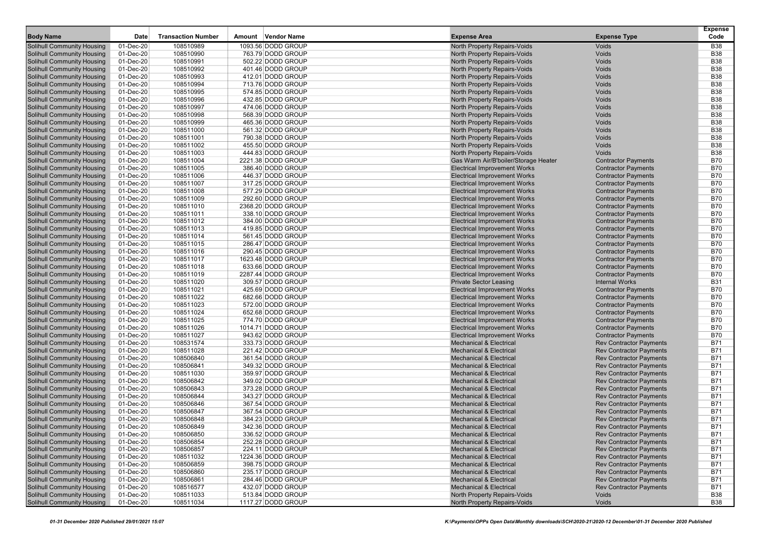| Body Name | Date | Transaction Number | Amount | Vendor Name | Expense Area | Expense Type | Expense Code |
|---|---|---|---|---|---|---|---|
| Solihull Community Housing | 01-Dec-20 | 108510989 | 1093.56 | DODD GROUP | North Property Repairs-Voids | Voids | B38 |
| Solihull Community Housing | 01-Dec-20 | 108510990 | 763.79 | DODD GROUP | North Property Repairs-Voids | Voids | B38 |
| Solihull Community Housing | 01-Dec-20 | 108510991 | 502.22 | DODD GROUP | North Property Repairs-Voids | Voids | B38 |
| Solihull Community Housing | 01-Dec-20 | 108510992 | 401.46 | DODD GROUP | North Property Repairs-Voids | Voids | B38 |
| Solihull Community Housing | 01-Dec-20 | 108510993 | 412.01 | DODD GROUP | North Property Repairs-Voids | Voids | B38 |
| Solihull Community Housing | 01-Dec-20 | 108510994 | 713.76 | DODD GROUP | North Property Repairs-Voids | Voids | B38 |
| Solihull Community Housing | 01-Dec-20 | 108510995 | 574.85 | DODD GROUP | North Property Repairs-Voids | Voids | B38 |
| Solihull Community Housing | 01-Dec-20 | 108510996 | 432.85 | DODD GROUP | North Property Repairs-Voids | Voids | B38 |
| Solihull Community Housing | 01-Dec-20 | 108510997 | 474.06 | DODD GROUP | North Property Repairs-Voids | Voids | B38 |
| Solihull Community Housing | 01-Dec-20 | 108510998 | 568.39 | DODD GROUP | North Property Repairs-Voids | Voids | B38 |
| Solihull Community Housing | 01-Dec-20 | 108510999 | 465.36 | DODD GROUP | North Property Repairs-Voids | Voids | B38 |
| Solihull Community Housing | 01-Dec-20 | 108511000 | 561.32 | DODD GROUP | North Property Repairs-Voids | Voids | B38 |
| Solihull Community Housing | 01-Dec-20 | 108511001 | 790.38 | DODD GROUP | North Property Repairs-Voids | Voids | B38 |
| Solihull Community Housing | 01-Dec-20 | 108511002 | 455.50 | DODD GROUP | North Property Repairs-Voids | Voids | B38 |
| Solihull Community Housing | 01-Dec-20 | 108511003 | 444.83 | DODD GROUP | North Property Repairs-Voids | Voids | B38 |
| Solihull Community Housing | 01-Dec-20 | 108511004 | 2221.38 | DODD GROUP | Gas Warm Air/B'boiler/Storage Heater | Contractor Payments | B70 |
| Solihull Community Housing | 01-Dec-20 | 108511005 | 386.40 | DODD GROUP | Electrical Improvement Works | Contractor Payments | B70 |
| Solihull Community Housing | 01-Dec-20 | 108511006 | 446.37 | DODD GROUP | Electrical Improvement Works | Contractor Payments | B70 |
| Solihull Community Housing | 01-Dec-20 | 108511007 | 317.25 | DODD GROUP | Electrical Improvement Works | Contractor Payments | B70 |
| Solihull Community Housing | 01-Dec-20 | 108511008 | 577.29 | DODD GROUP | Electrical Improvement Works | Contractor Payments | B70 |
| Solihull Community Housing | 01-Dec-20 | 108511009 | 292.60 | DODD GROUP | Electrical Improvement Works | Contractor Payments | B70 |
| Solihull Community Housing | 01-Dec-20 | 108511010 | 2368.20 | DODD GROUP | Electrical Improvement Works | Contractor Payments | B70 |
| Solihull Community Housing | 01-Dec-20 | 108511011 | 338.10 | DODD GROUP | Electrical Improvement Works | Contractor Payments | B70 |
| Solihull Community Housing | 01-Dec-20 | 108511012 | 384.00 | DODD GROUP | Electrical Improvement Works | Contractor Payments | B70 |
| Solihull Community Housing | 01-Dec-20 | 108511013 | 419.85 | DODD GROUP | Electrical Improvement Works | Contractor Payments | B70 |
| Solihull Community Housing | 01-Dec-20 | 108511014 | 561.45 | DODD GROUP | Electrical Improvement Works | Contractor Payments | B70 |
| Solihull Community Housing | 01-Dec-20 | 108511015 | 286.47 | DODD GROUP | Electrical Improvement Works | Contractor Payments | B70 |
| Solihull Community Housing | 01-Dec-20 | 108511016 | 290.45 | DODD GROUP | Electrical Improvement Works | Contractor Payments | B70 |
| Solihull Community Housing | 01-Dec-20 | 108511017 | 1623.48 | DODD GROUP | Electrical Improvement Works | Contractor Payments | B70 |
| Solihull Community Housing | 01-Dec-20 | 108511018 | 633.66 | DODD GROUP | Electrical Improvement Works | Contractor Payments | B70 |
| Solihull Community Housing | 01-Dec-20 | 108511019 | 2287.44 | DODD GROUP | Electrical Improvement Works | Contractor Payments | B70 |
| Solihull Community Housing | 01-Dec-20 | 108511020 | 309.57 | DODD GROUP | Private Sector Leasing | Internal Works | B31 |
| Solihull Community Housing | 01-Dec-20 | 108511021 | 425.69 | DODD GROUP | Electrical Improvement Works | Contractor Payments | B70 |
| Solihull Community Housing | 01-Dec-20 | 108511022 | 682.66 | DODD GROUP | Electrical Improvement Works | Contractor Payments | B70 |
| Solihull Community Housing | 01-Dec-20 | 108511023 | 572.00 | DODD GROUP | Electrical Improvement Works | Contractor Payments | B70 |
| Solihull Community Housing | 01-Dec-20 | 108511024 | 652.68 | DODD GROUP | Electrical Improvement Works | Contractor Payments | B70 |
| Solihull Community Housing | 01-Dec-20 | 108511025 | 774.70 | DODD GROUP | Electrical Improvement Works | Contractor Payments | B70 |
| Solihull Community Housing | 01-Dec-20 | 108511026 | 1014.71 | DODD GROUP | Electrical Improvement Works | Contractor Payments | B70 |
| Solihull Community Housing | 01-Dec-20 | 108511027 | 943.62 | DODD GROUP | Electrical Improvement Works | Contractor Payments | B70 |
| Solihull Community Housing | 01-Dec-20 | 108531574 | 333.73 | DODD GROUP | Mechanical & Electrical | Rev Contractor Payments | B71 |
| Solihull Community Housing | 01-Dec-20 | 108511028 | 221.42 | DODD GROUP | Mechanical & Electrical | Rev Contractor Payments | B71 |
| Solihull Community Housing | 01-Dec-20 | 108506840 | 361.54 | DODD GROUP | Mechanical & Electrical | Rev Contractor Payments | B71 |
| Solihull Community Housing | 01-Dec-20 | 108506841 | 349.32 | DODD GROUP | Mechanical & Electrical | Rev Contractor Payments | B71 |
| Solihull Community Housing | 01-Dec-20 | 108511030 | 359.97 | DODD GROUP | Mechanical & Electrical | Rev Contractor Payments | B71 |
| Solihull Community Housing | 01-Dec-20 | 108506842 | 349.02 | DODD GROUP | Mechanical & Electrical | Rev Contractor Payments | B71 |
| Solihull Community Housing | 01-Dec-20 | 108506843 | 373.28 | DODD GROUP | Mechanical & Electrical | Rev Contractor Payments | B71 |
| Solihull Community Housing | 01-Dec-20 | 108506844 | 343.27 | DODD GROUP | Mechanical & Electrical | Rev Contractor Payments | B71 |
| Solihull Community Housing | 01-Dec-20 | 108506846 | 367.54 | DODD GROUP | Mechanical & Electrical | Rev Contractor Payments | B71 |
| Solihull Community Housing | 01-Dec-20 | 108506847 | 367.54 | DODD GROUP | Mechanical & Electrical | Rev Contractor Payments | B71 |
| Solihull Community Housing | 01-Dec-20 | 108506848 | 384.23 | DODD GROUP | Mechanical & Electrical | Rev Contractor Payments | B71 |
| Solihull Community Housing | 01-Dec-20 | 108506849 | 342.36 | DODD GROUP | Mechanical & Electrical | Rev Contractor Payments | B71 |
| Solihull Community Housing | 01-Dec-20 | 108506850 | 336.52 | DODD GROUP | Mechanical & Electrical | Rev Contractor Payments | B71 |
| Solihull Community Housing | 01-Dec-20 | 108506854 | 252.28 | DODD GROUP | Mechanical & Electrical | Rev Contractor Payments | B71 |
| Solihull Community Housing | 01-Dec-20 | 108506857 | 224.11 | DODD GROUP | Mechanical & Electrical | Rev Contractor Payments | B71 |
| Solihull Community Housing | 01-Dec-20 | 108511032 | 1224.36 | DODD GROUP | Mechanical & Electrical | Rev Contractor Payments | B71 |
| Solihull Community Housing | 01-Dec-20 | 108506859 | 398.75 | DODD GROUP | Mechanical & Electrical | Rev Contractor Payments | B71 |
| Solihull Community Housing | 01-Dec-20 | 108506860 | 235.17 | DODD GROUP | Mechanical & Electrical | Rev Contractor Payments | B71 |
| Solihull Community Housing | 01-Dec-20 | 108506861 | 284.46 | DODD GROUP | Mechanical & Electrical | Rev Contractor Payments | B71 |
| Solihull Community Housing | 01-Dec-20 | 108516577 | 432.07 | DODD GROUP | Mechanical & Electrical | Rev Contractor Payments | B71 |
| Solihull Community Housing | 01-Dec-20 | 108511033 | 513.84 | DODD GROUP | North Property Repairs-Voids | Voids | B38 |
| Solihull Community Housing | 01-Dec-20 | 108511034 | 1117.27 | DODD GROUP | North Property Repairs-Voids | Voids | B38 |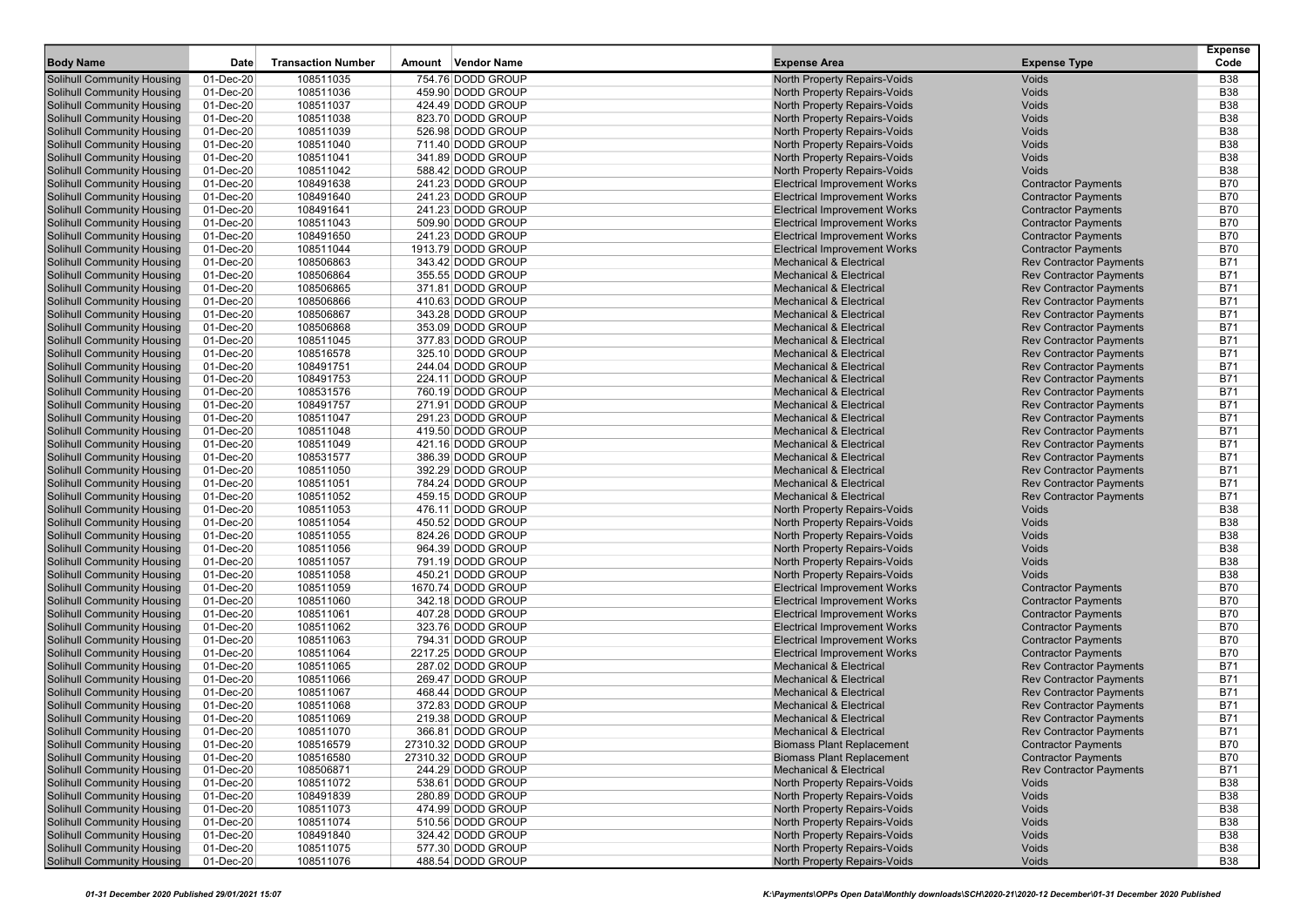| Body Name | Date | Transaction Number | Amount | Vendor Name | Expense Area | Expense Type | Expense Code |
|---|---|---|---|---|---|---|---|
| Solihull Community Housing | 01-Dec-20 | 108511035 | 754.76 | DODD GROUP | North Property Repairs-Voids | Voids | B38 |
| Solihull Community Housing | 01-Dec-20 | 108511036 | 459.90 | DODD GROUP | North Property Repairs-Voids | Voids | B38 |
| Solihull Community Housing | 01-Dec-20 | 108511037 | 424.49 | DODD GROUP | North Property Repairs-Voids | Voids | B38 |
| Solihull Community Housing | 01-Dec-20 | 108511038 | 823.70 | DODD GROUP | North Property Repairs-Voids | Voids | B38 |
| Solihull Community Housing | 01-Dec-20 | 108511039 | 526.98 | DODD GROUP | North Property Repairs-Voids | Voids | B38 |
| Solihull Community Housing | 01-Dec-20 | 108511040 | 711.40 | DODD GROUP | North Property Repairs-Voids | Voids | B38 |
| Solihull Community Housing | 01-Dec-20 | 108511041 | 341.89 | DODD GROUP | North Property Repairs-Voids | Voids | B38 |
| Solihull Community Housing | 01-Dec-20 | 108511042 | 588.42 | DODD GROUP | North Property Repairs-Voids | Voids | B38 |
| Solihull Community Housing | 01-Dec-20 | 108491638 | 241.23 | DODD GROUP | Electrical Improvement Works | Contractor Payments | B70 |
| Solihull Community Housing | 01-Dec-20 | 108491640 | 241.23 | DODD GROUP | Electrical Improvement Works | Contractor Payments | B70 |
| Solihull Community Housing | 01-Dec-20 | 108491641 | 241.23 | DODD GROUP | Electrical Improvement Works | Contractor Payments | B70 |
| Solihull Community Housing | 01-Dec-20 | 108511043 | 509.90 | DODD GROUP | Electrical Improvement Works | Contractor Payments | B70 |
| Solihull Community Housing | 01-Dec-20 | 108491650 | 241.23 | DODD GROUP | Electrical Improvement Works | Contractor Payments | B70 |
| Solihull Community Housing | 01-Dec-20 | 108511044 | 1913.79 | DODD GROUP | Electrical Improvement Works | Contractor Payments | B70 |
| Solihull Community Housing | 01-Dec-20 | 108506863 | 343.42 | DODD GROUP | Mechanical & Electrical | Rev Contractor Payments | B71 |
| Solihull Community Housing | 01-Dec-20 | 108506864 | 355.55 | DODD GROUP | Mechanical & Electrical | Rev Contractor Payments | B71 |
| Solihull Community Housing | 01-Dec-20 | 108506865 | 371.81 | DODD GROUP | Mechanical & Electrical | Rev Contractor Payments | B71 |
| Solihull Community Housing | 01-Dec-20 | 108506866 | 410.63 | DODD GROUP | Mechanical & Electrical | Rev Contractor Payments | B71 |
| Solihull Community Housing | 01-Dec-20 | 108506867 | 343.28 | DODD GROUP | Mechanical & Electrical | Rev Contractor Payments | B71 |
| Solihull Community Housing | 01-Dec-20 | 108506868 | 353.09 | DODD GROUP | Mechanical & Electrical | Rev Contractor Payments | B71 |
| Solihull Community Housing | 01-Dec-20 | 108511045 | 377.83 | DODD GROUP | Mechanical & Electrical | Rev Contractor Payments | B71 |
| Solihull Community Housing | 01-Dec-20 | 108516578 | 325.10 | DODD GROUP | Mechanical & Electrical | Rev Contractor Payments | B71 |
| Solihull Community Housing | 01-Dec-20 | 108491751 | 244.04 | DODD GROUP | Mechanical & Electrical | Rev Contractor Payments | B71 |
| Solihull Community Housing | 01-Dec-20 | 108491753 | 224.11 | DODD GROUP | Mechanical & Electrical | Rev Contractor Payments | B71 |
| Solihull Community Housing | 01-Dec-20 | 108531576 | 760.19 | DODD GROUP | Mechanical & Electrical | Rev Contractor Payments | B71 |
| Solihull Community Housing | 01-Dec-20 | 108491757 | 271.91 | DODD GROUP | Mechanical & Electrical | Rev Contractor Payments | B71 |
| Solihull Community Housing | 01-Dec-20 | 108511047 | 291.23 | DODD GROUP | Mechanical & Electrical | Rev Contractor Payments | B71 |
| Solihull Community Housing | 01-Dec-20 | 108511048 | 419.50 | DODD GROUP | Mechanical & Electrical | Rev Contractor Payments | B71 |
| Solihull Community Housing | 01-Dec-20 | 108511049 | 421.16 | DODD GROUP | Mechanical & Electrical | Rev Contractor Payments | B71 |
| Solihull Community Housing | 01-Dec-20 | 108531577 | 386.39 | DODD GROUP | Mechanical & Electrical | Rev Contractor Payments | B71 |
| Solihull Community Housing | 01-Dec-20 | 108511050 | 392.29 | DODD GROUP | Mechanical & Electrical | Rev Contractor Payments | B71 |
| Solihull Community Housing | 01-Dec-20 | 108511051 | 784.24 | DODD GROUP | Mechanical & Electrical | Rev Contractor Payments | B71 |
| Solihull Community Housing | 01-Dec-20 | 108511052 | 459.15 | DODD GROUP | Mechanical & Electrical | Rev Contractor Payments | B71 |
| Solihull Community Housing | 01-Dec-20 | 108511053 | 476.11 | DODD GROUP | North Property Repairs-Voids | Voids | B38 |
| Solihull Community Housing | 01-Dec-20 | 108511054 | 450.52 | DODD GROUP | North Property Repairs-Voids | Voids | B38 |
| Solihull Community Housing | 01-Dec-20 | 108511055 | 824.26 | DODD GROUP | North Property Repairs-Voids | Voids | B38 |
| Solihull Community Housing | 01-Dec-20 | 108511056 | 964.39 | DODD GROUP | North Property Repairs-Voids | Voids | B38 |
| Solihull Community Housing | 01-Dec-20 | 108511057 | 791.19 | DODD GROUP | North Property Repairs-Voids | Voids | B38 |
| Solihull Community Housing | 01-Dec-20 | 108511058 | 450.21 | DODD GROUP | North Property Repairs-Voids | Voids | B38 |
| Solihull Community Housing | 01-Dec-20 | 108511059 | 1670.74 | DODD GROUP | Electrical Improvement Works | Contractor Payments | B70 |
| Solihull Community Housing | 01-Dec-20 | 108511060 | 342.18 | DODD GROUP | Electrical Improvement Works | Contractor Payments | B70 |
| Solihull Community Housing | 01-Dec-20 | 108511061 | 407.28 | DODD GROUP | Electrical Improvement Works | Contractor Payments | B70 |
| Solihull Community Housing | 01-Dec-20 | 108511062 | 323.76 | DODD GROUP | Electrical Improvement Works | Contractor Payments | B70 |
| Solihull Community Housing | 01-Dec-20 | 108511063 | 794.31 | DODD GROUP | Electrical Improvement Works | Contractor Payments | B70 |
| Solihull Community Housing | 01-Dec-20 | 108511064 | 2217.25 | DODD GROUP | Electrical Improvement Works | Contractor Payments | B70 |
| Solihull Community Housing | 01-Dec-20 | 108511065 | 287.02 | DODD GROUP | Mechanical & Electrical | Rev Contractor Payments | B71 |
| Solihull Community Housing | 01-Dec-20 | 108511066 | 269.47 | DODD GROUP | Mechanical & Electrical | Rev Contractor Payments | B71 |
| Solihull Community Housing | 01-Dec-20 | 108511067 | 468.44 | DODD GROUP | Mechanical & Electrical | Rev Contractor Payments | B71 |
| Solihull Community Housing | 01-Dec-20 | 108511068 | 372.83 | DODD GROUP | Mechanical & Electrical | Rev Contractor Payments | B71 |
| Solihull Community Housing | 01-Dec-20 | 108511069 | 219.38 | DODD GROUP | Mechanical & Electrical | Rev Contractor Payments | B71 |
| Solihull Community Housing | 01-Dec-20 | 108511070 | 366.81 | DODD GROUP | Mechanical & Electrical | Rev Contractor Payments | B71 |
| Solihull Community Housing | 01-Dec-20 | 108516579 | 27310.32 | DODD GROUP | Biomass Plant Replacement | Contractor Payments | B70 |
| Solihull Community Housing | 01-Dec-20 | 108516580 | 27310.32 | DODD GROUP | Biomass Plant Replacement | Contractor Payments | B70 |
| Solihull Community Housing | 01-Dec-20 | 108506871 | 244.29 | DODD GROUP | Mechanical & Electrical | Rev Contractor Payments | B71 |
| Solihull Community Housing | 01-Dec-20 | 108511072 | 538.61 | DODD GROUP | North Property Repairs-Voids | Voids | B38 |
| Solihull Community Housing | 01-Dec-20 | 108491839 | 280.89 | DODD GROUP | North Property Repairs-Voids | Voids | B38 |
| Solihull Community Housing | 01-Dec-20 | 108511073 | 474.99 | DODD GROUP | North Property Repairs-Voids | Voids | B38 |
| Solihull Community Housing | 01-Dec-20 | 108511074 | 510.56 | DODD GROUP | North Property Repairs-Voids | Voids | B38 |
| Solihull Community Housing | 01-Dec-20 | 108491840 | 324.42 | DODD GROUP | North Property Repairs-Voids | Voids | B38 |
| Solihull Community Housing | 01-Dec-20 | 108511075 | 577.30 | DODD GROUP | North Property Repairs-Voids | Voids | B38 |
| Solihull Community Housing | 01-Dec-20 | 108511076 | 488.54 | DODD GROUP | North Property Repairs-Voids | Voids | B38 |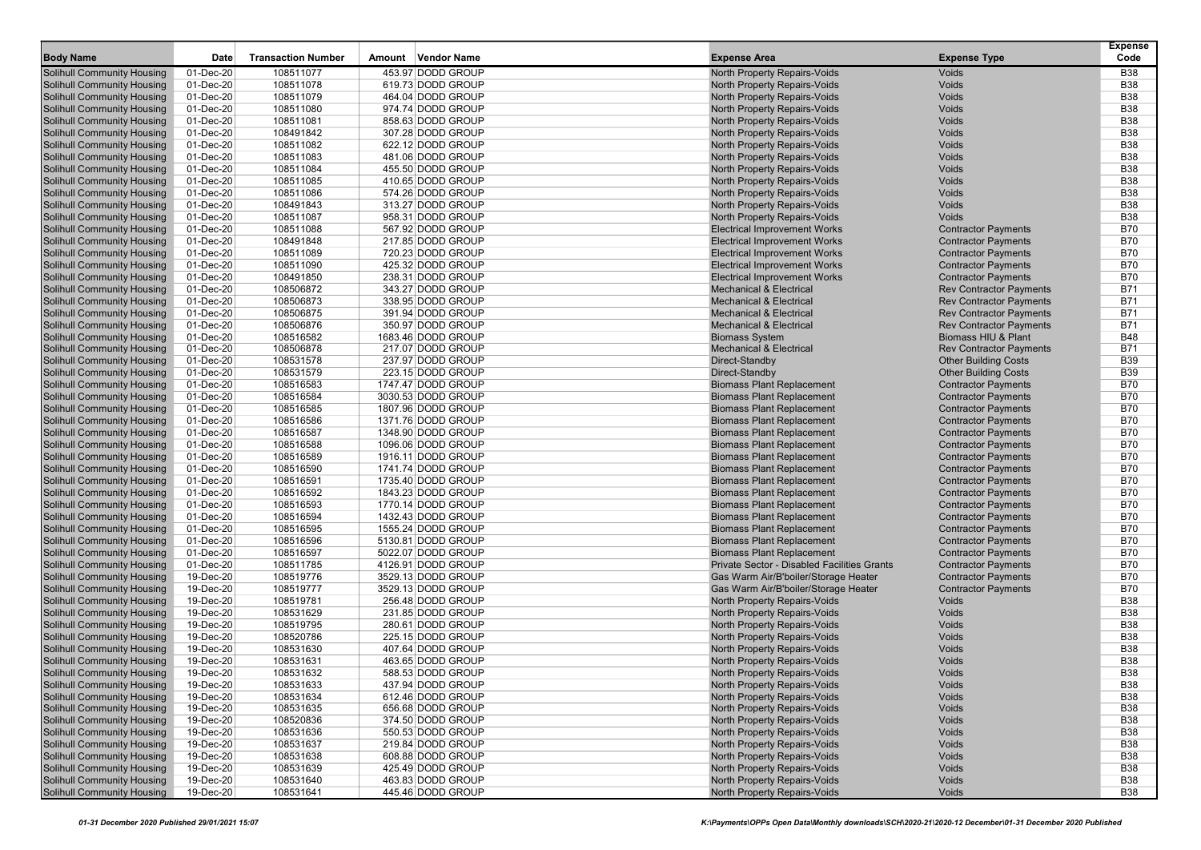| Body Name | Date | Transaction Number | Amount | Vendor Name | Expense Area | Expense Type | Expense Code |
|---|---|---|---|---|---|---|---|
| Solihull Community Housing | 01-Dec-20 | 108511077 | 453.97 | DODD GROUP | North Property Repairs-Voids | Voids | B38 |
| Solihull Community Housing | 01-Dec-20 | 108511078 | 619.73 | DODD GROUP | North Property Repairs-Voids | Voids | B38 |
| Solihull Community Housing | 01-Dec-20 | 108511079 | 464.04 | DODD GROUP | North Property Repairs-Voids | Voids | B38 |
| Solihull Community Housing | 01-Dec-20 | 108511080 | 974.74 | DODD GROUP | North Property Repairs-Voids | Voids | B38 |
| Solihull Community Housing | 01-Dec-20 | 108511081 | 858.63 | DODD GROUP | North Property Repairs-Voids | Voids | B38 |
| Solihull Community Housing | 01-Dec-20 | 108491842 | 307.28 | DODD GROUP | North Property Repairs-Voids | Voids | B38 |
| Solihull Community Housing | 01-Dec-20 | 108511082 | 622.12 | DODD GROUP | North Property Repairs-Voids | Voids | B38 |
| Solihull Community Housing | 01-Dec-20 | 108511083 | 481.06 | DODD GROUP | North Property Repairs-Voids | Voids | B38 |
| Solihull Community Housing | 01-Dec-20 | 108511084 | 455.50 | DODD GROUP | North Property Repairs-Voids | Voids | B38 |
| Solihull Community Housing | 01-Dec-20 | 108511085 | 410.65 | DODD GROUP | North Property Repairs-Voids | Voids | B38 |
| Solihull Community Housing | 01-Dec-20 | 108511086 | 574.26 | DODD GROUP | North Property Repairs-Voids | Voids | B38 |
| Solihull Community Housing | 01-Dec-20 | 108491843 | 313.27 | DODD GROUP | North Property Repairs-Voids | Voids | B38 |
| Solihull Community Housing | 01-Dec-20 | 108511087 | 958.31 | DODD GROUP | North Property Repairs-Voids | Voids | B38 |
| Solihull Community Housing | 01-Dec-20 | 108511088 | 567.92 | DODD GROUP | Electrical Improvement Works | Contractor Payments | B70 |
| Solihull Community Housing | 01-Dec-20 | 108491848 | 217.85 | DODD GROUP | Electrical Improvement Works | Contractor Payments | B70 |
| Solihull Community Housing | 01-Dec-20 | 108511089 | 720.23 | DODD GROUP | Electrical Improvement Works | Contractor Payments | B70 |
| Solihull Community Housing | 01-Dec-20 | 108511090 | 425.32 | DODD GROUP | Electrical Improvement Works | Contractor Payments | B70 |
| Solihull Community Housing | 01-Dec-20 | 108491850 | 238.31 | DODD GROUP | Electrical Improvement Works | Contractor Payments | B70 |
| Solihull Community Housing | 01-Dec-20 | 108506872 | 343.27 | DODD GROUP | Mechanical & Electrical | Rev Contractor Payments | B71 |
| Solihull Community Housing | 01-Dec-20 | 108506873 | 338.95 | DODD GROUP | Mechanical & Electrical | Rev Contractor Payments | B71 |
| Solihull Community Housing | 01-Dec-20 | 108506875 | 391.94 | DODD GROUP | Mechanical & Electrical | Rev Contractor Payments | B71 |
| Solihull Community Housing | 01-Dec-20 | 108506876 | 350.97 | DODD GROUP | Mechanical & Electrical | Rev Contractor Payments | B71 |
| Solihull Community Housing | 01-Dec-20 | 108516582 | 1683.46 | DODD GROUP | Biomass System | Biomass HIU & Plant | B48 |
| Solihull Community Housing | 01-Dec-20 | 108506878 | 217.07 | DODD GROUP | Mechanical & Electrical | Rev Contractor Payments | B71 |
| Solihull Community Housing | 01-Dec-20 | 108531578 | 237.97 | DODD GROUP | Direct-Standby | Other Building Costs | B39 |
| Solihull Community Housing | 01-Dec-20 | 108531579 | 223.15 | DODD GROUP | Direct-Standby | Other Building Costs | B39 |
| Solihull Community Housing | 01-Dec-20 | 108516583 | 1747.47 | DODD GROUP | Biomass Plant Replacement | Contractor Payments | B70 |
| Solihull Community Housing | 01-Dec-20 | 108516584 | 3030.53 | DODD GROUP | Biomass Plant Replacement | Contractor Payments | B70 |
| Solihull Community Housing | 01-Dec-20 | 108516585 | 1807.96 | DODD GROUP | Biomass Plant Replacement | Contractor Payments | B70 |
| Solihull Community Housing | 01-Dec-20 | 108516586 | 1371.76 | DODD GROUP | Biomass Plant Replacement | Contractor Payments | B70 |
| Solihull Community Housing | 01-Dec-20 | 108516587 | 1348.90 | DODD GROUP | Biomass Plant Replacement | Contractor Payments | B70 |
| Solihull Community Housing | 01-Dec-20 | 108516588 | 1096.06 | DODD GROUP | Biomass Plant Replacement | Contractor Payments | B70 |
| Solihull Community Housing | 01-Dec-20 | 108516589 | 1916.11 | DODD GROUP | Biomass Plant Replacement | Contractor Payments | B70 |
| Solihull Community Housing | 01-Dec-20 | 108516590 | 1741.74 | DODD GROUP | Biomass Plant Replacement | Contractor Payments | B70 |
| Solihull Community Housing | 01-Dec-20 | 108516591 | 1735.40 | DODD GROUP | Biomass Plant Replacement | Contractor Payments | B70 |
| Solihull Community Housing | 01-Dec-20 | 108516592 | 1843.23 | DODD GROUP | Biomass Plant Replacement | Contractor Payments | B70 |
| Solihull Community Housing | 01-Dec-20 | 108516593 | 1770.14 | DODD GROUP | Biomass Plant Replacement | Contractor Payments | B70 |
| Solihull Community Housing | 01-Dec-20 | 108516594 | 1432.43 | DODD GROUP | Biomass Plant Replacement | Contractor Payments | B70 |
| Solihull Community Housing | 01-Dec-20 | 108516595 | 1555.24 | DODD GROUP | Biomass Plant Replacement | Contractor Payments | B70 |
| Solihull Community Housing | 01-Dec-20 | 108516596 | 5130.81 | DODD GROUP | Biomass Plant Replacement | Contractor Payments | B70 |
| Solihull Community Housing | 01-Dec-20 | 108516597 | 5022.07 | DODD GROUP | Biomass Plant Replacement | Contractor Payments | B70 |
| Solihull Community Housing | 01-Dec-20 | 108511785 | 4126.91 | DODD GROUP | Private Sector - Disabled Facilities Grants | Contractor Payments | B70 |
| Solihull Community Housing | 19-Dec-20 | 108519776 | 3529.13 | DODD GROUP | Gas Warm Air/B'boiler/Storage Heater | Contractor Payments | B70 |
| Solihull Community Housing | 19-Dec-20 | 108519777 | 3529.13 | DODD GROUP | Gas Warm Air/B'boiler/Storage Heater | Contractor Payments | B70 |
| Solihull Community Housing | 19-Dec-20 | 108519781 | 256.48 | DODD GROUP | North Property Repairs-Voids | Voids | B38 |
| Solihull Community Housing | 19-Dec-20 | 108531629 | 231.85 | DODD GROUP | North Property Repairs-Voids | Voids | B38 |
| Solihull Community Housing | 19-Dec-20 | 108519795 | 280.61 | DODD GROUP | North Property Repairs-Voids | Voids | B38 |
| Solihull Community Housing | 19-Dec-20 | 108520786 | 225.15 | DODD GROUP | North Property Repairs-Voids | Voids | B38 |
| Solihull Community Housing | 19-Dec-20 | 108531630 | 407.64 | DODD GROUP | North Property Repairs-Voids | Voids | B38 |
| Solihull Community Housing | 19-Dec-20 | 108531631 | 463.65 | DODD GROUP | North Property Repairs-Voids | Voids | B38 |
| Solihull Community Housing | 19-Dec-20 | 108531632 | 588.53 | DODD GROUP | North Property Repairs-Voids | Voids | B38 |
| Solihull Community Housing | 19-Dec-20 | 108531633 | 437.94 | DODD GROUP | North Property Repairs-Voids | Voids | B38 |
| Solihull Community Housing | 19-Dec-20 | 108531634 | 612.46 | DODD GROUP | North Property Repairs-Voids | Voids | B38 |
| Solihull Community Housing | 19-Dec-20 | 108531635 | 656.68 | DODD GROUP | North Property Repairs-Voids | Voids | B38 |
| Solihull Community Housing | 19-Dec-20 | 108520836 | 374.50 | DODD GROUP | North Property Repairs-Voids | Voids | B38 |
| Solihull Community Housing | 19-Dec-20 | 108531636 | 550.53 | DODD GROUP | North Property Repairs-Voids | Voids | B38 |
| Solihull Community Housing | 19-Dec-20 | 108531637 | 219.84 | DODD GROUP | North Property Repairs-Voids | Voids | B38 |
| Solihull Community Housing | 19-Dec-20 | 108531638 | 608.88 | DODD GROUP | North Property Repairs-Voids | Voids | B38 |
| Solihull Community Housing | 19-Dec-20 | 108531639 | 425.49 | DODD GROUP | North Property Repairs-Voids | Voids | B38 |
| Solihull Community Housing | 19-Dec-20 | 108531640 | 463.83 | DODD GROUP | North Property Repairs-Voids | Voids | B38 |
| Solihull Community Housing | 19-Dec-20 | 108531641 | 445.46 | DODD GROUP | North Property Repairs-Voids | Voids | B38 |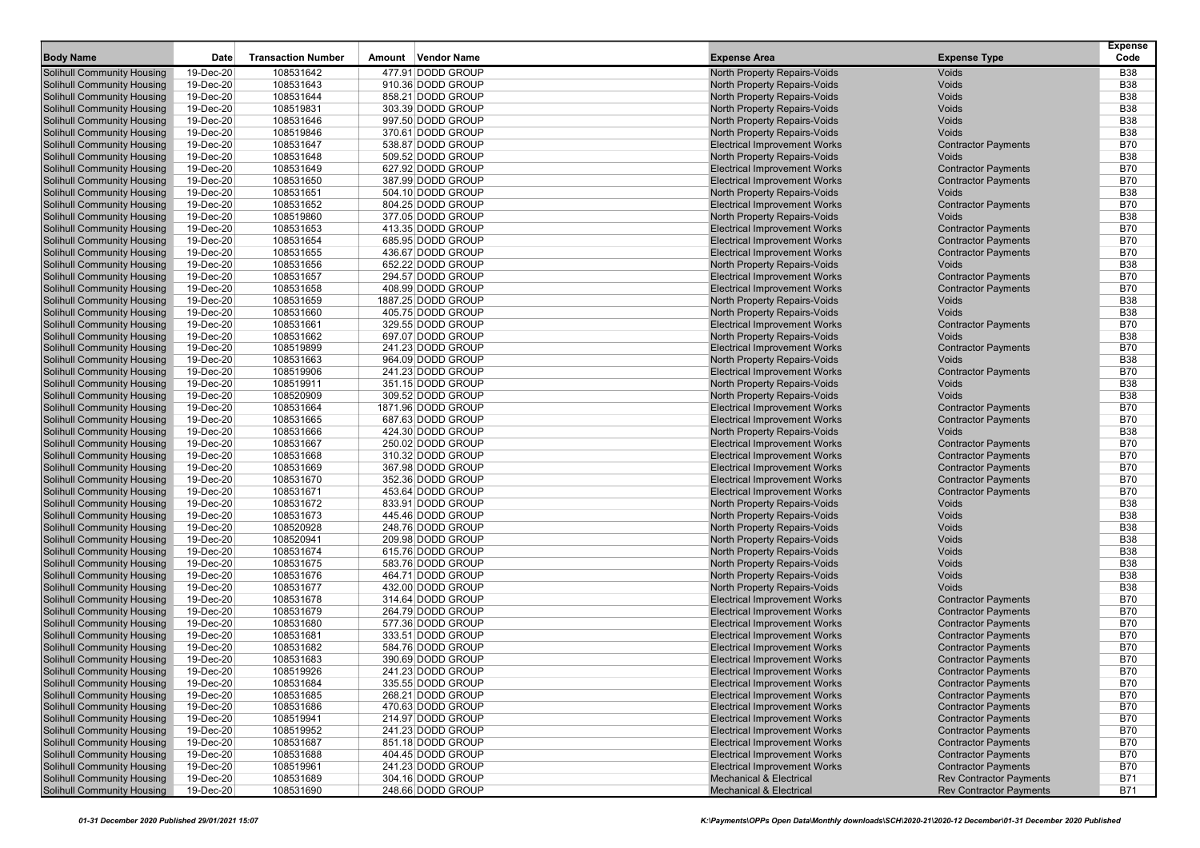| Body Name | Date | Transaction Number | Amount | Vendor Name | Expense Area | Expense Type | Expense Code |
|---|---|---|---|---|---|---|---|
| Solihull Community Housing | 19-Dec-20 | 108531642 | 477.91 | DODD GROUP | North Property Repairs-Voids | Voids | B38 |
| Solihull Community Housing | 19-Dec-20 | 108531643 | 910.36 | DODD GROUP | North Property Repairs-Voids | Voids | B38 |
| Solihull Community Housing | 19-Dec-20 | 108531644 | 858.21 | DODD GROUP | North Property Repairs-Voids | Voids | B38 |
| Solihull Community Housing | 19-Dec-20 | 108519831 | 303.39 | DODD GROUP | North Property Repairs-Voids | Voids | B38 |
| Solihull Community Housing | 19-Dec-20 | 108531646 | 997.50 | DODD GROUP | North Property Repairs-Voids | Voids | B38 |
| Solihull Community Housing | 19-Dec-20 | 108519846 | 370.61 | DODD GROUP | North Property Repairs-Voids | Voids | B38 |
| Solihull Community Housing | 19-Dec-20 | 108531647 | 538.87 | DODD GROUP | Electrical Improvement Works | Contractor Payments | B70 |
| Solihull Community Housing | 19-Dec-20 | 108531648 | 509.52 | DODD GROUP | North Property Repairs-Voids | Voids | B38 |
| Solihull Community Housing | 19-Dec-20 | 108531649 | 627.92 | DODD GROUP | Electrical Improvement Works | Contractor Payments | B70 |
| Solihull Community Housing | 19-Dec-20 | 108531650 | 387.99 | DODD GROUP | Electrical Improvement Works | Contractor Payments | B70 |
| Solihull Community Housing | 19-Dec-20 | 108531651 | 504.10 | DODD GROUP | North Property Repairs-Voids | Voids | B38 |
| Solihull Community Housing | 19-Dec-20 | 108531652 | 804.25 | DODD GROUP | Electrical Improvement Works | Contractor Payments | B70 |
| Solihull Community Housing | 19-Dec-20 | 108519860 | 377.05 | DODD GROUP | North Property Repairs-Voids | Voids | B38 |
| Solihull Community Housing | 19-Dec-20 | 108531653 | 413.35 | DODD GROUP | Electrical Improvement Works | Contractor Payments | B70 |
| Solihull Community Housing | 19-Dec-20 | 108531654 | 685.95 | DODD GROUP | Electrical Improvement Works | Contractor Payments | B70 |
| Solihull Community Housing | 19-Dec-20 | 108531655 | 436.67 | DODD GROUP | Electrical Improvement Works | Contractor Payments | B70 |
| Solihull Community Housing | 19-Dec-20 | 108531656 | 652.22 | DODD GROUP | North Property Repairs-Voids | Voids | B38 |
| Solihull Community Housing | 19-Dec-20 | 108531657 | 294.57 | DODD GROUP | Electrical Improvement Works | Contractor Payments | B70 |
| Solihull Community Housing | 19-Dec-20 | 108531658 | 408.99 | DODD GROUP | Electrical Improvement Works | Contractor Payments | B70 |
| Solihull Community Housing | 19-Dec-20 | 108531659 | 1887.25 | DODD GROUP | North Property Repairs-Voids | Voids | B38 |
| Solihull Community Housing | 19-Dec-20 | 108531660 | 405.75 | DODD GROUP | North Property Repairs-Voids | Voids | B38 |
| Solihull Community Housing | 19-Dec-20 | 108531661 | 329.55 | DODD GROUP | Electrical Improvement Works | Contractor Payments | B70 |
| Solihull Community Housing | 19-Dec-20 | 108531662 | 697.07 | DODD GROUP | North Property Repairs-Voids | Voids | B38 |
| Solihull Community Housing | 19-Dec-20 | 108519899 | 241.23 | DODD GROUP | Electrical Improvement Works | Contractor Payments | B70 |
| Solihull Community Housing | 19-Dec-20 | 108531663 | 964.09 | DODD GROUP | North Property Repairs-Voids | Voids | B38 |
| Solihull Community Housing | 19-Dec-20 | 108519906 | 241.23 | DODD GROUP | Electrical Improvement Works | Contractor Payments | B70 |
| Solihull Community Housing | 19-Dec-20 | 108519911 | 351.15 | DODD GROUP | North Property Repairs-Voids | Voids | B38 |
| Solihull Community Housing | 19-Dec-20 | 108520909 | 309.52 | DODD GROUP | North Property Repairs-Voids | Voids | B38 |
| Solihull Community Housing | 19-Dec-20 | 108531664 | 1871.96 | DODD GROUP | Electrical Improvement Works | Contractor Payments | B70 |
| Solihull Community Housing | 19-Dec-20 | 108531665 | 687.63 | DODD GROUP | Electrical Improvement Works | Contractor Payments | B70 |
| Solihull Community Housing | 19-Dec-20 | 108531666 | 424.30 | DODD GROUP | North Property Repairs-Voids | Voids | B38 |
| Solihull Community Housing | 19-Dec-20 | 108531667 | 250.02 | DODD GROUP | Electrical Improvement Works | Contractor Payments | B70 |
| Solihull Community Housing | 19-Dec-20 | 108531668 | 310.32 | DODD GROUP | Electrical Improvement Works | Contractor Payments | B70 |
| Solihull Community Housing | 19-Dec-20 | 108531669 | 367.98 | DODD GROUP | Electrical Improvement Works | Contractor Payments | B70 |
| Solihull Community Housing | 19-Dec-20 | 108531670 | 352.36 | DODD GROUP | Electrical Improvement Works | Contractor Payments | B70 |
| Solihull Community Housing | 19-Dec-20 | 108531671 | 453.64 | DODD GROUP | Electrical Improvement Works | Contractor Payments | B70 |
| Solihull Community Housing | 19-Dec-20 | 108531672 | 833.91 | DODD GROUP | North Property Repairs-Voids | Voids | B38 |
| Solihull Community Housing | 19-Dec-20 | 108531673 | 445.46 | DODD GROUP | North Property Repairs-Voids | Voids | B38 |
| Solihull Community Housing | 19-Dec-20 | 108520928 | 248.76 | DODD GROUP | North Property Repairs-Voids | Voids | B38 |
| Solihull Community Housing | 19-Dec-20 | 108520941 | 209.98 | DODD GROUP | North Property Repairs-Voids | Voids | B38 |
| Solihull Community Housing | 19-Dec-20 | 108531674 | 615.76 | DODD GROUP | North Property Repairs-Voids | Voids | B38 |
| Solihull Community Housing | 19-Dec-20 | 108531675 | 583.76 | DODD GROUP | North Property Repairs-Voids | Voids | B38 |
| Solihull Community Housing | 19-Dec-20 | 108531676 | 464.71 | DODD GROUP | North Property Repairs-Voids | Voids | B38 |
| Solihull Community Housing | 19-Dec-20 | 108531677 | 432.00 | DODD GROUP | North Property Repairs-Voids | Voids | B38 |
| Solihull Community Housing | 19-Dec-20 | 108531678 | 314.64 | DODD GROUP | Electrical Improvement Works | Contractor Payments | B70 |
| Solihull Community Housing | 19-Dec-20 | 108531679 | 264.79 | DODD GROUP | Electrical Improvement Works | Contractor Payments | B70 |
| Solihull Community Housing | 19-Dec-20 | 108531680 | 577.36 | DODD GROUP | Electrical Improvement Works | Contractor Payments | B70 |
| Solihull Community Housing | 19-Dec-20 | 108531681 | 333.51 | DODD GROUP | Electrical Improvement Works | Contractor Payments | B70 |
| Solihull Community Housing | 19-Dec-20 | 108531682 | 584.76 | DODD GROUP | Electrical Improvement Works | Contractor Payments | B70 |
| Solihull Community Housing | 19-Dec-20 | 108531683 | 390.69 | DODD GROUP | Electrical Improvement Works | Contractor Payments | B70 |
| Solihull Community Housing | 19-Dec-20 | 108519926 | 241.23 | DODD GROUP | Electrical Improvement Works | Contractor Payments | B70 |
| Solihull Community Housing | 19-Dec-20 | 108531684 | 335.55 | DODD GROUP | Electrical Improvement Works | Contractor Payments | B70 |
| Solihull Community Housing | 19-Dec-20 | 108531685 | 268.21 | DODD GROUP | Electrical Improvement Works | Contractor Payments | B70 |
| Solihull Community Housing | 19-Dec-20 | 108531686 | 470.63 | DODD GROUP | Electrical Improvement Works | Contractor Payments | B70 |
| Solihull Community Housing | 19-Dec-20 | 108519941 | 214.97 | DODD GROUP | Electrical Improvement Works | Contractor Payments | B70 |
| Solihull Community Housing | 19-Dec-20 | 108519952 | 241.23 | DODD GROUP | Electrical Improvement Works | Contractor Payments | B70 |
| Solihull Community Housing | 19-Dec-20 | 108531687 | 851.18 | DODD GROUP | Electrical Improvement Works | Contractor Payments | B70 |
| Solihull Community Housing | 19-Dec-20 | 108531688 | 404.45 | DODD GROUP | Electrical Improvement Works | Contractor Payments | B70 |
| Solihull Community Housing | 19-Dec-20 | 108519961 | 241.23 | DODD GROUP | Electrical Improvement Works | Contractor Payments | B70 |
| Solihull Community Housing | 19-Dec-20 | 108531689 | 304.16 | DODD GROUP | Mechanical & Electrical | Rev Contractor Payments | B71 |
| Solihull Community Housing | 19-Dec-20 | 108531690 | 248.66 | DODD GROUP | Mechanical & Electrical | Rev Contractor Payments | B71 |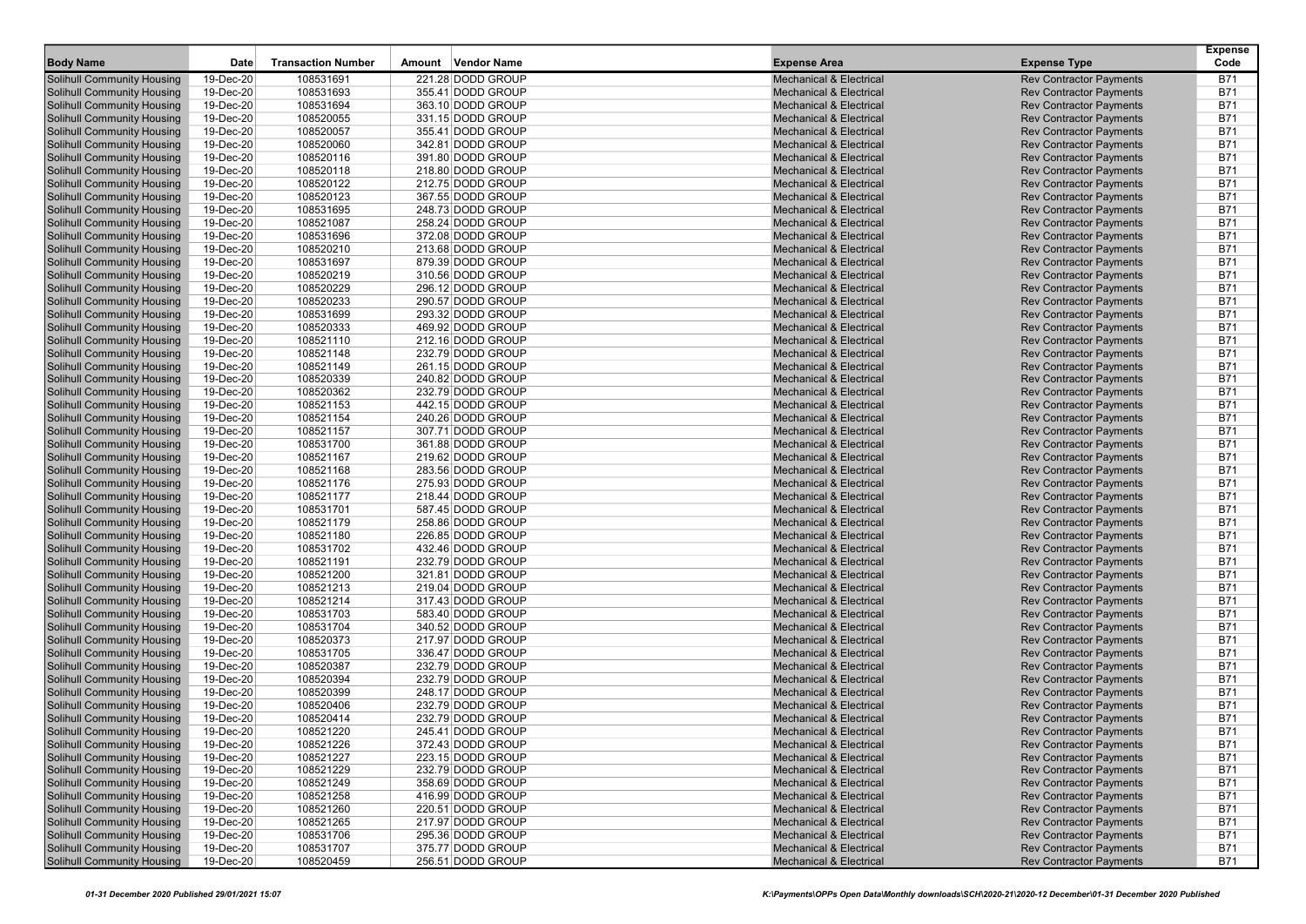| Body Name | Date | Transaction Number | Amount | Vendor Name | Expense Area | Expense Type | Expense Code |
|---|---|---|---|---|---|---|---|
| Solihull Community Housing | 19-Dec-20 | 108531691 | 221.28 | DODD GROUP | Mechanical & Electrical | Rev Contractor Payments | B71 |
| Solihull Community Housing | 19-Dec-20 | 108531693 | 355.41 | DODD GROUP | Mechanical & Electrical | Rev Contractor Payments | B71 |
| Solihull Community Housing | 19-Dec-20 | 108531694 | 363.10 | DODD GROUP | Mechanical & Electrical | Rev Contractor Payments | B71 |
| Solihull Community Housing | 19-Dec-20 | 108520055 | 331.15 | DODD GROUP | Mechanical & Electrical | Rev Contractor Payments | B71 |
| Solihull Community Housing | 19-Dec-20 | 108520057 | 355.41 | DODD GROUP | Mechanical & Electrical | Rev Contractor Payments | B71 |
| Solihull Community Housing | 19-Dec-20 | 108520060 | 342.81 | DODD GROUP | Mechanical & Electrical | Rev Contractor Payments | B71 |
| Solihull Community Housing | 19-Dec-20 | 108520116 | 391.80 | DODD GROUP | Mechanical & Electrical | Rev Contractor Payments | B71 |
| Solihull Community Housing | 19-Dec-20 | 108520118 | 218.80 | DODD GROUP | Mechanical & Electrical | Rev Contractor Payments | B71 |
| Solihull Community Housing | 19-Dec-20 | 108520122 | 212.75 | DODD GROUP | Mechanical & Electrical | Rev Contractor Payments | B71 |
| Solihull Community Housing | 19-Dec-20 | 108520123 | 367.55 | DODD GROUP | Mechanical & Electrical | Rev Contractor Payments | B71 |
| Solihull Community Housing | 19-Dec-20 | 108531695 | 248.73 | DODD GROUP | Mechanical & Electrical | Rev Contractor Payments | B71 |
| Solihull Community Housing | 19-Dec-20 | 108521087 | 258.24 | DODD GROUP | Mechanical & Electrical | Rev Contractor Payments | B71 |
| Solihull Community Housing | 19-Dec-20 | 108531696 | 372.08 | DODD GROUP | Mechanical & Electrical | Rev Contractor Payments | B71 |
| Solihull Community Housing | 19-Dec-20 | 108520210 | 213.68 | DODD GROUP | Mechanical & Electrical | Rev Contractor Payments | B71 |
| Solihull Community Housing | 19-Dec-20 | 108531697 | 879.39 | DODD GROUP | Mechanical & Electrical | Rev Contractor Payments | B71 |
| Solihull Community Housing | 19-Dec-20 | 108520219 | 310.56 | DODD GROUP | Mechanical & Electrical | Rev Contractor Payments | B71 |
| Solihull Community Housing | 19-Dec-20 | 108520229 | 296.12 | DODD GROUP | Mechanical & Electrical | Rev Contractor Payments | B71 |
| Solihull Community Housing | 19-Dec-20 | 108520233 | 290.57 | DODD GROUP | Mechanical & Electrical | Rev Contractor Payments | B71 |
| Solihull Community Housing | 19-Dec-20 | 108531699 | 293.32 | DODD GROUP | Mechanical & Electrical | Rev Contractor Payments | B71 |
| Solihull Community Housing | 19-Dec-20 | 108520333 | 469.92 | DODD GROUP | Mechanical & Electrical | Rev Contractor Payments | B71 |
| Solihull Community Housing | 19-Dec-20 | 108521110 | 212.16 | DODD GROUP | Mechanical & Electrical | Rev Contractor Payments | B71 |
| Solihull Community Housing | 19-Dec-20 | 108521148 | 232.79 | DODD GROUP | Mechanical & Electrical | Rev Contractor Payments | B71 |
| Solihull Community Housing | 19-Dec-20 | 108521149 | 261.15 | DODD GROUP | Mechanical & Electrical | Rev Contractor Payments | B71 |
| Solihull Community Housing | 19-Dec-20 | 108520339 | 240.82 | DODD GROUP | Mechanical & Electrical | Rev Contractor Payments | B71 |
| Solihull Community Housing | 19-Dec-20 | 108520362 | 232.79 | DODD GROUP | Mechanical & Electrical | Rev Contractor Payments | B71 |
| Solihull Community Housing | 19-Dec-20 | 108521153 | 442.15 | DODD GROUP | Mechanical & Electrical | Rev Contractor Payments | B71 |
| Solihull Community Housing | 19-Dec-20 | 108521154 | 240.26 | DODD GROUP | Mechanical & Electrical | Rev Contractor Payments | B71 |
| Solihull Community Housing | 19-Dec-20 | 108521157 | 307.71 | DODD GROUP | Mechanical & Electrical | Rev Contractor Payments | B71 |
| Solihull Community Housing | 19-Dec-20 | 108531700 | 361.88 | DODD GROUP | Mechanical & Electrical | Rev Contractor Payments | B71 |
| Solihull Community Housing | 19-Dec-20 | 108521167 | 219.62 | DODD GROUP | Mechanical & Electrical | Rev Contractor Payments | B71 |
| Solihull Community Housing | 19-Dec-20 | 108521168 | 283.56 | DODD GROUP | Mechanical & Electrical | Rev Contractor Payments | B71 |
| Solihull Community Housing | 19-Dec-20 | 108521176 | 275.93 | DODD GROUP | Mechanical & Electrical | Rev Contractor Payments | B71 |
| Solihull Community Housing | 19-Dec-20 | 108521177 | 218.44 | DODD GROUP | Mechanical & Electrical | Rev Contractor Payments | B71 |
| Solihull Community Housing | 19-Dec-20 | 108531701 | 587.45 | DODD GROUP | Mechanical & Electrical | Rev Contractor Payments | B71 |
| Solihull Community Housing | 19-Dec-20 | 108521179 | 258.86 | DODD GROUP | Mechanical & Electrical | Rev Contractor Payments | B71 |
| Solihull Community Housing | 19-Dec-20 | 108521180 | 226.85 | DODD GROUP | Mechanical & Electrical | Rev Contractor Payments | B71 |
| Solihull Community Housing | 19-Dec-20 | 108531702 | 432.46 | DODD GROUP | Mechanical & Electrical | Rev Contractor Payments | B71 |
| Solihull Community Housing | 19-Dec-20 | 108521191 | 232.79 | DODD GROUP | Mechanical & Electrical | Rev Contractor Payments | B71 |
| Solihull Community Housing | 19-Dec-20 | 108521200 | 321.81 | DODD GROUP | Mechanical & Electrical | Rev Contractor Payments | B71 |
| Solihull Community Housing | 19-Dec-20 | 108521213 | 219.04 | DODD GROUP | Mechanical & Electrical | Rev Contractor Payments | B71 |
| Solihull Community Housing | 19-Dec-20 | 108521214 | 317.43 | DODD GROUP | Mechanical & Electrical | Rev Contractor Payments | B71 |
| Solihull Community Housing | 19-Dec-20 | 108531703 | 583.40 | DODD GROUP | Mechanical & Electrical | Rev Contractor Payments | B71 |
| Solihull Community Housing | 19-Dec-20 | 108531704 | 340.52 | DODD GROUP | Mechanical & Electrical | Rev Contractor Payments | B71 |
| Solihull Community Housing | 19-Dec-20 | 108520373 | 217.97 | DODD GROUP | Mechanical & Electrical | Rev Contractor Payments | B71 |
| Solihull Community Housing | 19-Dec-20 | 108531705 | 336.47 | DODD GROUP | Mechanical & Electrical | Rev Contractor Payments | B71 |
| Solihull Community Housing | 19-Dec-20 | 108520387 | 232.79 | DODD GROUP | Mechanical & Electrical | Rev Contractor Payments | B71 |
| Solihull Community Housing | 19-Dec-20 | 108520394 | 232.79 | DODD GROUP | Mechanical & Electrical | Rev Contractor Payments | B71 |
| Solihull Community Housing | 19-Dec-20 | 108520399 | 248.17 | DODD GROUP | Mechanical & Electrical | Rev Contractor Payments | B71 |
| Solihull Community Housing | 19-Dec-20 | 108520406 | 232.79 | DODD GROUP | Mechanical & Electrical | Rev Contractor Payments | B71 |
| Solihull Community Housing | 19-Dec-20 | 108520414 | 232.79 | DODD GROUP | Mechanical & Electrical | Rev Contractor Payments | B71 |
| Solihull Community Housing | 19-Dec-20 | 108521220 | 245.41 | DODD GROUP | Mechanical & Electrical | Rev Contractor Payments | B71 |
| Solihull Community Housing | 19-Dec-20 | 108521226 | 372.43 | DODD GROUP | Mechanical & Electrical | Rev Contractor Payments | B71 |
| Solihull Community Housing | 19-Dec-20 | 108521227 | 223.15 | DODD GROUP | Mechanical & Electrical | Rev Contractor Payments | B71 |
| Solihull Community Housing | 19-Dec-20 | 108521229 | 232.79 | DODD GROUP | Mechanical & Electrical | Rev Contractor Payments | B71 |
| Solihull Community Housing | 19-Dec-20 | 108521249 | 358.69 | DODD GROUP | Mechanical & Electrical | Rev Contractor Payments | B71 |
| Solihull Community Housing | 19-Dec-20 | 108521258 | 416.99 | DODD GROUP | Mechanical & Electrical | Rev Contractor Payments | B71 |
| Solihull Community Housing | 19-Dec-20 | 108521260 | 220.51 | DODD GROUP | Mechanical & Electrical | Rev Contractor Payments | B71 |
| Solihull Community Housing | 19-Dec-20 | 108521265 | 217.97 | DODD GROUP | Mechanical & Electrical | Rev Contractor Payments | B71 |
| Solihull Community Housing | 19-Dec-20 | 108531706 | 295.36 | DODD GROUP | Mechanical & Electrical | Rev Contractor Payments | B71 |
| Solihull Community Housing | 19-Dec-20 | 108531707 | 375.77 | DODD GROUP | Mechanical & Electrical | Rev Contractor Payments | B71 |
| Solihull Community Housing | 19-Dec-20 | 108520459 | 256.51 | DODD GROUP | Mechanical & Electrical | Rev Contractor Payments | B71 |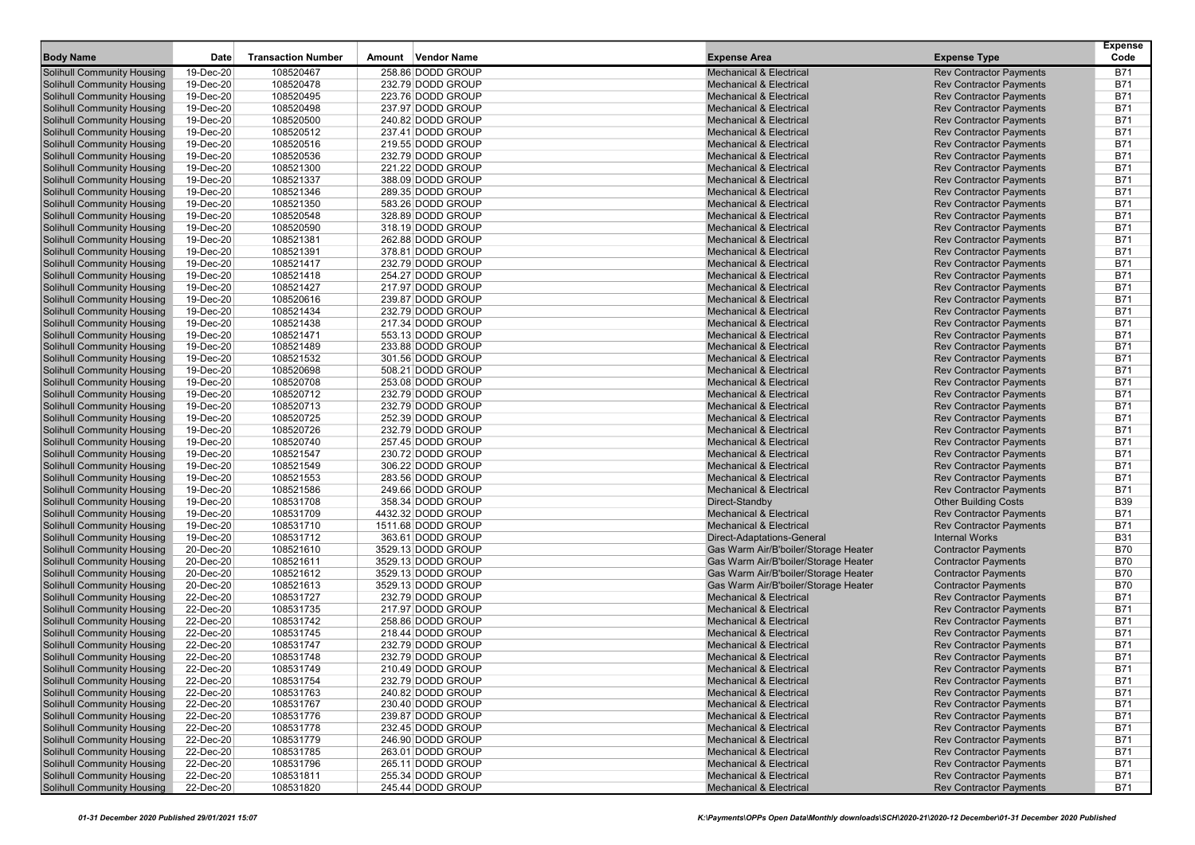| Body Name | Date | Transaction Number | Amount | Vendor Name | Expense Area | Expense Type | Expense Code |
|---|---|---|---|---|---|---|---|
| Solihull Community Housing | 19-Dec-20 | 108520467 | 258.86 | DODD GROUP | Mechanical & Electrical | Rev Contractor Payments | B71 |
| Solihull Community Housing | 19-Dec-20 | 108520478 | 232.79 | DODD GROUP | Mechanical & Electrical | Rev Contractor Payments | B71 |
| Solihull Community Housing | 19-Dec-20 | 108520495 | 223.76 | DODD GROUP | Mechanical & Electrical | Rev Contractor Payments | B71 |
| Solihull Community Housing | 19-Dec-20 | 108520498 | 237.97 | DODD GROUP | Mechanical & Electrical | Rev Contractor Payments | B71 |
| Solihull Community Housing | 19-Dec-20 | 108520500 | 240.82 | DODD GROUP | Mechanical & Electrical | Rev Contractor Payments | B71 |
| Solihull Community Housing | 19-Dec-20 | 108520512 | 237.41 | DODD GROUP | Mechanical & Electrical | Rev Contractor Payments | B71 |
| Solihull Community Housing | 19-Dec-20 | 108520516 | 219.55 | DODD GROUP | Mechanical & Electrical | Rev Contractor Payments | B71 |
| Solihull Community Housing | 19-Dec-20 | 108520536 | 232.79 | DODD GROUP | Mechanical & Electrical | Rev Contractor Payments | B71 |
| Solihull Community Housing | 19-Dec-20 | 108521300 | 221.22 | DODD GROUP | Mechanical & Electrical | Rev Contractor Payments | B71 |
| Solihull Community Housing | 19-Dec-20 | 108521337 | 388.09 | DODD GROUP | Mechanical & Electrical | Rev Contractor Payments | B71 |
| Solihull Community Housing | 19-Dec-20 | 108521346 | 289.35 | DODD GROUP | Mechanical & Electrical | Rev Contractor Payments | B71 |
| Solihull Community Housing | 19-Dec-20 | 108521350 | 583.26 | DODD GROUP | Mechanical & Electrical | Rev Contractor Payments | B71 |
| Solihull Community Housing | 19-Dec-20 | 108520548 | 328.89 | DODD GROUP | Mechanical & Electrical | Rev Contractor Payments | B71 |
| Solihull Community Housing | 19-Dec-20 | 108520590 | 318.19 | DODD GROUP | Mechanical & Electrical | Rev Contractor Payments | B71 |
| Solihull Community Housing | 19-Dec-20 | 108521381 | 262.88 | DODD GROUP | Mechanical & Electrical | Rev Contractor Payments | B71 |
| Solihull Community Housing | 19-Dec-20 | 108521391 | 378.81 | DODD GROUP | Mechanical & Electrical | Rev Contractor Payments | B71 |
| Solihull Community Housing | 19-Dec-20 | 108521417 | 232.79 | DODD GROUP | Mechanical & Electrical | Rev Contractor Payments | B71 |
| Solihull Community Housing | 19-Dec-20 | 108521418 | 254.27 | DODD GROUP | Mechanical & Electrical | Rev Contractor Payments | B71 |
| Solihull Community Housing | 19-Dec-20 | 108521427 | 217.97 | DODD GROUP | Mechanical & Electrical | Rev Contractor Payments | B71 |
| Solihull Community Housing | 19-Dec-20 | 108520616 | 239.87 | DODD GROUP | Mechanical & Electrical | Rev Contractor Payments | B71 |
| Solihull Community Housing | 19-Dec-20 | 108521434 | 232.79 | DODD GROUP | Mechanical & Electrical | Rev Contractor Payments | B71 |
| Solihull Community Housing | 19-Dec-20 | 108521438 | 217.34 | DODD GROUP | Mechanical & Electrical | Rev Contractor Payments | B71 |
| Solihull Community Housing | 19-Dec-20 | 108521471 | 553.13 | DODD GROUP | Mechanical & Electrical | Rev Contractor Payments | B71 |
| Solihull Community Housing | 19-Dec-20 | 108521489 | 233.88 | DODD GROUP | Mechanical & Electrical | Rev Contractor Payments | B71 |
| Solihull Community Housing | 19-Dec-20 | 108521532 | 301.56 | DODD GROUP | Mechanical & Electrical | Rev Contractor Payments | B71 |
| Solihull Community Housing | 19-Dec-20 | 108520698 | 508.21 | DODD GROUP | Mechanical & Electrical | Rev Contractor Payments | B71 |
| Solihull Community Housing | 19-Dec-20 | 108520708 | 253.08 | DODD GROUP | Mechanical & Electrical | Rev Contractor Payments | B71 |
| Solihull Community Housing | 19-Dec-20 | 108520712 | 232.79 | DODD GROUP | Mechanical & Electrical | Rev Contractor Payments | B71 |
| Solihull Community Housing | 19-Dec-20 | 108520713 | 232.79 | DODD GROUP | Mechanical & Electrical | Rev Contractor Payments | B71 |
| Solihull Community Housing | 19-Dec-20 | 108520725 | 252.39 | DODD GROUP | Mechanical & Electrical | Rev Contractor Payments | B71 |
| Solihull Community Housing | 19-Dec-20 | 108520726 | 232.79 | DODD GROUP | Mechanical & Electrical | Rev Contractor Payments | B71 |
| Solihull Community Housing | 19-Dec-20 | 108520740 | 257.45 | DODD GROUP | Mechanical & Electrical | Rev Contractor Payments | B71 |
| Solihull Community Housing | 19-Dec-20 | 108521547 | 230.72 | DODD GROUP | Mechanical & Electrical | Rev Contractor Payments | B71 |
| Solihull Community Housing | 19-Dec-20 | 108521549 | 306.22 | DODD GROUP | Mechanical & Electrical | Rev Contractor Payments | B71 |
| Solihull Community Housing | 19-Dec-20 | 108521553 | 283.56 | DODD GROUP | Mechanical & Electrical | Rev Contractor Payments | B71 |
| Solihull Community Housing | 19-Dec-20 | 108521586 | 249.66 | DODD GROUP | Mechanical & Electrical | Rev Contractor Payments | B71 |
| Solihull Community Housing | 19-Dec-20 | 108531708 | 358.34 | DODD GROUP | Direct-Standby | Other Building Costs | B39 |
| Solihull Community Housing | 19-Dec-20 | 108531709 | 4432.32 | DODD GROUP | Mechanical & Electrical | Rev Contractor Payments | B71 |
| Solihull Community Housing | 19-Dec-20 | 108531710 | 1511.68 | DODD GROUP | Mechanical & Electrical | Rev Contractor Payments | B71 |
| Solihull Community Housing | 19-Dec-20 | 108531712 | 363.61 | DODD GROUP | Direct-Adaptations-General | Internal Works | B31 |
| Solihull Community Housing | 20-Dec-20 | 108521610 | 3529.13 | DODD GROUP | Gas Warm Air/B'boiler/Storage Heater | Contractor Payments | B70 |
| Solihull Community Housing | 20-Dec-20 | 108521611 | 3529.13 | DODD GROUP | Gas Warm Air/B'boiler/Storage Heater | Contractor Payments | B70 |
| Solihull Community Housing | 20-Dec-20 | 108521612 | 3529.13 | DODD GROUP | Gas Warm Air/B'boiler/Storage Heater | Contractor Payments | B70 |
| Solihull Community Housing | 20-Dec-20 | 108521613 | 3529.13 | DODD GROUP | Gas Warm Air/B'boiler/Storage Heater | Contractor Payments | B70 |
| Solihull Community Housing | 22-Dec-20 | 108531727 | 232.79 | DODD GROUP | Mechanical & Electrical | Rev Contractor Payments | B71 |
| Solihull Community Housing | 22-Dec-20 | 108531735 | 217.97 | DODD GROUP | Mechanical & Electrical | Rev Contractor Payments | B71 |
| Solihull Community Housing | 22-Dec-20 | 108531742 | 258.86 | DODD GROUP | Mechanical & Electrical | Rev Contractor Payments | B71 |
| Solihull Community Housing | 22-Dec-20 | 108531745 | 218.44 | DODD GROUP | Mechanical & Electrical | Rev Contractor Payments | B71 |
| Solihull Community Housing | 22-Dec-20 | 108531747 | 232.79 | DODD GROUP | Mechanical & Electrical | Rev Contractor Payments | B71 |
| Solihull Community Housing | 22-Dec-20 | 108531748 | 232.79 | DODD GROUP | Mechanical & Electrical | Rev Contractor Payments | B71 |
| Solihull Community Housing | 22-Dec-20 | 108531749 | 210.49 | DODD GROUP | Mechanical & Electrical | Rev Contractor Payments | B71 |
| Solihull Community Housing | 22-Dec-20 | 108531754 | 232.79 | DODD GROUP | Mechanical & Electrical | Rev Contractor Payments | B71 |
| Solihull Community Housing | 22-Dec-20 | 108531763 | 240.82 | DODD GROUP | Mechanical & Electrical | Rev Contractor Payments | B71 |
| Solihull Community Housing | 22-Dec-20 | 108531767 | 230.40 | DODD GROUP | Mechanical & Electrical | Rev Contractor Payments | B71 |
| Solihull Community Housing | 22-Dec-20 | 108531776 | 239.87 | DODD GROUP | Mechanical & Electrical | Rev Contractor Payments | B71 |
| Solihull Community Housing | 22-Dec-20 | 108531778 | 232.45 | DODD GROUP | Mechanical & Electrical | Rev Contractor Payments | B71 |
| Solihull Community Housing | 22-Dec-20 | 108531779 | 246.90 | DODD GROUP | Mechanical & Electrical | Rev Contractor Payments | B71 |
| Solihull Community Housing | 22-Dec-20 | 108531785 | 263.01 | DODD GROUP | Mechanical & Electrical | Rev Contractor Payments | B71 |
| Solihull Community Housing | 22-Dec-20 | 108531796 | 265.11 | DODD GROUP | Mechanical & Electrical | Rev Contractor Payments | B71 |
| Solihull Community Housing | 22-Dec-20 | 108531811 | 255.34 | DODD GROUP | Mechanical & Electrical | Rev Contractor Payments | B71 |
| Solihull Community Housing | 22-Dec-20 | 108531820 | 245.44 | DODD GROUP | Mechanical & Electrical | Rev Contractor Payments | B71 |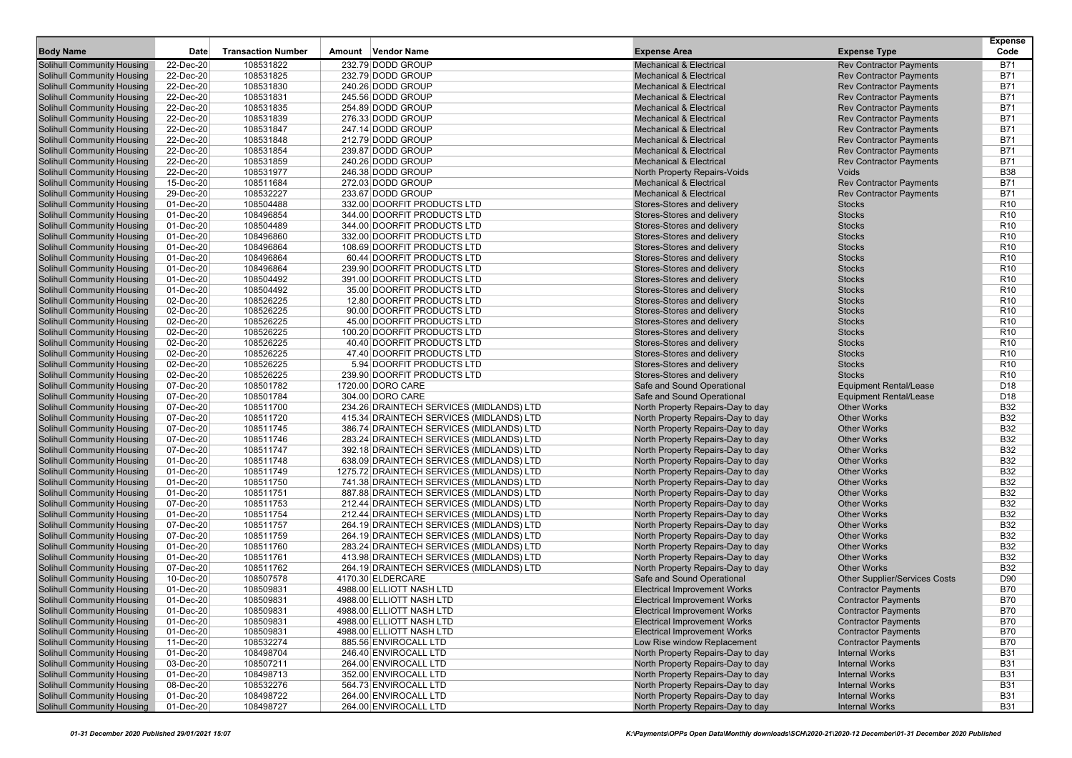| Body Name | Date | Transaction Number | Amount | Vendor Name | Expense Area | Expense Type | Expense Code |
|---|---|---|---|---|---|---|---|
| Solihull Community Housing | 22-Dec-20 | 108531822 | 232.79 | DODD GROUP | Mechanical & Electrical | Rev Contractor Payments | B71 |
| Solihull Community Housing | 22-Dec-20 | 108531825 | 232.79 | DODD GROUP | Mechanical & Electrical | Rev Contractor Payments | B71 |
| Solihull Community Housing | 22-Dec-20 | 108531830 | 240.26 | DODD GROUP | Mechanical & Electrical | Rev Contractor Payments | B71 |
| Solihull Community Housing | 22-Dec-20 | 108531831 | 245.56 | DODD GROUP | Mechanical & Electrical | Rev Contractor Payments | B71 |
| Solihull Community Housing | 22-Dec-20 | 108531835 | 254.89 | DODD GROUP | Mechanical & Electrical | Rev Contractor Payments | B71 |
| Solihull Community Housing | 22-Dec-20 | 108531839 | 276.33 | DODD GROUP | Mechanical & Electrical | Rev Contractor Payments | B71 |
| Solihull Community Housing | 22-Dec-20 | 108531847 | 247.14 | DODD GROUP | Mechanical & Electrical | Rev Contractor Payments | B71 |
| Solihull Community Housing | 22-Dec-20 | 108531848 | 212.79 | DODD GROUP | Mechanical & Electrical | Rev Contractor Payments | B71 |
| Solihull Community Housing | 22-Dec-20 | 108531854 | 239.87 | DODD GROUP | Mechanical & Electrical | Rev Contractor Payments | B71 |
| Solihull Community Housing | 22-Dec-20 | 108531859 | 240.26 | DODD GROUP | Mechanical & Electrical | Rev Contractor Payments | B71 |
| Solihull Community Housing | 22-Dec-20 | 108531977 | 246.38 | DODD GROUP | North Property Repairs-Voids | Voids | B38 |
| Solihull Community Housing | 15-Dec-20 | 108511684 | 272.03 | DODD GROUP | Mechanical & Electrical | Rev Contractor Payments | B71 |
| Solihull Community Housing | 29-Dec-20 | 108532227 | 233.67 | DODD GROUP | Mechanical & Electrical | Rev Contractor Payments | B71 |
| Solihull Community Housing | 01-Dec-20 | 108504488 | 332.00 | DOORFIT PRODUCTS LTD | Stores-Stores and delivery | Stocks | R10 |
| Solihull Community Housing | 01-Dec-20 | 108496854 | 344.00 | DOORFIT PRODUCTS LTD | Stores-Stores and delivery | Stocks | R10 |
| Solihull Community Housing | 01-Dec-20 | 108504489 | 344.00 | DOORFIT PRODUCTS LTD | Stores-Stores and delivery | Stocks | R10 |
| Solihull Community Housing | 01-Dec-20 | 108496860 | 332.00 | DOORFIT PRODUCTS LTD | Stores-Stores and delivery | Stocks | R10 |
| Solihull Community Housing | 01-Dec-20 | 108496864 | 108.69 | DOORFIT PRODUCTS LTD | Stores-Stores and delivery | Stocks | R10 |
| Solihull Community Housing | 01-Dec-20 | 108496864 | 60.44 | DOORFIT PRODUCTS LTD | Stores-Stores and delivery | Stocks | R10 |
| Solihull Community Housing | 01-Dec-20 | 108496864 | 239.90 | DOORFIT PRODUCTS LTD | Stores-Stores and delivery | Stocks | R10 |
| Solihull Community Housing | 01-Dec-20 | 108504492 | 391.00 | DOORFIT PRODUCTS LTD | Stores-Stores and delivery | Stocks | R10 |
| Solihull Community Housing | 01-Dec-20 | 108504492 | 35.00 | DOORFIT PRODUCTS LTD | Stores-Stores and delivery | Stocks | R10 |
| Solihull Community Housing | 02-Dec-20 | 108526225 | 12.80 | DOORFIT PRODUCTS LTD | Stores-Stores and delivery | Stocks | R10 |
| Solihull Community Housing | 02-Dec-20 | 108526225 | 90.00 | DOORFIT PRODUCTS LTD | Stores-Stores and delivery | Stocks | R10 |
| Solihull Community Housing | 02-Dec-20 | 108526225 | 45.00 | DOORFIT PRODUCTS LTD | Stores-Stores and delivery | Stocks | R10 |
| Solihull Community Housing | 02-Dec-20 | 108526225 | 100.20 | DOORFIT PRODUCTS LTD | Stores-Stores and delivery | Stocks | R10 |
| Solihull Community Housing | 02-Dec-20 | 108526225 | 40.40 | DOORFIT PRODUCTS LTD | Stores-Stores and delivery | Stocks | R10 |
| Solihull Community Housing | 02-Dec-20 | 108526225 | 47.40 | DOORFIT PRODUCTS LTD | Stores-Stores and delivery | Stocks | R10 |
| Solihull Community Housing | 02-Dec-20 | 108526225 | 5.94 | DOORFIT PRODUCTS LTD | Stores-Stores and delivery | Stocks | R10 |
| Solihull Community Housing | 02-Dec-20 | 108526225 | 239.90 | DOORFIT PRODUCTS LTD | Stores-Stores and delivery | Stocks | R10 |
| Solihull Community Housing | 07-Dec-20 | 108501782 | 1720.00 | DORO CARE | Safe and Sound Operational | Equipment Rental/Lease | D18 |
| Solihull Community Housing | 07-Dec-20 | 108501784 | 304.00 | DORO CARE | Safe and Sound Operational | Equipment Rental/Lease | D18 |
| Solihull Community Housing | 07-Dec-20 | 108511700 | 234.26 | DRAINTECH SERVICES (MIDLANDS) LTD | North Property Repairs-Day to day | Other Works | B32 |
| Solihull Community Housing | 07-Dec-20 | 108511720 | 415.34 | DRAINTECH SERVICES (MIDLANDS) LTD | North Property Repairs-Day to day | Other Works | B32 |
| Solihull Community Housing | 07-Dec-20 | 108511745 | 386.74 | DRAINTECH SERVICES (MIDLANDS) LTD | North Property Repairs-Day to day | Other Works | B32 |
| Solihull Community Housing | 07-Dec-20 | 108511746 | 283.24 | DRAINTECH SERVICES (MIDLANDS) LTD | North Property Repairs-Day to day | Other Works | B32 |
| Solihull Community Housing | 07-Dec-20 | 108511747 | 392.18 | DRAINTECH SERVICES (MIDLANDS) LTD | North Property Repairs-Day to day | Other Works | B32 |
| Solihull Community Housing | 01-Dec-20 | 108511748 | 638.09 | DRAINTECH SERVICES (MIDLANDS) LTD | North Property Repairs-Day to day | Other Works | B32 |
| Solihull Community Housing | 01-Dec-20 | 108511749 | 1275.72 | DRAINTECH SERVICES (MIDLANDS) LTD | North Property Repairs-Day to day | Other Works | B32 |
| Solihull Community Housing | 01-Dec-20 | 108511750 | 741.38 | DRAINTECH SERVICES (MIDLANDS) LTD | North Property Repairs-Day to day | Other Works | B32 |
| Solihull Community Housing | 01-Dec-20 | 108511751 | 887.88 | DRAINTECH SERVICES (MIDLANDS) LTD | North Property Repairs-Day to day | Other Works | B32 |
| Solihull Community Housing | 07-Dec-20 | 108511753 | 212.44 | DRAINTECH SERVICES (MIDLANDS) LTD | North Property Repairs-Day to day | Other Works | B32 |
| Solihull Community Housing | 01-Dec-20 | 108511754 | 212.44 | DRAINTECH SERVICES (MIDLANDS) LTD | North Property Repairs-Day to day | Other Works | B32 |
| Solihull Community Housing | 07-Dec-20 | 108511757 | 264.19 | DRAINTECH SERVICES (MIDLANDS) LTD | North Property Repairs-Day to day | Other Works | B32 |
| Solihull Community Housing | 07-Dec-20 | 108511759 | 264.19 | DRAINTECH SERVICES (MIDLANDS) LTD | North Property Repairs-Day to day | Other Works | B32 |
| Solihull Community Housing | 01-Dec-20 | 108511760 | 283.24 | DRAINTECH SERVICES (MIDLANDS) LTD | North Property Repairs-Day to day | Other Works | B32 |
| Solihull Community Housing | 01-Dec-20 | 108511761 | 413.98 | DRAINTECH SERVICES (MIDLANDS) LTD | North Property Repairs-Day to day | Other Works | B32 |
| Solihull Community Housing | 07-Dec-20 | 108511762 | 264.19 | DRAINTECH SERVICES (MIDLANDS) LTD | North Property Repairs-Day to day | Other Works | B32 |
| Solihull Community Housing | 10-Dec-20 | 108507578 | 4170.30 | ELDERCARE | Safe and Sound Operational | Other Supplier/Services Costs | D90 |
| Solihull Community Housing | 01-Dec-20 | 108509831 | 4988.00 | ELLIOTT NASH LTD | Electrical Improvement Works | Contractor Payments | B70 |
| Solihull Community Housing | 01-Dec-20 | 108509831 | 4988.00 | ELLIOTT NASH LTD | Electrical Improvement Works | Contractor Payments | B70 |
| Solihull Community Housing | 01-Dec-20 | 108509831 | 4988.00 | ELLIOTT NASH LTD | Electrical Improvement Works | Contractor Payments | B70 |
| Solihull Community Housing | 01-Dec-20 | 108509831 | 4988.00 | ELLIOTT NASH LTD | Electrical Improvement Works | Contractor Payments | B70 |
| Solihull Community Housing | 01-Dec-20 | 108509831 | 4988.00 | ELLIOTT NASH LTD | Electrical Improvement Works | Contractor Payments | B70 |
| Solihull Community Housing | 11-Dec-20 | 108532274 | 885.56 | ENVIROCALL LTD | Low Rise window Replacement | Contractor Payments | B70 |
| Solihull Community Housing | 01-Dec-20 | 108498704 | 246.40 | ENVIROCALL LTD | North Property Repairs-Day to day | Internal Works | B31 |
| Solihull Community Housing | 03-Dec-20 | 108507211 | 264.00 | ENVIROCALL LTD | North Property Repairs-Day to day | Internal Works | B31 |
| Solihull Community Housing | 01-Dec-20 | 108498713 | 352.00 | ENVIROCALL LTD | North Property Repairs-Day to day | Internal Works | B31 |
| Solihull Community Housing | 08-Dec-20 | 108532276 | 564.73 | ENVIROCALL LTD | North Property Repairs-Day to day | Internal Works | B31 |
| Solihull Community Housing | 01-Dec-20 | 108498722 | 264.00 | ENVIROCALL LTD | North Property Repairs-Day to day | Internal Works | B31 |
| Solihull Community Housing | 01-Dec-20 | 108498727 | 264.00 | ENVIROCALL LTD | North Property Repairs-Day to day | Internal Works | B31 |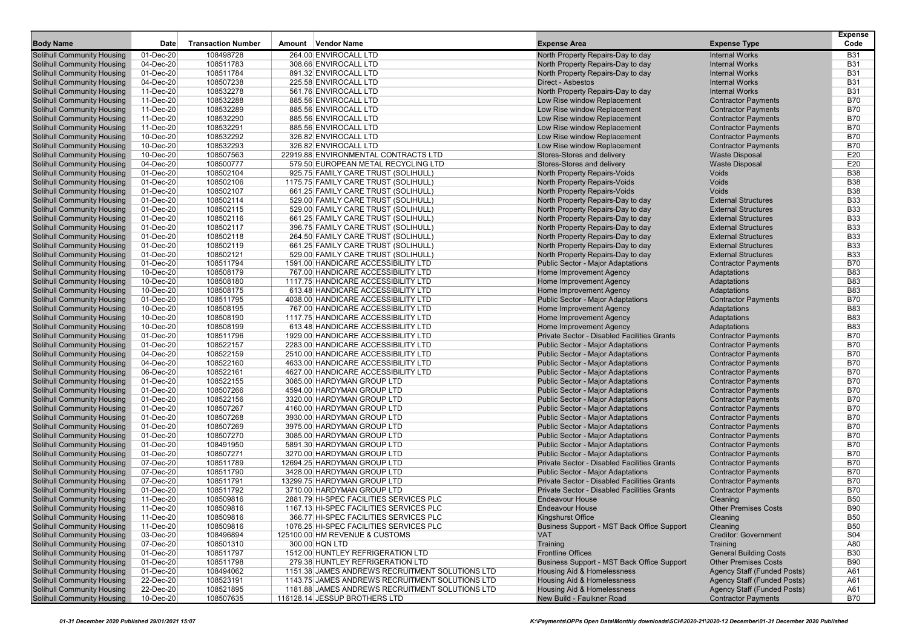| Body Name | Date | Transaction Number | Amount | Vendor Name | Expense Area | Expense Type | Expense Code |
|---|---|---|---|---|---|---|---|
| Solihull Community Housing | 01-Dec-20 | 108498728 | 264.00 | ENVIROCALL LTD | North Property Repairs-Day to day | Internal Works | B31 |
| Solihull Community Housing | 04-Dec-20 | 108511783 | 308.66 | ENVIROCALL LTD | North Property Repairs-Day to day | Internal Works | B31 |
| Solihull Community Housing | 01-Dec-20 | 108511784 | 891.32 | ENVIROCALL LTD | North Property Repairs-Day to day | Internal Works | B31 |
| Solihull Community Housing | 04-Dec-20 | 108507238 | 225.58 | ENVIROCALL LTD | Direct - Asbestos | Internal Works | B31 |
| Solihull Community Housing | 11-Dec-20 | 108532278 | 561.76 | ENVIROCALL LTD | North Property Repairs-Day to day | Internal Works | B31 |
| Solihull Community Housing | 11-Dec-20 | 108532288 | 885.56 | ENVIROCALL LTD | Low Rise window Replacement | Contractor Payments | B70 |
| Solihull Community Housing | 11-Dec-20 | 108532289 | 885.56 | ENVIROCALL LTD | Low Rise window Replacement | Contractor Payments | B70 |
| Solihull Community Housing | 11-Dec-20 | 108532290 | 885.56 | ENVIROCALL LTD | Low Rise window Replacement | Contractor Payments | B70 |
| Solihull Community Housing | 11-Dec-20 | 108532291 | 885.56 | ENVIROCALL LTD | Low Rise window Replacement | Contractor Payments | B70 |
| Solihull Community Housing | 10-Dec-20 | 108532292 | 326.82 | ENVIROCALL LTD | Low Rise window Replacement | Contractor Payments | B70 |
| Solihull Community Housing | 10-Dec-20 | 108532293 | 326.82 | ENVIROCALL LTD | Low Rise window Replacement | Contractor Payments | B70 |
| Solihull Community Housing | 10-Dec-20 | 108507563 | 22919.88 | ENVIRONMENTAL CONTRACTS LTD | Stores-Stores and delivery | Waste Disposal | E20 |
| Solihull Community Housing | 04-Dec-20 | 108500777 | 579.50 | EUROPEAN METAL RECYCLING LTD | Stores-Stores and delivery | Waste Disposal | E20 |
| Solihull Community Housing | 01-Dec-20 | 108502104 | 925.75 | FAMILY CARE TRUST (SOLIHULL) | North Property Repairs-Voids | Voids | B38 |
| Solihull Community Housing | 01-Dec-20 | 108502106 | 1175.75 | FAMILY CARE TRUST (SOLIHULL) | North Property Repairs-Voids | Voids | B38 |
| Solihull Community Housing | 01-Dec-20 | 108502107 | 661.25 | FAMILY CARE TRUST (SOLIHULL) | North Property Repairs-Voids | Voids | B38 |
| Solihull Community Housing | 01-Dec-20 | 108502114 | 529.00 | FAMILY CARE TRUST (SOLIHULL) | North Property Repairs-Day to day | External Structures | B33 |
| Solihull Community Housing | 01-Dec-20 | 108502115 | 529.00 | FAMILY CARE TRUST (SOLIHULL) | North Property Repairs-Day to day | External Structures | B33 |
| Solihull Community Housing | 01-Dec-20 | 108502116 | 661.25 | FAMILY CARE TRUST (SOLIHULL) | North Property Repairs-Day to day | External Structures | B33 |
| Solihull Community Housing | 01-Dec-20 | 108502117 | 396.75 | FAMILY CARE TRUST (SOLIHULL) | North Property Repairs-Day to day | External Structures | B33 |
| Solihull Community Housing | 01-Dec-20 | 108502118 | 264.50 | FAMILY CARE TRUST (SOLIHULL) | North Property Repairs-Day to day | External Structures | B33 |
| Solihull Community Housing | 01-Dec-20 | 108502119 | 661.25 | FAMILY CARE TRUST (SOLIHULL) | North Property Repairs-Day to day | External Structures | B33 |
| Solihull Community Housing | 01-Dec-20 | 108502121 | 529.00 | FAMILY CARE TRUST (SOLIHULL) | North Property Repairs-Day to day | External Structures | B33 |
| Solihull Community Housing | 01-Dec-20 | 108511794 | 1591.00 | HANDICARE ACCESSIBILITY LTD | Public Sector - Major Adaptations | Contractor Payments | B70 |
| Solihull Community Housing | 10-Dec-20 | 108508179 | 767.00 | HANDICARE ACCESSIBILITY LTD | Home Improvement Agency | Adaptations | B83 |
| Solihull Community Housing | 10-Dec-20 | 108508180 | 1117.75 | HANDICARE ACCESSIBILITY LTD | Home Improvement Agency | Adaptations | B83 |
| Solihull Community Housing | 10-Dec-20 | 108508175 | 613.48 | HANDICARE ACCESSIBILITY LTD | Home Improvement Agency | Adaptations | B83 |
| Solihull Community Housing | 01-Dec-20 | 108511795 | 4038.00 | HANDICARE ACCESSIBILITY LTD | Public Sector - Major Adaptations | Contractor Payments | B70 |
| Solihull Community Housing | 10-Dec-20 | 108508195 | 767.00 | HANDICARE ACCESSIBILITY LTD | Home Improvement Agency | Adaptations | B83 |
| Solihull Community Housing | 10-Dec-20 | 108508190 | 1117.75 | HANDICARE ACCESSIBILITY LTD | Home Improvement Agency | Adaptations | B83 |
| Solihull Community Housing | 10-Dec-20 | 108508199 | 613.48 | HANDICARE ACCESSIBILITY LTD | Home Improvement Agency | Adaptations | B83 |
| Solihull Community Housing | 01-Dec-20 | 108511796 | 1929.00 | HANDICARE ACCESSIBILITY LTD | Private Sector - Disabled Facilities Grants | Contractor Payments | B70 |
| Solihull Community Housing | 01-Dec-20 | 108522157 | 2283.00 | HANDICARE ACCESSIBILITY LTD | Public Sector - Major Adaptations | Contractor Payments | B70 |
| Solihull Community Housing | 04-Dec-20 | 108522159 | 2510.00 | HANDICARE ACCESSIBILITY LTD | Public Sector - Major Adaptations | Contractor Payments | B70 |
| Solihull Community Housing | 04-Dec-20 | 108522160 | 4633.00 | HANDICARE ACCESSIBILITY LTD | Public Sector - Major Adaptations | Contractor Payments | B70 |
| Solihull Community Housing | 06-Dec-20 | 108522161 | 4627.00 | HANDICARE ACCESSIBILITY LTD | Public Sector - Major Adaptations | Contractor Payments | B70 |
| Solihull Community Housing | 01-Dec-20 | 108522155 | 3085.00 | HARDYMAN GROUP LTD | Public Sector - Major Adaptations | Contractor Payments | B70 |
| Solihull Community Housing | 01-Dec-20 | 108507266 | 4594.00 | HARDYMAN GROUP LTD | Public Sector - Major Adaptations | Contractor Payments | B70 |
| Solihull Community Housing | 01-Dec-20 | 108522156 | 3320.00 | HARDYMAN GROUP LTD | Public Sector - Major Adaptations | Contractor Payments | B70 |
| Solihull Community Housing | 01-Dec-20 | 108507267 | 4160.00 | HARDYMAN GROUP LTD | Public Sector - Major Adaptations | Contractor Payments | B70 |
| Solihull Community Housing | 01-Dec-20 | 108507268 | 3930.00 | HARDYMAN GROUP LTD | Public Sector - Major Adaptations | Contractor Payments | B70 |
| Solihull Community Housing | 01-Dec-20 | 108507269 | 3975.00 | HARDYMAN GROUP LTD | Public Sector - Major Adaptations | Contractor Payments | B70 |
| Solihull Community Housing | 01-Dec-20 | 108507270 | 3085.00 | HARDYMAN GROUP LTD | Public Sector - Major Adaptations | Contractor Payments | B70 |
| Solihull Community Housing | 01-Dec-20 | 108491950 | 5891.30 | HARDYMAN GROUP LTD | Public Sector - Major Adaptations | Contractor Payments | B70 |
| Solihull Community Housing | 01-Dec-20 | 108507271 | 3270.00 | HARDYMAN GROUP LTD | Public Sector - Major Adaptations | Contractor Payments | B70 |
| Solihull Community Housing | 07-Dec-20 | 108511789 | 12694.25 | HARDYMAN GROUP LTD | Private Sector - Disabled Facilities Grants | Contractor Payments | B70 |
| Solihull Community Housing | 07-Dec-20 | 108511790 | 3428.00 | HARDYMAN GROUP LTD | Public Sector - Major Adaptations | Contractor Payments | B70 |
| Solihull Community Housing | 07-Dec-20 | 108511791 | 13299.75 | HARDYMAN GROUP LTD | Private Sector - Disabled Facilities Grants | Contractor Payments | B70 |
| Solihull Community Housing | 01-Dec-20 | 108511792 | 3710.00 | HARDYMAN GROUP LTD | Private Sector - Disabled Facilities Grants | Contractor Payments | B70 |
| Solihull Community Housing | 11-Dec-20 | 108509816 | 2881.79 | HI-SPEC FACILITIES SERVICES PLC | Endeavour House | Cleaning | B50 |
| Solihull Community Housing | 11-Dec-20 | 108509816 | 1167.13 | HI-SPEC FACILITIES SERVICES PLC | Endeavour House | Other Premises Costs | B90 |
| Solihull Community Housing | 11-Dec-20 | 108509816 | 366.77 | HI-SPEC FACILITIES SERVICES PLC | Kingshurst Office | Cleaning | B50 |
| Solihull Community Housing | 11-Dec-20 | 108509816 | 1076.25 | HI-SPEC FACILITIES SERVICES PLC | Business Support - MST Back Office Support | Cleaning | B50 |
| Solihull Community Housing | 03-Dec-20 | 108496894 | 125100.00 | HM REVENUE & CUSTOMS | VAT | Creditor: Government | S04 |
| Solihull Community Housing | 07-Dec-20 | 108501310 | 300.00 | HQN LTD | Training | Training | A80 |
| Solihull Community Housing | 01-Dec-20 | 108511797 | 1512.00 | HUNTLEY REFRIGERATION LTD | Frontline Offices | General Building Costs | B30 |
| Solihull Community Housing | 01-Dec-20 | 108511798 | 279.38 | HUNTLEY REFRIGERATION LTD | Business Support - MST Back Office Support | Other Premises Costs | B90 |
| Solihull Community Housing | 01-Dec-20 | 108494062 | 1151.38 | JAMES ANDREWS RECRUITMENT SOLUTIONS LTD | Housing Aid & Homelessness | Agency Staff (Funded Posts) | A61 |
| Solihull Community Housing | 22-Dec-20 | 108523191 | 1143.75 | JAMES ANDREWS RECRUITMENT SOLUTIONS LTD | Housing Aid & Homelessness | Agency Staff (Funded Posts) | A61 |
| Solihull Community Housing | 22-Dec-20 | 108521895 | 1181.88 | JAMES ANDREWS RECRUITMENT SOLUTIONS LTD | Housing Aid & Homelessness | Agency Staff (Funded Posts) | A61 |
| Solihull Community Housing | 10-Dec-20 | 108507635 | 116128.14 | JESSUP BROTHERS LTD | New Build - Faulkner Road | Contractor Payments | B70 |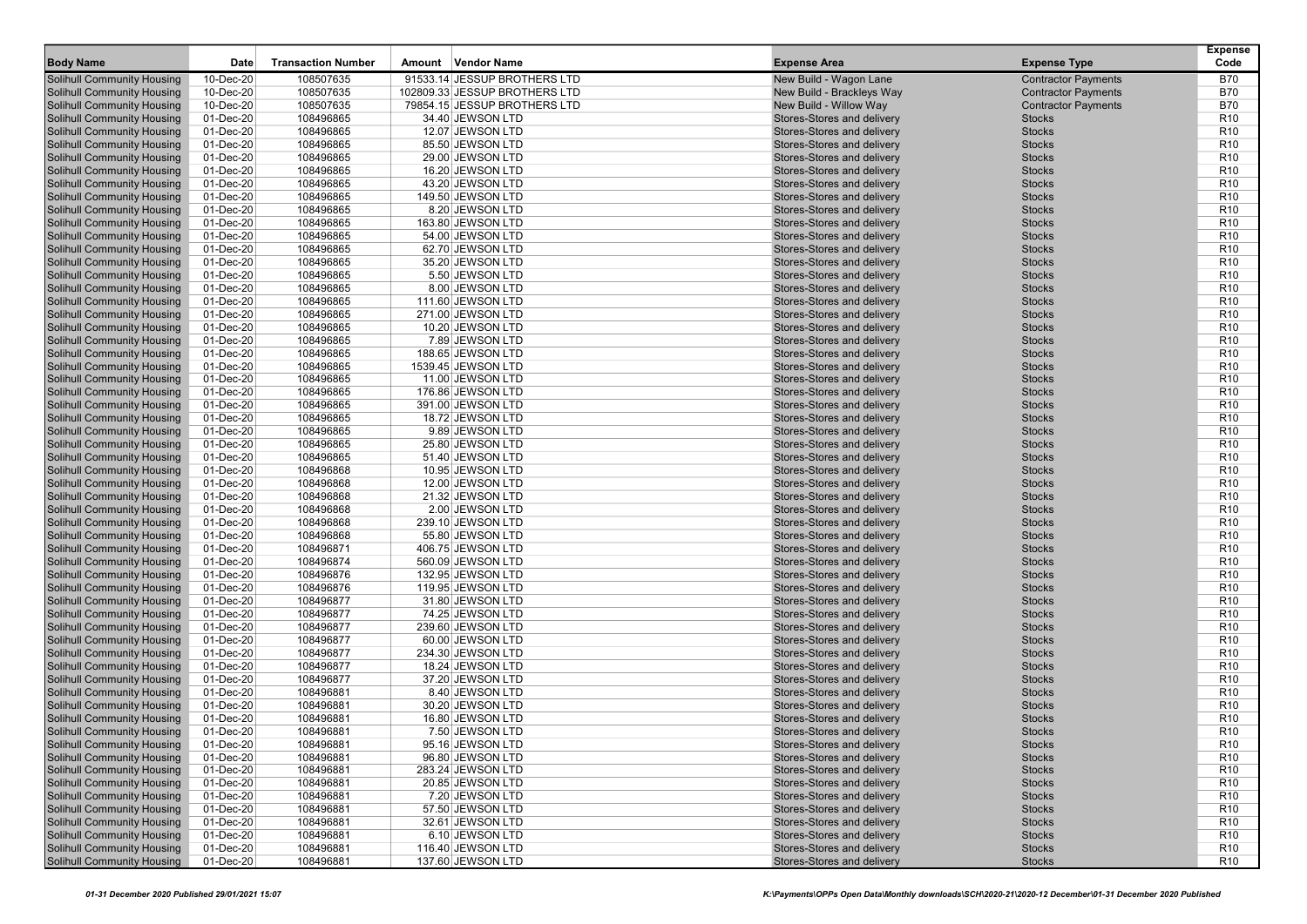| Body Name | Date | Transaction Number | Amount | Vendor Name | Expense Area | Expense Type | Expense Code |
|---|---|---|---|---|---|---|---|
| Solihull Community Housing | 10-Dec-20 | 108507635 | 91533.14 | JESSUP BROTHERS LTD | New Build - Wagon Lane | Contractor Payments | B70 |
| Solihull Community Housing | 10-Dec-20 | 108507635 | 102809.33 | JESSUP BROTHERS LTD | New Build - Brackleys Way | Contractor Payments | B70 |
| Solihull Community Housing | 10-Dec-20 | 108507635 | 79854.15 | JESSUP BROTHERS LTD | New Build - Willow Way | Contractor Payments | B70 |
| Solihull Community Housing | 01-Dec-20 | 108496865 | 34.40 | JEWSON LTD | Stores-Stores and delivery | Stocks | R10 |
| Solihull Community Housing | 01-Dec-20 | 108496865 | 12.07 | JEWSON LTD | Stores-Stores and delivery | Stocks | R10 |
| Solihull Community Housing | 01-Dec-20 | 108496865 | 85.50 | JEWSON LTD | Stores-Stores and delivery | Stocks | R10 |
| Solihull Community Housing | 01-Dec-20 | 108496865 | 29.00 | JEWSON LTD | Stores-Stores and delivery | Stocks | R10 |
| Solihull Community Housing | 01-Dec-20 | 108496865 | 16.20 | JEWSON LTD | Stores-Stores and delivery | Stocks | R10 |
| Solihull Community Housing | 01-Dec-20 | 108496865 | 43.20 | JEWSON LTD | Stores-Stores and delivery | Stocks | R10 |
| Solihull Community Housing | 01-Dec-20 | 108496865 | 149.50 | JEWSON LTD | Stores-Stores and delivery | Stocks | R10 |
| Solihull Community Housing | 01-Dec-20 | 108496865 | 8.20 | JEWSON LTD | Stores-Stores and delivery | Stocks | R10 |
| Solihull Community Housing | 01-Dec-20 | 108496865 | 163.80 | JEWSON LTD | Stores-Stores and delivery | Stocks | R10 |
| Solihull Community Housing | 01-Dec-20 | 108496865 | 54.00 | JEWSON LTD | Stores-Stores and delivery | Stocks | R10 |
| Solihull Community Housing | 01-Dec-20 | 108496865 | 62.70 | JEWSON LTD | Stores-Stores and delivery | Stocks | R10 |
| Solihull Community Housing | 01-Dec-20 | 108496865 | 35.20 | JEWSON LTD | Stores-Stores and delivery | Stocks | R10 |
| Solihull Community Housing | 01-Dec-20 | 108496865 | 5.50 | JEWSON LTD | Stores-Stores and delivery | Stocks | R10 |
| Solihull Community Housing | 01-Dec-20 | 108496865 | 8.00 | JEWSON LTD | Stores-Stores and delivery | Stocks | R10 |
| Solihull Community Housing | 01-Dec-20 | 108496865 | 111.60 | JEWSON LTD | Stores-Stores and delivery | Stocks | R10 |
| Solihull Community Housing | 01-Dec-20 | 108496865 | 271.00 | JEWSON LTD | Stores-Stores and delivery | Stocks | R10 |
| Solihull Community Housing | 01-Dec-20 | 108496865 | 10.20 | JEWSON LTD | Stores-Stores and delivery | Stocks | R10 |
| Solihull Community Housing | 01-Dec-20 | 108496865 | 7.89 | JEWSON LTD | Stores-Stores and delivery | Stocks | R10 |
| Solihull Community Housing | 01-Dec-20 | 108496865 | 188.65 | JEWSON LTD | Stores-Stores and delivery | Stocks | R10 |
| Solihull Community Housing | 01-Dec-20 | 108496865 | 1539.45 | JEWSON LTD | Stores-Stores and delivery | Stocks | R10 |
| Solihull Community Housing | 01-Dec-20 | 108496865 | 11.00 | JEWSON LTD | Stores-Stores and delivery | Stocks | R10 |
| Solihull Community Housing | 01-Dec-20 | 108496865 | 176.86 | JEWSON LTD | Stores-Stores and delivery | Stocks | R10 |
| Solihull Community Housing | 01-Dec-20 | 108496865 | 391.00 | JEWSON LTD | Stores-Stores and delivery | Stocks | R10 |
| Solihull Community Housing | 01-Dec-20 | 108496865 | 18.72 | JEWSON LTD | Stores-Stores and delivery | Stocks | R10 |
| Solihull Community Housing | 01-Dec-20 | 108496865 | 9.89 | JEWSON LTD | Stores-Stores and delivery | Stocks | R10 |
| Solihull Community Housing | 01-Dec-20 | 108496865 | 25.80 | JEWSON LTD | Stores-Stores and delivery | Stocks | R10 |
| Solihull Community Housing | 01-Dec-20 | 108496865 | 51.40 | JEWSON LTD | Stores-Stores and delivery | Stocks | R10 |
| Solihull Community Housing | 01-Dec-20 | 108496868 | 10.95 | JEWSON LTD | Stores-Stores and delivery | Stocks | R10 |
| Solihull Community Housing | 01-Dec-20 | 108496868 | 12.00 | JEWSON LTD | Stores-Stores and delivery | Stocks | R10 |
| Solihull Community Housing | 01-Dec-20 | 108496868 | 21.32 | JEWSON LTD | Stores-Stores and delivery | Stocks | R10 |
| Solihull Community Housing | 01-Dec-20 | 108496868 | 2.00 | JEWSON LTD | Stores-Stores and delivery | Stocks | R10 |
| Solihull Community Housing | 01-Dec-20 | 108496868 | 239.10 | JEWSON LTD | Stores-Stores and delivery | Stocks | R10 |
| Solihull Community Housing | 01-Dec-20 | 108496868 | 55.80 | JEWSON LTD | Stores-Stores and delivery | Stocks | R10 |
| Solihull Community Housing | 01-Dec-20 | 108496871 | 406.75 | JEWSON LTD | Stores-Stores and delivery | Stocks | R10 |
| Solihull Community Housing | 01-Dec-20 | 108496874 | 560.09 | JEWSON LTD | Stores-Stores and delivery | Stocks | R10 |
| Solihull Community Housing | 01-Dec-20 | 108496876 | 132.95 | JEWSON LTD | Stores-Stores and delivery | Stocks | R10 |
| Solihull Community Housing | 01-Dec-20 | 108496876 | 119.95 | JEWSON LTD | Stores-Stores and delivery | Stocks | R10 |
| Solihull Community Housing | 01-Dec-20 | 108496877 | 31.80 | JEWSON LTD | Stores-Stores and delivery | Stocks | R10 |
| Solihull Community Housing | 01-Dec-20 | 108496877 | 74.25 | JEWSON LTD | Stores-Stores and delivery | Stocks | R10 |
| Solihull Community Housing | 01-Dec-20 | 108496877 | 239.60 | JEWSON LTD | Stores-Stores and delivery | Stocks | R10 |
| Solihull Community Housing | 01-Dec-20 | 108496877 | 60.00 | JEWSON LTD | Stores-Stores and delivery | Stocks | R10 |
| Solihull Community Housing | 01-Dec-20 | 108496877 | 234.30 | JEWSON LTD | Stores-Stores and delivery | Stocks | R10 |
| Solihull Community Housing | 01-Dec-20 | 108496877 | 18.24 | JEWSON LTD | Stores-Stores and delivery | Stocks | R10 |
| Solihull Community Housing | 01-Dec-20 | 108496877 | 37.20 | JEWSON LTD | Stores-Stores and delivery | Stocks | R10 |
| Solihull Community Housing | 01-Dec-20 | 108496881 | 8.40 | JEWSON LTD | Stores-Stores and delivery | Stocks | R10 |
| Solihull Community Housing | 01-Dec-20 | 108496881 | 30.20 | JEWSON LTD | Stores-Stores and delivery | Stocks | R10 |
| Solihull Community Housing | 01-Dec-20 | 108496881 | 16.80 | JEWSON LTD | Stores-Stores and delivery | Stocks | R10 |
| Solihull Community Housing | 01-Dec-20 | 108496881 | 7.50 | JEWSON LTD | Stores-Stores and delivery | Stocks | R10 |
| Solihull Community Housing | 01-Dec-20 | 108496881 | 95.16 | JEWSON LTD | Stores-Stores and delivery | Stocks | R10 |
| Solihull Community Housing | 01-Dec-20 | 108496881 | 96.80 | JEWSON LTD | Stores-Stores and delivery | Stocks | R10 |
| Solihull Community Housing | 01-Dec-20 | 108496881 | 283.24 | JEWSON LTD | Stores-Stores and delivery | Stocks | R10 |
| Solihull Community Housing | 01-Dec-20 | 108496881 | 20.85 | JEWSON LTD | Stores-Stores and delivery | Stocks | R10 |
| Solihull Community Housing | 01-Dec-20 | 108496881 | 7.20 | JEWSON LTD | Stores-Stores and delivery | Stocks | R10 |
| Solihull Community Housing | 01-Dec-20 | 108496881 | 57.50 | JEWSON LTD | Stores-Stores and delivery | Stocks | R10 |
| Solihull Community Housing | 01-Dec-20 | 108496881 | 32.61 | JEWSON LTD | Stores-Stores and delivery | Stocks | R10 |
| Solihull Community Housing | 01-Dec-20 | 108496881 | 6.10 | JEWSON LTD | Stores-Stores and delivery | Stocks | R10 |
| Solihull Community Housing | 01-Dec-20 | 108496881 | 116.40 | JEWSON LTD | Stores-Stores and delivery | Stocks | R10 |
| Solihull Community Housing | 01-Dec-20 | 108496881 | 137.60 | JEWSON LTD | Stores-Stores and delivery | Stocks | R10 |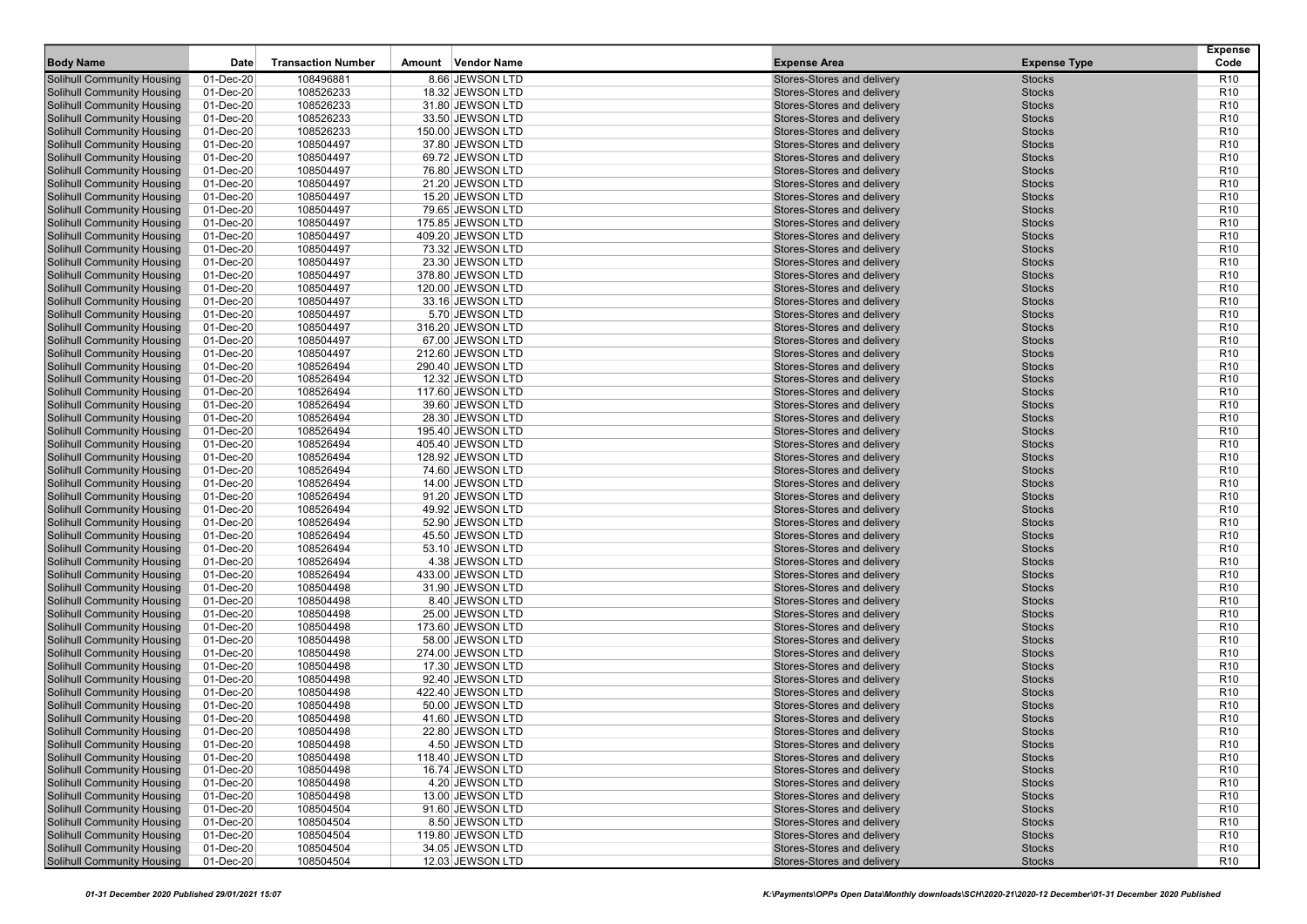| Body Name | Date | Transaction Number | Amount | Vendor Name | Expense Area | Expense Type | Expense Code |
|---|---|---|---|---|---|---|---|
| Solihull Community Housing | 01-Dec-20 | 108496881 | 8.66 | JEWSON LTD | Stores-Stores and delivery | Stocks | R10 |
| Solihull Community Housing | 01-Dec-20 | 108526233 | 18.32 | JEWSON LTD | Stores-Stores and delivery | Stocks | R10 |
| Solihull Community Housing | 01-Dec-20 | 108526233 | 31.80 | JEWSON LTD | Stores-Stores and delivery | Stocks | R10 |
| Solihull Community Housing | 01-Dec-20 | 108526233 | 33.50 | JEWSON LTD | Stores-Stores and delivery | Stocks | R10 |
| Solihull Community Housing | 01-Dec-20 | 108526233 | 150.00 | JEWSON LTD | Stores-Stores and delivery | Stocks | R10 |
| Solihull Community Housing | 01-Dec-20 | 108504497 | 37.80 | JEWSON LTD | Stores-Stores and delivery | Stocks | R10 |
| Solihull Community Housing | 01-Dec-20 | 108504497 | 69.72 | JEWSON LTD | Stores-Stores and delivery | Stocks | R10 |
| Solihull Community Housing | 01-Dec-20 | 108504497 | 76.80 | JEWSON LTD | Stores-Stores and delivery | Stocks | R10 |
| Solihull Community Housing | 01-Dec-20 | 108504497 | 21.20 | JEWSON LTD | Stores-Stores and delivery | Stocks | R10 |
| Solihull Community Housing | 01-Dec-20 | 108504497 | 15.20 | JEWSON LTD | Stores-Stores and delivery | Stocks | R10 |
| Solihull Community Housing | 01-Dec-20 | 108504497 | 79.65 | JEWSON LTD | Stores-Stores and delivery | Stocks | R10 |
| Solihull Community Housing | 01-Dec-20 | 108504497 | 175.85 | JEWSON LTD | Stores-Stores and delivery | Stocks | R10 |
| Solihull Community Housing | 01-Dec-20 | 108504497 | 409.20 | JEWSON LTD | Stores-Stores and delivery | Stocks | R10 |
| Solihull Community Housing | 01-Dec-20 | 108504497 | 73.32 | JEWSON LTD | Stores-Stores and delivery | Stocks | R10 |
| Solihull Community Housing | 01-Dec-20 | 108504497 | 23.30 | JEWSON LTD | Stores-Stores and delivery | Stocks | R10 |
| Solihull Community Housing | 01-Dec-20 | 108504497 | 378.80 | JEWSON LTD | Stores-Stores and delivery | Stocks | R10 |
| Solihull Community Housing | 01-Dec-20 | 108504497 | 120.00 | JEWSON LTD | Stores-Stores and delivery | Stocks | R10 |
| Solihull Community Housing | 01-Dec-20 | 108504497 | 33.16 | JEWSON LTD | Stores-Stores and delivery | Stocks | R10 |
| Solihull Community Housing | 01-Dec-20 | 108504497 | 5.70 | JEWSON LTD | Stores-Stores and delivery | Stocks | R10 |
| Solihull Community Housing | 01-Dec-20 | 108504497 | 316.20 | JEWSON LTD | Stores-Stores and delivery | Stocks | R10 |
| Solihull Community Housing | 01-Dec-20 | 108504497 | 67.00 | JEWSON LTD | Stores-Stores and delivery | Stocks | R10 |
| Solihull Community Housing | 01-Dec-20 | 108504497 | 212.60 | JEWSON LTD | Stores-Stores and delivery | Stocks | R10 |
| Solihull Community Housing | 01-Dec-20 | 108526494 | 290.40 | JEWSON LTD | Stores-Stores and delivery | Stocks | R10 |
| Solihull Community Housing | 01-Dec-20 | 108526494 | 12.32 | JEWSON LTD | Stores-Stores and delivery | Stocks | R10 |
| Solihull Community Housing | 01-Dec-20 | 108526494 | 117.60 | JEWSON LTD | Stores-Stores and delivery | Stocks | R10 |
| Solihull Community Housing | 01-Dec-20 | 108526494 | 39.60 | JEWSON LTD | Stores-Stores and delivery | Stocks | R10 |
| Solihull Community Housing | 01-Dec-20 | 108526494 | 28.30 | JEWSON LTD | Stores-Stores and delivery | Stocks | R10 |
| Solihull Community Housing | 01-Dec-20 | 108526494 | 195.40 | JEWSON LTD | Stores-Stores and delivery | Stocks | R10 |
| Solihull Community Housing | 01-Dec-20 | 108526494 | 405.40 | JEWSON LTD | Stores-Stores and delivery | Stocks | R10 |
| Solihull Community Housing | 01-Dec-20 | 108526494 | 128.92 | JEWSON LTD | Stores-Stores and delivery | Stocks | R10 |
| Solihull Community Housing | 01-Dec-20 | 108526494 | 74.60 | JEWSON LTD | Stores-Stores and delivery | Stocks | R10 |
| Solihull Community Housing | 01-Dec-20 | 108526494 | 14.00 | JEWSON LTD | Stores-Stores and delivery | Stocks | R10 |
| Solihull Community Housing | 01-Dec-20 | 108526494 | 91.20 | JEWSON LTD | Stores-Stores and delivery | Stocks | R10 |
| Solihull Community Housing | 01-Dec-20 | 108526494 | 49.92 | JEWSON LTD | Stores-Stores and delivery | Stocks | R10 |
| Solihull Community Housing | 01-Dec-20 | 108526494 | 52.90 | JEWSON LTD | Stores-Stores and delivery | Stocks | R10 |
| Solihull Community Housing | 01-Dec-20 | 108526494 | 45.50 | JEWSON LTD | Stores-Stores and delivery | Stocks | R10 |
| Solihull Community Housing | 01-Dec-20 | 108526494 | 53.10 | JEWSON LTD | Stores-Stores and delivery | Stocks | R10 |
| Solihull Community Housing | 01-Dec-20 | 108526494 | 4.38 | JEWSON LTD | Stores-Stores and delivery | Stocks | R10 |
| Solihull Community Housing | 01-Dec-20 | 108526494 | 433.00 | JEWSON LTD | Stores-Stores and delivery | Stocks | R10 |
| Solihull Community Housing | 01-Dec-20 | 108504498 | 31.90 | JEWSON LTD | Stores-Stores and delivery | Stocks | R10 |
| Solihull Community Housing | 01-Dec-20 | 108504498 | 8.40 | JEWSON LTD | Stores-Stores and delivery | Stocks | R10 |
| Solihull Community Housing | 01-Dec-20 | 108504498 | 25.00 | JEWSON LTD | Stores-Stores and delivery | Stocks | R10 |
| Solihull Community Housing | 01-Dec-20 | 108504498 | 173.60 | JEWSON LTD | Stores-Stores and delivery | Stocks | R10 |
| Solihull Community Housing | 01-Dec-20 | 108504498 | 58.00 | JEWSON LTD | Stores-Stores and delivery | Stocks | R10 |
| Solihull Community Housing | 01-Dec-20 | 108504498 | 274.00 | JEWSON LTD | Stores-Stores and delivery | Stocks | R10 |
| Solihull Community Housing | 01-Dec-20 | 108504498 | 17.30 | JEWSON LTD | Stores-Stores and delivery | Stocks | R10 |
| Solihull Community Housing | 01-Dec-20 | 108504498 | 92.40 | JEWSON LTD | Stores-Stores and delivery | Stocks | R10 |
| Solihull Community Housing | 01-Dec-20 | 108504498 | 422.40 | JEWSON LTD | Stores-Stores and delivery | Stocks | R10 |
| Solihull Community Housing | 01-Dec-20 | 108504498 | 50.00 | JEWSON LTD | Stores-Stores and delivery | Stocks | R10 |
| Solihull Community Housing | 01-Dec-20 | 108504498 | 41.60 | JEWSON LTD | Stores-Stores and delivery | Stocks | R10 |
| Solihull Community Housing | 01-Dec-20 | 108504498 | 22.80 | JEWSON LTD | Stores-Stores and delivery | Stocks | R10 |
| Solihull Community Housing | 01-Dec-20 | 108504498 | 4.50 | JEWSON LTD | Stores-Stores and delivery | Stocks | R10 |
| Solihull Community Housing | 01-Dec-20 | 108504498 | 118.40 | JEWSON LTD | Stores-Stores and delivery | Stocks | R10 |
| Solihull Community Housing | 01-Dec-20 | 108504498 | 16.74 | JEWSON LTD | Stores-Stores and delivery | Stocks | R10 |
| Solihull Community Housing | 01-Dec-20 | 108504498 | 4.20 | JEWSON LTD | Stores-Stores and delivery | Stocks | R10 |
| Solihull Community Housing | 01-Dec-20 | 108504498 | 13.00 | JEWSON LTD | Stores-Stores and delivery | Stocks | R10 |
| Solihull Community Housing | 01-Dec-20 | 108504504 | 91.60 | JEWSON LTD | Stores-Stores and delivery | Stocks | R10 |
| Solihull Community Housing | 01-Dec-20 | 108504504 | 8.50 | JEWSON LTD | Stores-Stores and delivery | Stocks | R10 |
| Solihull Community Housing | 01-Dec-20 | 108504504 | 119.80 | JEWSON LTD | Stores-Stores and delivery | Stocks | R10 |
| Solihull Community Housing | 01-Dec-20 | 108504504 | 34.05 | JEWSON LTD | Stores-Stores and delivery | Stocks | R10 |
| Solihull Community Housing | 01-Dec-20 | 108504504 | 12.03 | JEWSON LTD | Stores-Stores and delivery | Stocks | R10 |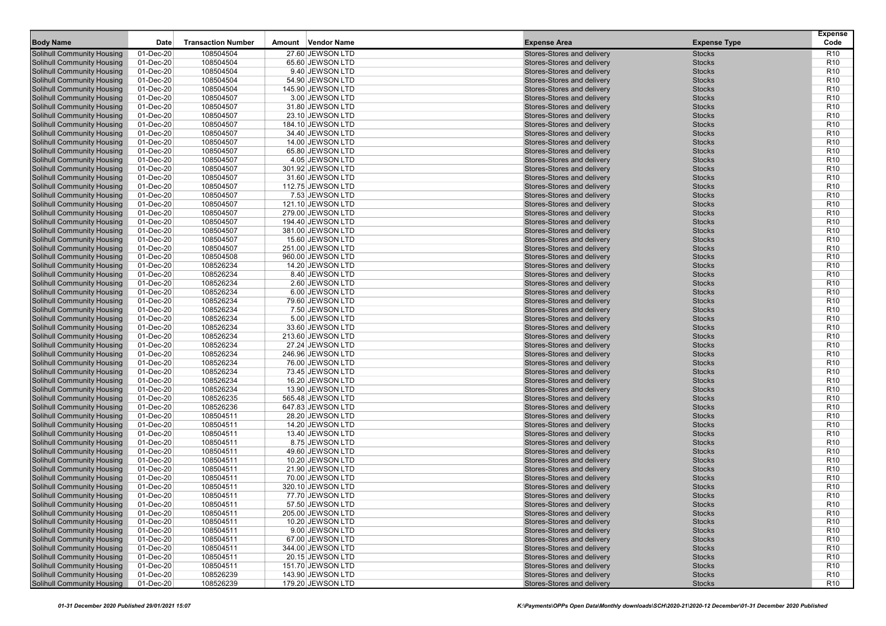| Body Name | Date | Transaction Number | Amount | Vendor Name | Expense Area | Expense Type | Expense Code |
|---|---|---|---|---|---|---|---|
| Solihull Community Housing | 01-Dec-20 | 108504504 | 27.60 | JEWSON LTD | Stores-Stores and delivery | Stocks | R10 |
| Solihull Community Housing | 01-Dec-20 | 108504504 | 65.60 | JEWSON LTD | Stores-Stores and delivery | Stocks | R10 |
| Solihull Community Housing | 01-Dec-20 | 108504504 | 9.40 | JEWSON LTD | Stores-Stores and delivery | Stocks | R10 |
| Solihull Community Housing | 01-Dec-20 | 108504504 | 54.90 | JEWSON LTD | Stores-Stores and delivery | Stocks | R10 |
| Solihull Community Housing | 01-Dec-20 | 108504504 | 145.90 | JEWSON LTD | Stores-Stores and delivery | Stocks | R10 |
| Solihull Community Housing | 01-Dec-20 | 108504507 | 3.00 | JEWSON LTD | Stores-Stores and delivery | Stocks | R10 |
| Solihull Community Housing | 01-Dec-20 | 108504507 | 31.80 | JEWSON LTD | Stores-Stores and delivery | Stocks | R10 |
| Solihull Community Housing | 01-Dec-20 | 108504507 | 23.10 | JEWSON LTD | Stores-Stores and delivery | Stocks | R10 |
| Solihull Community Housing | 01-Dec-20 | 108504507 | 184.10 | JEWSON LTD | Stores-Stores and delivery | Stocks | R10 |
| Solihull Community Housing | 01-Dec-20 | 108504507 | 34.40 | JEWSON LTD | Stores-Stores and delivery | Stocks | R10 |
| Solihull Community Housing | 01-Dec-20 | 108504507 | 14.00 | JEWSON LTD | Stores-Stores and delivery | Stocks | R10 |
| Solihull Community Housing | 01-Dec-20 | 108504507 | 65.80 | JEWSON LTD | Stores-Stores and delivery | Stocks | R10 |
| Solihull Community Housing | 01-Dec-20 | 108504507 | 4.05 | JEWSON LTD | Stores-Stores and delivery | Stocks | R10 |
| Solihull Community Housing | 01-Dec-20 | 108504507 | 301.92 | JEWSON LTD | Stores-Stores and delivery | Stocks | R10 |
| Solihull Community Housing | 01-Dec-20 | 108504507 | 31.60 | JEWSON LTD | Stores-Stores and delivery | Stocks | R10 |
| Solihull Community Housing | 01-Dec-20 | 108504507 | 112.75 | JEWSON LTD | Stores-Stores and delivery | Stocks | R10 |
| Solihull Community Housing | 01-Dec-20 | 108504507 | 7.53 | JEWSON LTD | Stores-Stores and delivery | Stocks | R10 |
| Solihull Community Housing | 01-Dec-20 | 108504507 | 121.10 | JEWSON LTD | Stores-Stores and delivery | Stocks | R10 |
| Solihull Community Housing | 01-Dec-20 | 108504507 | 279.00 | JEWSON LTD | Stores-Stores and delivery | Stocks | R10 |
| Solihull Community Housing | 01-Dec-20 | 108504507 | 194.40 | JEWSON LTD | Stores-Stores and delivery | Stocks | R10 |
| Solihull Community Housing | 01-Dec-20 | 108504507 | 381.00 | JEWSON LTD | Stores-Stores and delivery | Stocks | R10 |
| Solihull Community Housing | 01-Dec-20 | 108504507 | 15.60 | JEWSON LTD | Stores-Stores and delivery | Stocks | R10 |
| Solihull Community Housing | 01-Dec-20 | 108504507 | 251.00 | JEWSON LTD | Stores-Stores and delivery | Stocks | R10 |
| Solihull Community Housing | 01-Dec-20 | 108504508 | 960.00 | JEWSON LTD | Stores-Stores and delivery | Stocks | R10 |
| Solihull Community Housing | 01-Dec-20 | 108526234 | 14.20 | JEWSON LTD | Stores-Stores and delivery | Stocks | R10 |
| Solihull Community Housing | 01-Dec-20 | 108526234 | 8.40 | JEWSON LTD | Stores-Stores and delivery | Stocks | R10 |
| Solihull Community Housing | 01-Dec-20 | 108526234 | 2.60 | JEWSON LTD | Stores-Stores and delivery | Stocks | R10 |
| Solihull Community Housing | 01-Dec-20 | 108526234 | 6.00 | JEWSON LTD | Stores-Stores and delivery | Stocks | R10 |
| Solihull Community Housing | 01-Dec-20 | 108526234 | 79.60 | JEWSON LTD | Stores-Stores and delivery | Stocks | R10 |
| Solihull Community Housing | 01-Dec-20 | 108526234 | 7.50 | JEWSON LTD | Stores-Stores and delivery | Stocks | R10 |
| Solihull Community Housing | 01-Dec-20 | 108526234 | 5.00 | JEWSON LTD | Stores-Stores and delivery | Stocks | R10 |
| Solihull Community Housing | 01-Dec-20 | 108526234 | 33.60 | JEWSON LTD | Stores-Stores and delivery | Stocks | R10 |
| Solihull Community Housing | 01-Dec-20 | 108526234 | 213.60 | JEWSON LTD | Stores-Stores and delivery | Stocks | R10 |
| Solihull Community Housing | 01-Dec-20 | 108526234 | 27.24 | JEWSON LTD | Stores-Stores and delivery | Stocks | R10 |
| Solihull Community Housing | 01-Dec-20 | 108526234 | 246.96 | JEWSON LTD | Stores-Stores and delivery | Stocks | R10 |
| Solihull Community Housing | 01-Dec-20 | 108526234 | 76.00 | JEWSON LTD | Stores-Stores and delivery | Stocks | R10 |
| Solihull Community Housing | 01-Dec-20 | 108526234 | 73.45 | JEWSON LTD | Stores-Stores and delivery | Stocks | R10 |
| Solihull Community Housing | 01-Dec-20 | 108526234 | 16.20 | JEWSON LTD | Stores-Stores and delivery | Stocks | R10 |
| Solihull Community Housing | 01-Dec-20 | 108526234 | 13.90 | JEWSON LTD | Stores-Stores and delivery | Stocks | R10 |
| Solihull Community Housing | 01-Dec-20 | 108526235 | 565.48 | JEWSON LTD | Stores-Stores and delivery | Stocks | R10 |
| Solihull Community Housing | 01-Dec-20 | 108526236 | 647.83 | JEWSON LTD | Stores-Stores and delivery | Stocks | R10 |
| Solihull Community Housing | 01-Dec-20 | 108504511 | 28.20 | JEWSON LTD | Stores-Stores and delivery | Stocks | R10 |
| Solihull Community Housing | 01-Dec-20 | 108504511 | 14.20 | JEWSON LTD | Stores-Stores and delivery | Stocks | R10 |
| Solihull Community Housing | 01-Dec-20 | 108504511 | 13.40 | JEWSON LTD | Stores-Stores and delivery | Stocks | R10 |
| Solihull Community Housing | 01-Dec-20 | 108504511 | 8.75 | JEWSON LTD | Stores-Stores and delivery | Stocks | R10 |
| Solihull Community Housing | 01-Dec-20 | 108504511 | 49.60 | JEWSON LTD | Stores-Stores and delivery | Stocks | R10 |
| Solihull Community Housing | 01-Dec-20 | 108504511 | 10.20 | JEWSON LTD | Stores-Stores and delivery | Stocks | R10 |
| Solihull Community Housing | 01-Dec-20 | 108504511 | 21.90 | JEWSON LTD | Stores-Stores and delivery | Stocks | R10 |
| Solihull Community Housing | 01-Dec-20 | 108504511 | 70.00 | JEWSON LTD | Stores-Stores and delivery | Stocks | R10 |
| Solihull Community Housing | 01-Dec-20 | 108504511 | 320.10 | JEWSON LTD | Stores-Stores and delivery | Stocks | R10 |
| Solihull Community Housing | 01-Dec-20 | 108504511 | 77.70 | JEWSON LTD | Stores-Stores and delivery | Stocks | R10 |
| Solihull Community Housing | 01-Dec-20 | 108504511 | 57.50 | JEWSON LTD | Stores-Stores and delivery | Stocks | R10 |
| Solihull Community Housing | 01-Dec-20 | 108504511 | 205.00 | JEWSON LTD | Stores-Stores and delivery | Stocks | R10 |
| Solihull Community Housing | 01-Dec-20 | 108504511 | 10.20 | JEWSON LTD | Stores-Stores and delivery | Stocks | R10 |
| Solihull Community Housing | 01-Dec-20 | 108504511 | 9.00 | JEWSON LTD | Stores-Stores and delivery | Stocks | R10 |
| Solihull Community Housing | 01-Dec-20 | 108504511 | 67.00 | JEWSON LTD | Stores-Stores and delivery | Stocks | R10 |
| Solihull Community Housing | 01-Dec-20 | 108504511 | 344.00 | JEWSON LTD | Stores-Stores and delivery | Stocks | R10 |
| Solihull Community Housing | 01-Dec-20 | 108504511 | 20.15 | JEWSON LTD | Stores-Stores and delivery | Stocks | R10 |
| Solihull Community Housing | 01-Dec-20 | 108504511 | 151.70 | JEWSON LTD | Stores-Stores and delivery | Stocks | R10 |
| Solihull Community Housing | 01-Dec-20 | 108526239 | 143.90 | JEWSON LTD | Stores-Stores and delivery | Stocks | R10 |
| Solihull Community Housing | 01-Dec-20 | 108526239 | 179.20 | JEWSON LTD | Stores-Stores and delivery | Stocks | R10 |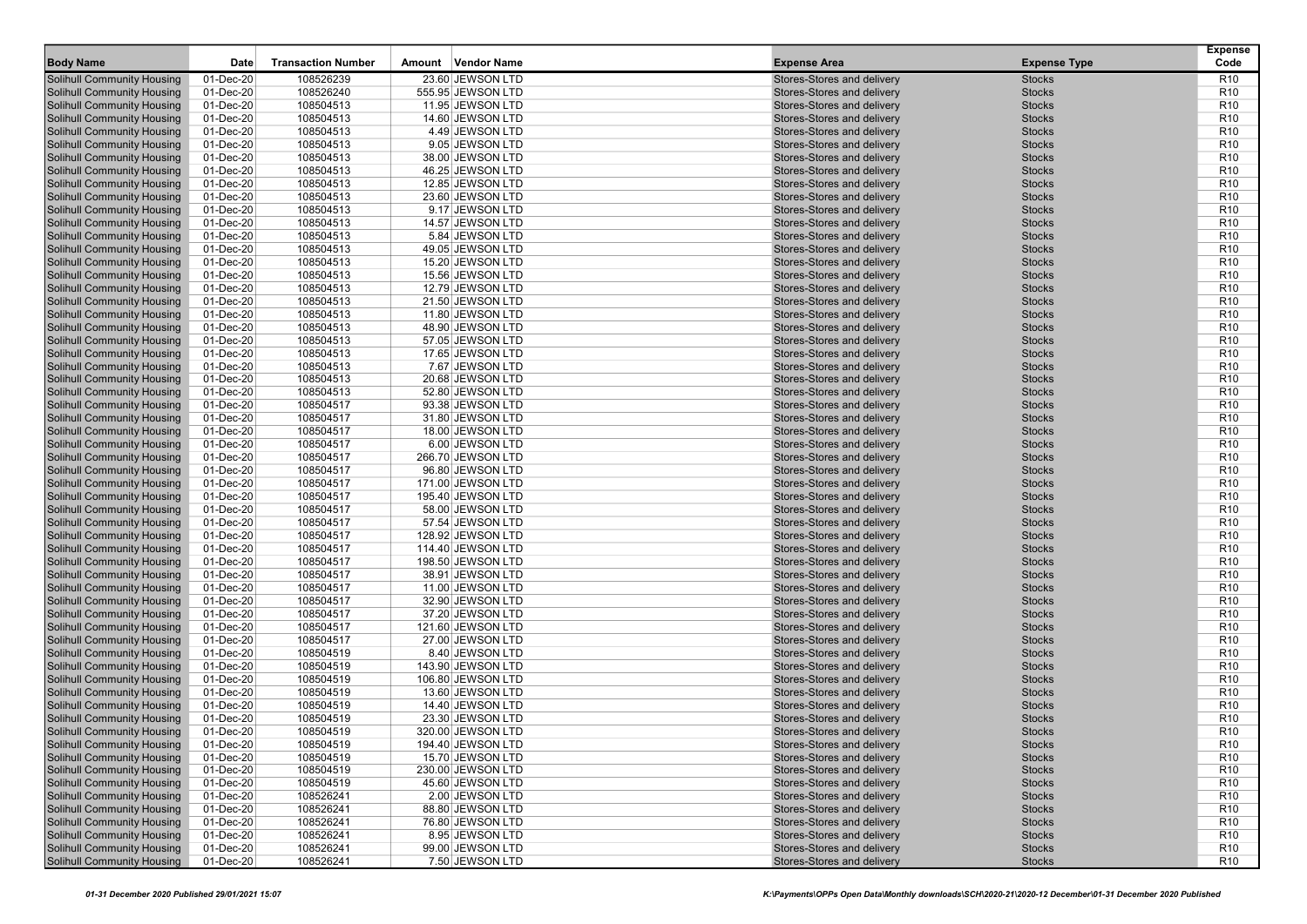| Body Name | Date | Transaction Number | Amount | Vendor Name | Expense Area | Expense Type | Expense Code |
|---|---|---|---|---|---|---|---|
| Solihull Community Housing | 01-Dec-20 | 108526239 | 23.60 | JEWSON LTD | Stores-Stores and delivery | Stocks | R10 |
| Solihull Community Housing | 01-Dec-20 | 108526240 | 555.95 | JEWSON LTD | Stores-Stores and delivery | Stocks | R10 |
| Solihull Community Housing | 01-Dec-20 | 108504513 | 11.95 | JEWSON LTD | Stores-Stores and delivery | Stocks | R10 |
| Solihull Community Housing | 01-Dec-20 | 108504513 | 14.60 | JEWSON LTD | Stores-Stores and delivery | Stocks | R10 |
| Solihull Community Housing | 01-Dec-20 | 108504513 | 4.49 | JEWSON LTD | Stores-Stores and delivery | Stocks | R10 |
| Solihull Community Housing | 01-Dec-20 | 108504513 | 9.05 | JEWSON LTD | Stores-Stores and delivery | Stocks | R10 |
| Solihull Community Housing | 01-Dec-20 | 108504513 | 38.00 | JEWSON LTD | Stores-Stores and delivery | Stocks | R10 |
| Solihull Community Housing | 01-Dec-20 | 108504513 | 46.25 | JEWSON LTD | Stores-Stores and delivery | Stocks | R10 |
| Solihull Community Housing | 01-Dec-20 | 108504513 | 12.85 | JEWSON LTD | Stores-Stores and delivery | Stocks | R10 |
| Solihull Community Housing | 01-Dec-20 | 108504513 | 23.60 | JEWSON LTD | Stores-Stores and delivery | Stocks | R10 |
| Solihull Community Housing | 01-Dec-20 | 108504513 | 9.17 | JEWSON LTD | Stores-Stores and delivery | Stocks | R10 |
| Solihull Community Housing | 01-Dec-20 | 108504513 | 14.57 | JEWSON LTD | Stores-Stores and delivery | Stocks | R10 |
| Solihull Community Housing | 01-Dec-20 | 108504513 | 5.84 | JEWSON LTD | Stores-Stores and delivery | Stocks | R10 |
| Solihull Community Housing | 01-Dec-20 | 108504513 | 49.05 | JEWSON LTD | Stores-Stores and delivery | Stocks | R10 |
| Solihull Community Housing | 01-Dec-20 | 108504513 | 15.20 | JEWSON LTD | Stores-Stores and delivery | Stocks | R10 |
| Solihull Community Housing | 01-Dec-20 | 108504513 | 15.56 | JEWSON LTD | Stores-Stores and delivery | Stocks | R10 |
| Solihull Community Housing | 01-Dec-20 | 108504513 | 12.79 | JEWSON LTD | Stores-Stores and delivery | Stocks | R10 |
| Solihull Community Housing | 01-Dec-20 | 108504513 | 21.50 | JEWSON LTD | Stores-Stores and delivery | Stocks | R10 |
| Solihull Community Housing | 01-Dec-20 | 108504513 | 11.80 | JEWSON LTD | Stores-Stores and delivery | Stocks | R10 |
| Solihull Community Housing | 01-Dec-20 | 108504513 | 48.90 | JEWSON LTD | Stores-Stores and delivery | Stocks | R10 |
| Solihull Community Housing | 01-Dec-20 | 108504513 | 57.05 | JEWSON LTD | Stores-Stores and delivery | Stocks | R10 |
| Solihull Community Housing | 01-Dec-20 | 108504513 | 17.65 | JEWSON LTD | Stores-Stores and delivery | Stocks | R10 |
| Solihull Community Housing | 01-Dec-20 | 108504513 | 7.67 | JEWSON LTD | Stores-Stores and delivery | Stocks | R10 |
| Solihull Community Housing | 01-Dec-20 | 108504513 | 20.68 | JEWSON LTD | Stores-Stores and delivery | Stocks | R10 |
| Solihull Community Housing | 01-Dec-20 | 108504513 | 52.80 | JEWSON LTD | Stores-Stores and delivery | Stocks | R10 |
| Solihull Community Housing | 01-Dec-20 | 108504517 | 93.38 | JEWSON LTD | Stores-Stores and delivery | Stocks | R10 |
| Solihull Community Housing | 01-Dec-20 | 108504517 | 31.80 | JEWSON LTD | Stores-Stores and delivery | Stocks | R10 |
| Solihull Community Housing | 01-Dec-20 | 108504517 | 18.00 | JEWSON LTD | Stores-Stores and delivery | Stocks | R10 |
| Solihull Community Housing | 01-Dec-20 | 108504517 | 6.00 | JEWSON LTD | Stores-Stores and delivery | Stocks | R10 |
| Solihull Community Housing | 01-Dec-20 | 108504517 | 266.70 | JEWSON LTD | Stores-Stores and delivery | Stocks | R10 |
| Solihull Community Housing | 01-Dec-20 | 108504517 | 96.80 | JEWSON LTD | Stores-Stores and delivery | Stocks | R10 |
| Solihull Community Housing | 01-Dec-20 | 108504517 | 171.00 | JEWSON LTD | Stores-Stores and delivery | Stocks | R10 |
| Solihull Community Housing | 01-Dec-20 | 108504517 | 195.40 | JEWSON LTD | Stores-Stores and delivery | Stocks | R10 |
| Solihull Community Housing | 01-Dec-20 | 108504517 | 58.00 | JEWSON LTD | Stores-Stores and delivery | Stocks | R10 |
| Solihull Community Housing | 01-Dec-20 | 108504517 | 57.54 | JEWSON LTD | Stores-Stores and delivery | Stocks | R10 |
| Solihull Community Housing | 01-Dec-20 | 108504517 | 128.92 | JEWSON LTD | Stores-Stores and delivery | Stocks | R10 |
| Solihull Community Housing | 01-Dec-20 | 108504517 | 114.40 | JEWSON LTD | Stores-Stores and delivery | Stocks | R10 |
| Solihull Community Housing | 01-Dec-20 | 108504517 | 198.50 | JEWSON LTD | Stores-Stores and delivery | Stocks | R10 |
| Solihull Community Housing | 01-Dec-20 | 108504517 | 38.91 | JEWSON LTD | Stores-Stores and delivery | Stocks | R10 |
| Solihull Community Housing | 01-Dec-20 | 108504517 | 11.00 | JEWSON LTD | Stores-Stores and delivery | Stocks | R10 |
| Solihull Community Housing | 01-Dec-20 | 108504517 | 32.90 | JEWSON LTD | Stores-Stores and delivery | Stocks | R10 |
| Solihull Community Housing | 01-Dec-20 | 108504517 | 37.20 | JEWSON LTD | Stores-Stores and delivery | Stocks | R10 |
| Solihull Community Housing | 01-Dec-20 | 108504517 | 121.60 | JEWSON LTD | Stores-Stores and delivery | Stocks | R10 |
| Solihull Community Housing | 01-Dec-20 | 108504517 | 27.00 | JEWSON LTD | Stores-Stores and delivery | Stocks | R10 |
| Solihull Community Housing | 01-Dec-20 | 108504519 | 8.40 | JEWSON LTD | Stores-Stores and delivery | Stocks | R10 |
| Solihull Community Housing | 01-Dec-20 | 108504519 | 143.90 | JEWSON LTD | Stores-Stores and delivery | Stocks | R10 |
| Solihull Community Housing | 01-Dec-20 | 108504519 | 106.80 | JEWSON LTD | Stores-Stores and delivery | Stocks | R10 |
| Solihull Community Housing | 01-Dec-20 | 108504519 | 13.60 | JEWSON LTD | Stores-Stores and delivery | Stocks | R10 |
| Solihull Community Housing | 01-Dec-20 | 108504519 | 14.40 | JEWSON LTD | Stores-Stores and delivery | Stocks | R10 |
| Solihull Community Housing | 01-Dec-20 | 108504519 | 23.30 | JEWSON LTD | Stores-Stores and delivery | Stocks | R10 |
| Solihull Community Housing | 01-Dec-20 | 108504519 | 320.00 | JEWSON LTD | Stores-Stores and delivery | Stocks | R10 |
| Solihull Community Housing | 01-Dec-20 | 108504519 | 194.40 | JEWSON LTD | Stores-Stores and delivery | Stocks | R10 |
| Solihull Community Housing | 01-Dec-20 | 108504519 | 15.70 | JEWSON LTD | Stores-Stores and delivery | Stocks | R10 |
| Solihull Community Housing | 01-Dec-20 | 108504519 | 230.00 | JEWSON LTD | Stores-Stores and delivery | Stocks | R10 |
| Solihull Community Housing | 01-Dec-20 | 108504519 | 45.60 | JEWSON LTD | Stores-Stores and delivery | Stocks | R10 |
| Solihull Community Housing | 01-Dec-20 | 108526241 | 2.00 | JEWSON LTD | Stores-Stores and delivery | Stocks | R10 |
| Solihull Community Housing | 01-Dec-20 | 108526241 | 88.80 | JEWSON LTD | Stores-Stores and delivery | Stocks | R10 |
| Solihull Community Housing | 01-Dec-20 | 108526241 | 76.80 | JEWSON LTD | Stores-Stores and delivery | Stocks | R10 |
| Solihull Community Housing | 01-Dec-20 | 108526241 | 8.95 | JEWSON LTD | Stores-Stores and delivery | Stocks | R10 |
| Solihull Community Housing | 01-Dec-20 | 108526241 | 99.00 | JEWSON LTD | Stores-Stores and delivery | Stocks | R10 |
| Solihull Community Housing | 01-Dec-20 | 108526241 | 7.50 | JEWSON LTD | Stores-Stores and delivery | Stocks | R10 |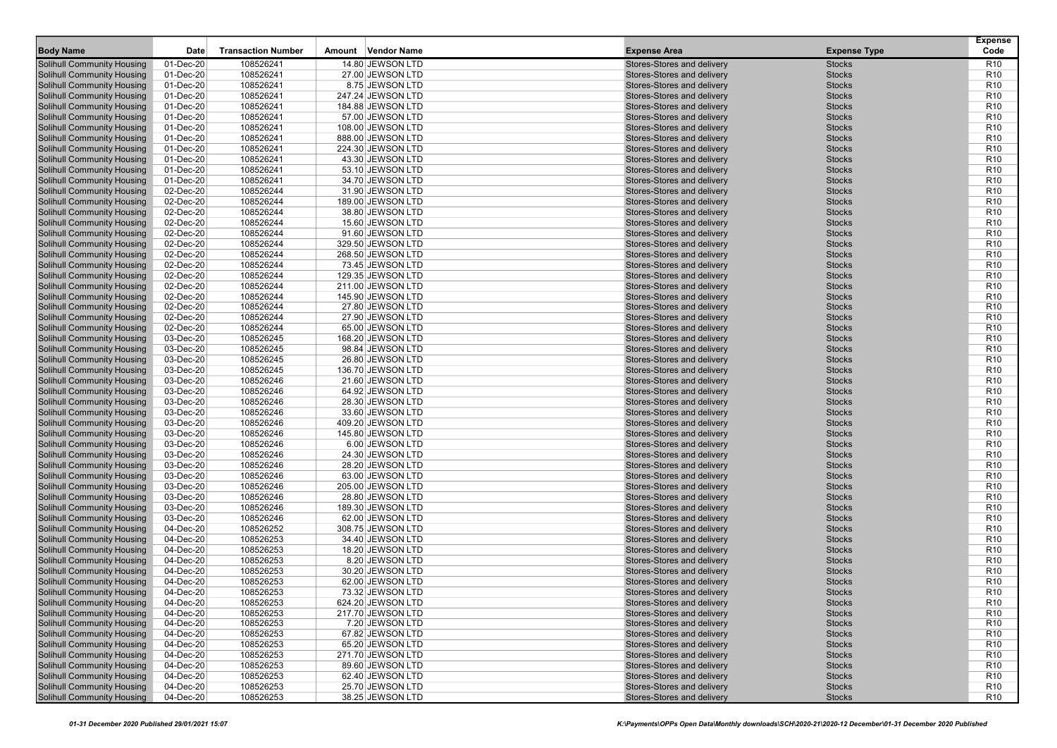| Body Name | Date | Transaction Number | Amount | Vendor Name | Expense Area | Expense Type | Expense Code |
|---|---|---|---|---|---|---|---|
| Solihull Community Housing | 01-Dec-20 | 108526241 | 14.80 | JEWSON LTD | Stores-Stores and delivery | Stocks | R10 |
| Solihull Community Housing | 01-Dec-20 | 108526241 | 27.00 | JEWSON LTD | Stores-Stores and delivery | Stocks | R10 |
| Solihull Community Housing | 01-Dec-20 | 108526241 | 8.75 | JEWSON LTD | Stores-Stores and delivery | Stocks | R10 |
| Solihull Community Housing | 01-Dec-20 | 108526241 | 247.24 | JEWSON LTD | Stores-Stores and delivery | Stocks | R10 |
| Solihull Community Housing | 01-Dec-20 | 108526241 | 184.88 | JEWSON LTD | Stores-Stores and delivery | Stocks | R10 |
| Solihull Community Housing | 01-Dec-20 | 108526241 | 57.00 | JEWSON LTD | Stores-Stores and delivery | Stocks | R10 |
| Solihull Community Housing | 01-Dec-20 | 108526241 | 108.00 | JEWSON LTD | Stores-Stores and delivery | Stocks | R10 |
| Solihull Community Housing | 01-Dec-20 | 108526241 | 888.00 | JEWSON LTD | Stores-Stores and delivery | Stocks | R10 |
| Solihull Community Housing | 01-Dec-20 | 108526241 | 224.30 | JEWSON LTD | Stores-Stores and delivery | Stocks | R10 |
| Solihull Community Housing | 01-Dec-20 | 108526241 | 43.30 | JEWSON LTD | Stores-Stores and delivery | Stocks | R10 |
| Solihull Community Housing | 01-Dec-20 | 108526241 | 53.10 | JEWSON LTD | Stores-Stores and delivery | Stocks | R10 |
| Solihull Community Housing | 01-Dec-20 | 108526241 | 34.70 | JEWSON LTD | Stores-Stores and delivery | Stocks | R10 |
| Solihull Community Housing | 02-Dec-20 | 108526244 | 31.90 | JEWSON LTD | Stores-Stores and delivery | Stocks | R10 |
| Solihull Community Housing | 02-Dec-20 | 108526244 | 189.00 | JEWSON LTD | Stores-Stores and delivery | Stocks | R10 |
| Solihull Community Housing | 02-Dec-20 | 108526244 | 38.80 | JEWSON LTD | Stores-Stores and delivery | Stocks | R10 |
| Solihull Community Housing | 02-Dec-20 | 108526244 | 15.60 | JEWSON LTD | Stores-Stores and delivery | Stocks | R10 |
| Solihull Community Housing | 02-Dec-20 | 108526244 | 91.60 | JEWSON LTD | Stores-Stores and delivery | Stocks | R10 |
| Solihull Community Housing | 02-Dec-20 | 108526244 | 329.50 | JEWSON LTD | Stores-Stores and delivery | Stocks | R10 |
| Solihull Community Housing | 02-Dec-20 | 108526244 | 268.50 | JEWSON LTD | Stores-Stores and delivery | Stocks | R10 |
| Solihull Community Housing | 02-Dec-20 | 108526244 | 73.45 | JEWSON LTD | Stores-Stores and delivery | Stocks | R10 |
| Solihull Community Housing | 02-Dec-20 | 108526244 | 129.35 | JEWSON LTD | Stores-Stores and delivery | Stocks | R10 |
| Solihull Community Housing | 02-Dec-20 | 108526244 | 211.00 | JEWSON LTD | Stores-Stores and delivery | Stocks | R10 |
| Solihull Community Housing | 02-Dec-20 | 108526244 | 145.90 | JEWSON LTD | Stores-Stores and delivery | Stocks | R10 |
| Solihull Community Housing | 02-Dec-20 | 108526244 | 27.80 | JEWSON LTD | Stores-Stores and delivery | Stocks | R10 |
| Solihull Community Housing | 02-Dec-20 | 108526244 | 27.90 | JEWSON LTD | Stores-Stores and delivery | Stocks | R10 |
| Solihull Community Housing | 02-Dec-20 | 108526244 | 65.00 | JEWSON LTD | Stores-Stores and delivery | Stocks | R10 |
| Solihull Community Housing | 03-Dec-20 | 108526245 | 168.20 | JEWSON LTD | Stores-Stores and delivery | Stocks | R10 |
| Solihull Community Housing | 03-Dec-20 | 108526245 | 98.84 | JEWSON LTD | Stores-Stores and delivery | Stocks | R10 |
| Solihull Community Housing | 03-Dec-20 | 108526245 | 26.80 | JEWSON LTD | Stores-Stores and delivery | Stocks | R10 |
| Solihull Community Housing | 03-Dec-20 | 108526245 | 136.70 | JEWSON LTD | Stores-Stores and delivery | Stocks | R10 |
| Solihull Community Housing | 03-Dec-20 | 108526246 | 21.60 | JEWSON LTD | Stores-Stores and delivery | Stocks | R10 |
| Solihull Community Housing | 03-Dec-20 | 108526246 | 64.92 | JEWSON LTD | Stores-Stores and delivery | Stocks | R10 |
| Solihull Community Housing | 03-Dec-20 | 108526246 | 28.30 | JEWSON LTD | Stores-Stores and delivery | Stocks | R10 |
| Solihull Community Housing | 03-Dec-20 | 108526246 | 33.60 | JEWSON LTD | Stores-Stores and delivery | Stocks | R10 |
| Solihull Community Housing | 03-Dec-20 | 108526246 | 409.20 | JEWSON LTD | Stores-Stores and delivery | Stocks | R10 |
| Solihull Community Housing | 03-Dec-20 | 108526246 | 145.80 | JEWSON LTD | Stores-Stores and delivery | Stocks | R10 |
| Solihull Community Housing | 03-Dec-20 | 108526246 | 6.00 | JEWSON LTD | Stores-Stores and delivery | Stocks | R10 |
| Solihull Community Housing | 03-Dec-20 | 108526246 | 24.30 | JEWSON LTD | Stores-Stores and delivery | Stocks | R10 |
| Solihull Community Housing | 03-Dec-20 | 108526246 | 28.20 | JEWSON LTD | Stores-Stores and delivery | Stocks | R10 |
| Solihull Community Housing | 03-Dec-20 | 108526246 | 63.00 | JEWSON LTD | Stores-Stores and delivery | Stocks | R10 |
| Solihull Community Housing | 03-Dec-20 | 108526246 | 205.00 | JEWSON LTD | Stores-Stores and delivery | Stocks | R10 |
| Solihull Community Housing | 03-Dec-20 | 108526246 | 28.80 | JEWSON LTD | Stores-Stores and delivery | Stocks | R10 |
| Solihull Community Housing | 03-Dec-20 | 108526246 | 189.30 | JEWSON LTD | Stores-Stores and delivery | Stocks | R10 |
| Solihull Community Housing | 03-Dec-20 | 108526246 | 62.00 | JEWSON LTD | Stores-Stores and delivery | Stocks | R10 |
| Solihull Community Housing | 04-Dec-20 | 108526252 | 308.75 | JEWSON LTD | Stores-Stores and delivery | Stocks | R10 |
| Solihull Community Housing | 04-Dec-20 | 108526253 | 34.40 | JEWSON LTD | Stores-Stores and delivery | Stocks | R10 |
| Solihull Community Housing | 04-Dec-20 | 108526253 | 18.20 | JEWSON LTD | Stores-Stores and delivery | Stocks | R10 |
| Solihull Community Housing | 04-Dec-20 | 108526253 | 8.20 | JEWSON LTD | Stores-Stores and delivery | Stocks | R10 |
| Solihull Community Housing | 04-Dec-20 | 108526253 | 30.20 | JEWSON LTD | Stores-Stores and delivery | Stocks | R10 |
| Solihull Community Housing | 04-Dec-20 | 108526253 | 62.00 | JEWSON LTD | Stores-Stores and delivery | Stocks | R10 |
| Solihull Community Housing | 04-Dec-20 | 108526253 | 73.32 | JEWSON LTD | Stores-Stores and delivery | Stocks | R10 |
| Solihull Community Housing | 04-Dec-20 | 108526253 | 624.20 | JEWSON LTD | Stores-Stores and delivery | Stocks | R10 |
| Solihull Community Housing | 04-Dec-20 | 108526253 | 217.70 | JEWSON LTD | Stores-Stores and delivery | Stocks | R10 |
| Solihull Community Housing | 04-Dec-20 | 108526253 | 7.20 | JEWSON LTD | Stores-Stores and delivery | Stocks | R10 |
| Solihull Community Housing | 04-Dec-20 | 108526253 | 67.82 | JEWSON LTD | Stores-Stores and delivery | Stocks | R10 |
| Solihull Community Housing | 04-Dec-20 | 108526253 | 65.20 | JEWSON LTD | Stores-Stores and delivery | Stocks | R10 |
| Solihull Community Housing | 04-Dec-20 | 108526253 | 271.70 | JEWSON LTD | Stores-Stores and delivery | Stocks | R10 |
| Solihull Community Housing | 04-Dec-20 | 108526253 | 89.60 | JEWSON LTD | Stores-Stores and delivery | Stocks | R10 |
| Solihull Community Housing | 04-Dec-20 | 108526253 | 62.40 | JEWSON LTD | Stores-Stores and delivery | Stocks | R10 |
| Solihull Community Housing | 04-Dec-20 | 108526253 | 25.70 | JEWSON LTD | Stores-Stores and delivery | Stocks | R10 |
| Solihull Community Housing | 04-Dec-20 | 108526253 | 38.25 | JEWSON LTD | Stores-Stores and delivery | Stocks | R10 |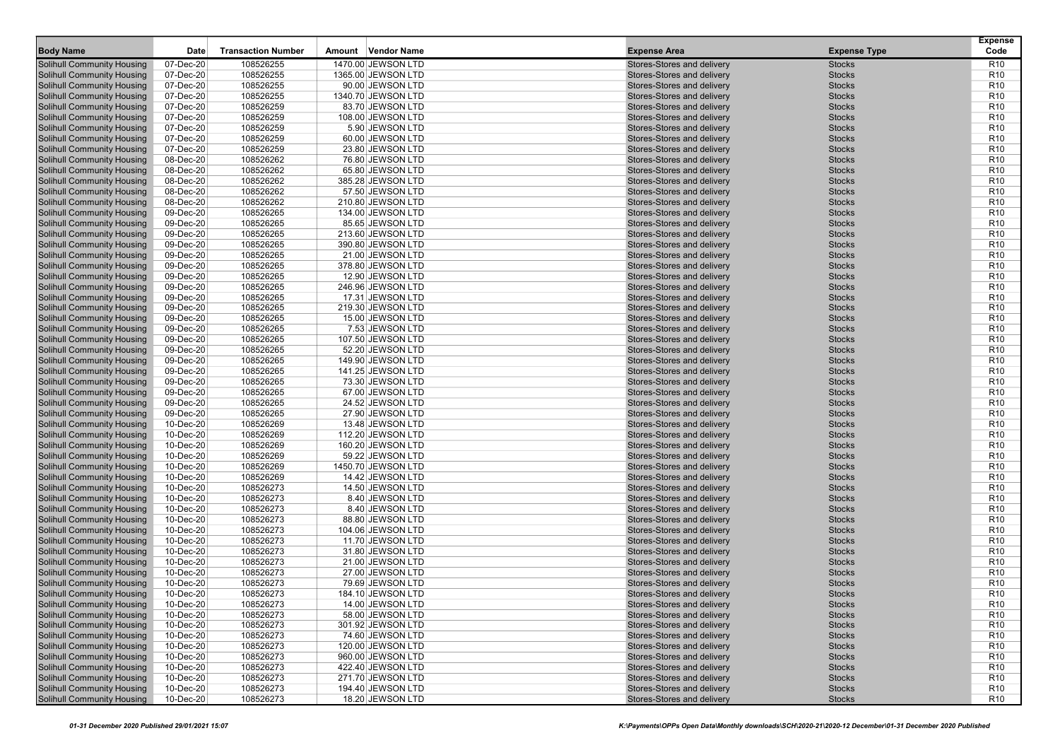| Body Name | Date | Transaction Number | Amount | Vendor Name | Expense Area | Expense Type | Expense Code |
|---|---|---|---|---|---|---|---|
| Solihull Community Housing | 07-Dec-20 | 108526255 | 1470.00 | JEWSON LTD | Stores-Stores and delivery | Stocks | R10 |
| Solihull Community Housing | 07-Dec-20 | 108526255 | 1365.00 | JEWSON LTD | Stores-Stores and delivery | Stocks | R10 |
| Solihull Community Housing | 07-Dec-20 | 108526255 | 90.00 | JEWSON LTD | Stores-Stores and delivery | Stocks | R10 |
| Solihull Community Housing | 07-Dec-20 | 108526255 | 1340.70 | JEWSON LTD | Stores-Stores and delivery | Stocks | R10 |
| Solihull Community Housing | 07-Dec-20 | 108526259 | 83.70 | JEWSON LTD | Stores-Stores and delivery | Stocks | R10 |
| Solihull Community Housing | 07-Dec-20 | 108526259 | 108.00 | JEWSON LTD | Stores-Stores and delivery | Stocks | R10 |
| Solihull Community Housing | 07-Dec-20 | 108526259 | 5.90 | JEWSON LTD | Stores-Stores and delivery | Stocks | R10 |
| Solihull Community Housing | 07-Dec-20 | 108526259 | 60.00 | JEWSON LTD | Stores-Stores and delivery | Stocks | R10 |
| Solihull Community Housing | 07-Dec-20 | 108526259 | 23.80 | JEWSON LTD | Stores-Stores and delivery | Stocks | R10 |
| Solihull Community Housing | 08-Dec-20 | 108526262 | 76.80 | JEWSON LTD | Stores-Stores and delivery | Stocks | R10 |
| Solihull Community Housing | 08-Dec-20 | 108526262 | 65.80 | JEWSON LTD | Stores-Stores and delivery | Stocks | R10 |
| Solihull Community Housing | 08-Dec-20 | 108526262 | 385.28 | JEWSON LTD | Stores-Stores and delivery | Stocks | R10 |
| Solihull Community Housing | 08-Dec-20 | 108526262 | 57.50 | JEWSON LTD | Stores-Stores and delivery | Stocks | R10 |
| Solihull Community Housing | 08-Dec-20 | 108526262 | 210.80 | JEWSON LTD | Stores-Stores and delivery | Stocks | R10 |
| Solihull Community Housing | 09-Dec-20 | 108526265 | 134.00 | JEWSON LTD | Stores-Stores and delivery | Stocks | R10 |
| Solihull Community Housing | 09-Dec-20 | 108526265 | 85.65 | JEWSON LTD | Stores-Stores and delivery | Stocks | R10 |
| Solihull Community Housing | 09-Dec-20 | 108526265 | 213.60 | JEWSON LTD | Stores-Stores and delivery | Stocks | R10 |
| Solihull Community Housing | 09-Dec-20 | 108526265 | 390.80 | JEWSON LTD | Stores-Stores and delivery | Stocks | R10 |
| Solihull Community Housing | 09-Dec-20 | 108526265 | 21.00 | JEWSON LTD | Stores-Stores and delivery | Stocks | R10 |
| Solihull Community Housing | 09-Dec-20 | 108526265 | 378.80 | JEWSON LTD | Stores-Stores and delivery | Stocks | R10 |
| Solihull Community Housing | 09-Dec-20 | 108526265 | 12.90 | JEWSON LTD | Stores-Stores and delivery | Stocks | R10 |
| Solihull Community Housing | 09-Dec-20 | 108526265 | 246.96 | JEWSON LTD | Stores-Stores and delivery | Stocks | R10 |
| Solihull Community Housing | 09-Dec-20 | 108526265 | 17.31 | JEWSON LTD | Stores-Stores and delivery | Stocks | R10 |
| Solihull Community Housing | 09-Dec-20 | 108526265 | 219.30 | JEWSON LTD | Stores-Stores and delivery | Stocks | R10 |
| Solihull Community Housing | 09-Dec-20 | 108526265 | 15.00 | JEWSON LTD | Stores-Stores and delivery | Stocks | R10 |
| Solihull Community Housing | 09-Dec-20 | 108526265 | 7.53 | JEWSON LTD | Stores-Stores and delivery | Stocks | R10 |
| Solihull Community Housing | 09-Dec-20 | 108526265 | 107.50 | JEWSON LTD | Stores-Stores and delivery | Stocks | R10 |
| Solihull Community Housing | 09-Dec-20 | 108526265 | 52.20 | JEWSON LTD | Stores-Stores and delivery | Stocks | R10 |
| Solihull Community Housing | 09-Dec-20 | 108526265 | 149.90 | JEWSON LTD | Stores-Stores and delivery | Stocks | R10 |
| Solihull Community Housing | 09-Dec-20 | 108526265 | 141.25 | JEWSON LTD | Stores-Stores and delivery | Stocks | R10 |
| Solihull Community Housing | 09-Dec-20 | 108526265 | 73.30 | JEWSON LTD | Stores-Stores and delivery | Stocks | R10 |
| Solihull Community Housing | 09-Dec-20 | 108526265 | 67.00 | JEWSON LTD | Stores-Stores and delivery | Stocks | R10 |
| Solihull Community Housing | 09-Dec-20 | 108526265 | 24.52 | JEWSON LTD | Stores-Stores and delivery | Stocks | R10 |
| Solihull Community Housing | 09-Dec-20 | 108526265 | 27.90 | JEWSON LTD | Stores-Stores and delivery | Stocks | R10 |
| Solihull Community Housing | 10-Dec-20 | 108526269 | 13.48 | JEWSON LTD | Stores-Stores and delivery | Stocks | R10 |
| Solihull Community Housing | 10-Dec-20 | 108526269 | 112.20 | JEWSON LTD | Stores-Stores and delivery | Stocks | R10 |
| Solihull Community Housing | 10-Dec-20 | 108526269 | 160.20 | JEWSON LTD | Stores-Stores and delivery | Stocks | R10 |
| Solihull Community Housing | 10-Dec-20 | 108526269 | 59.22 | JEWSON LTD | Stores-Stores and delivery | Stocks | R10 |
| Solihull Community Housing | 10-Dec-20 | 108526269 | 1450.70 | JEWSON LTD | Stores-Stores and delivery | Stocks | R10 |
| Solihull Community Housing | 10-Dec-20 | 108526269 | 14.42 | JEWSON LTD | Stores-Stores and delivery | Stocks | R10 |
| Solihull Community Housing | 10-Dec-20 | 108526273 | 14.50 | JEWSON LTD | Stores-Stores and delivery | Stocks | R10 |
| Solihull Community Housing | 10-Dec-20 | 108526273 | 8.40 | JEWSON LTD | Stores-Stores and delivery | Stocks | R10 |
| Solihull Community Housing | 10-Dec-20 | 108526273 | 8.40 | JEWSON LTD | Stores-Stores and delivery | Stocks | R10 |
| Solihull Community Housing | 10-Dec-20 | 108526273 | 88.80 | JEWSON LTD | Stores-Stores and delivery | Stocks | R10 |
| Solihull Community Housing | 10-Dec-20 | 108526273 | 104.06 | JEWSON LTD | Stores-Stores and delivery | Stocks | R10 |
| Solihull Community Housing | 10-Dec-20 | 108526273 | 11.70 | JEWSON LTD | Stores-Stores and delivery | Stocks | R10 |
| Solihull Community Housing | 10-Dec-20 | 108526273 | 31.80 | JEWSON LTD | Stores-Stores and delivery | Stocks | R10 |
| Solihull Community Housing | 10-Dec-20 | 108526273 | 21.00 | JEWSON LTD | Stores-Stores and delivery | Stocks | R10 |
| Solihull Community Housing | 10-Dec-20 | 108526273 | 27.00 | JEWSON LTD | Stores-Stores and delivery | Stocks | R10 |
| Solihull Community Housing | 10-Dec-20 | 108526273 | 79.69 | JEWSON LTD | Stores-Stores and delivery | Stocks | R10 |
| Solihull Community Housing | 10-Dec-20 | 108526273 | 184.10 | JEWSON LTD | Stores-Stores and delivery | Stocks | R10 |
| Solihull Community Housing | 10-Dec-20 | 108526273 | 14.00 | JEWSON LTD | Stores-Stores and delivery | Stocks | R10 |
| Solihull Community Housing | 10-Dec-20 | 108526273 | 58.00 | JEWSON LTD | Stores-Stores and delivery | Stocks | R10 |
| Solihull Community Housing | 10-Dec-20 | 108526273 | 301.92 | JEWSON LTD | Stores-Stores and delivery | Stocks | R10 |
| Solihull Community Housing | 10-Dec-20 | 108526273 | 74.60 | JEWSON LTD | Stores-Stores and delivery | Stocks | R10 |
| Solihull Community Housing | 10-Dec-20 | 108526273 | 120.00 | JEWSON LTD | Stores-Stores and delivery | Stocks | R10 |
| Solihull Community Housing | 10-Dec-20 | 108526273 | 960.00 | JEWSON LTD | Stores-Stores and delivery | Stocks | R10 |
| Solihull Community Housing | 10-Dec-20 | 108526273 | 422.40 | JEWSON LTD | Stores-Stores and delivery | Stocks | R10 |
| Solihull Community Housing | 10-Dec-20 | 108526273 | 271.70 | JEWSON LTD | Stores-Stores and delivery | Stocks | R10 |
| Solihull Community Housing | 10-Dec-20 | 108526273 | 194.40 | JEWSON LTD | Stores-Stores and delivery | Stocks | R10 |
| Solihull Community Housing | 10-Dec-20 | 108526273 | 18.20 | JEWSON LTD | Stores-Stores and delivery | Stocks | R10 |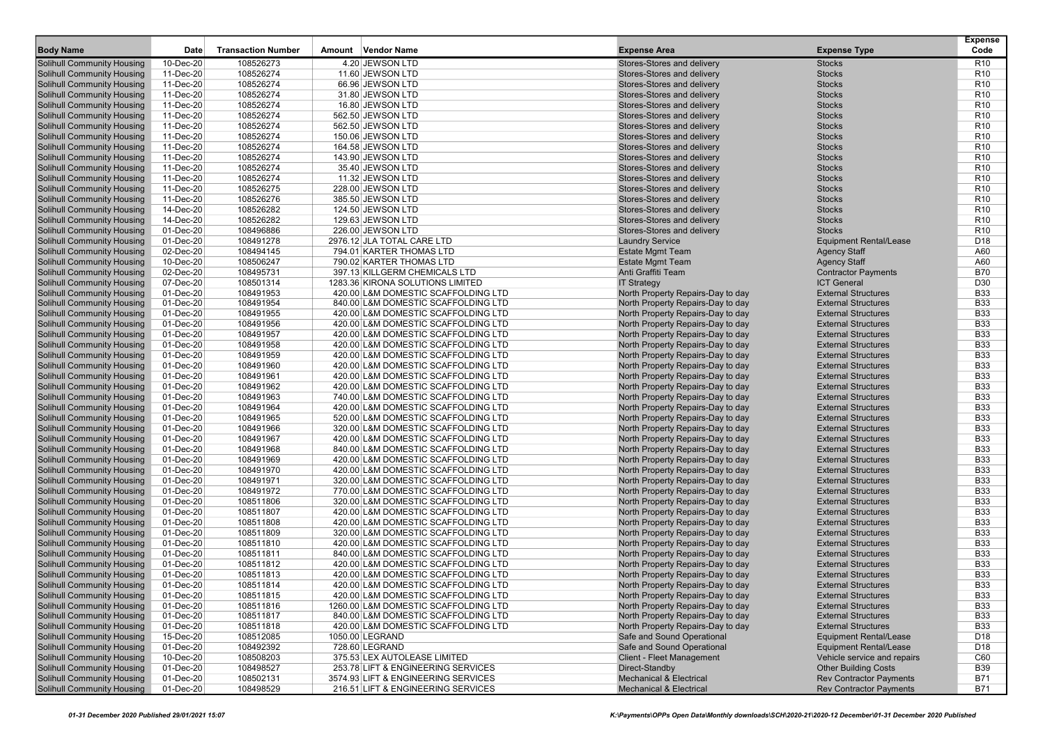| Body Name | Date | Transaction Number | Amount | Vendor Name | Expense Area | Expense Type | Expense Code |
|---|---|---|---|---|---|---|---|
| Solihull Community Housing | 10-Dec-20 | 108526273 | 4.20 | JEWSON LTD | Stores-Stores and delivery | Stocks | R10 |
| Solihull Community Housing | 11-Dec-20 | 108526274 | 11.60 | JEWSON LTD | Stores-Stores and delivery | Stocks | R10 |
| Solihull Community Housing | 11-Dec-20 | 108526274 | 66.96 | JEWSON LTD | Stores-Stores and delivery | Stocks | R10 |
| Solihull Community Housing | 11-Dec-20 | 108526274 | 31.80 | JEWSON LTD | Stores-Stores and delivery | Stocks | R10 |
| Solihull Community Housing | 11-Dec-20 | 108526274 | 16.80 | JEWSON LTD | Stores-Stores and delivery | Stocks | R10 |
| Solihull Community Housing | 11-Dec-20 | 108526274 | 562.50 | JEWSON LTD | Stores-Stores and delivery | Stocks | R10 |
| Solihull Community Housing | 11-Dec-20 | 108526274 | 562.50 | JEWSON LTD | Stores-Stores and delivery | Stocks | R10 |
| Solihull Community Housing | 11-Dec-20 | 108526274 | 150.06 | JEWSON LTD | Stores-Stores and delivery | Stocks | R10 |
| Solihull Community Housing | 11-Dec-20 | 108526274 | 164.58 | JEWSON LTD | Stores-Stores and delivery | Stocks | R10 |
| Solihull Community Housing | 11-Dec-20 | 108526274 | 143.90 | JEWSON LTD | Stores-Stores and delivery | Stocks | R10 |
| Solihull Community Housing | 11-Dec-20 | 108526274 | 35.40 | JEWSON LTD | Stores-Stores and delivery | Stocks | R10 |
| Solihull Community Housing | 11-Dec-20 | 108526274 | 11.32 | JEWSON LTD | Stores-Stores and delivery | Stocks | R10 |
| Solihull Community Housing | 11-Dec-20 | 108526275 | 228.00 | JEWSON LTD | Stores-Stores and delivery | Stocks | R10 |
| Solihull Community Housing | 11-Dec-20 | 108526276 | 385.50 | JEWSON LTD | Stores-Stores and delivery | Stocks | R10 |
| Solihull Community Housing | 14-Dec-20 | 108526282 | 124.50 | JEWSON LTD | Stores-Stores and delivery | Stocks | R10 |
| Solihull Community Housing | 14-Dec-20 | 108526282 | 129.63 | JEWSON LTD | Stores-Stores and delivery | Stocks | R10 |
| Solihull Community Housing | 01-Dec-20 | 108496886 | 226.00 | JEWSON LTD | Stores-Stores and delivery | Stocks | R10 |
| Solihull Community Housing | 01-Dec-20 | 108491278 | 2976.12 | JLA TOTAL CARE LTD | Laundry Service | Equipment Rental/Lease | D18 |
| Solihull Community Housing | 02-Dec-20 | 108494145 | 794.01 | KARTER THOMAS LTD | Estate Mgmt Team | Agency Staff | A60 |
| Solihull Community Housing | 10-Dec-20 | 108506247 | 790.02 | KARTER THOMAS LTD | Estate Mgmt Team | Agency Staff | A60 |
| Solihull Community Housing | 02-Dec-20 | 108495731 | 397.13 | KILLGERM CHEMICALS LTD | Anti Graffiti Team | Contractor Payments | B70 |
| Solihull Community Housing | 07-Dec-20 | 108501314 | 1283.36 | KIRONA SOLUTIONS LIMITED | IT Strategy | ICT General | D30 |
| Solihull Community Housing | 01-Dec-20 | 108491953 | 420.00 | L&M DOMESTIC SCAFFOLDING LTD | North Property Repairs-Day to day | External Structures | B33 |
| Solihull Community Housing | 01-Dec-20 | 108491954 | 840.00 | L&M DOMESTIC SCAFFOLDING LTD | North Property Repairs-Day to day | External Structures | B33 |
| Solihull Community Housing | 01-Dec-20 | 108491955 | 420.00 | L&M DOMESTIC SCAFFOLDING LTD | North Property Repairs-Day to day | External Structures | B33 |
| Solihull Community Housing | 01-Dec-20 | 108491956 | 420.00 | L&M DOMESTIC SCAFFOLDING LTD | North Property Repairs-Day to day | External Structures | B33 |
| Solihull Community Housing | 01-Dec-20 | 108491957 | 420.00 | L&M DOMESTIC SCAFFOLDING LTD | North Property Repairs-Day to day | External Structures | B33 |
| Solihull Community Housing | 01-Dec-20 | 108491958 | 420.00 | L&M DOMESTIC SCAFFOLDING LTD | North Property Repairs-Day to day | External Structures | B33 |
| Solihull Community Housing | 01-Dec-20 | 108491959 | 420.00 | L&M DOMESTIC SCAFFOLDING LTD | North Property Repairs-Day to day | External Structures | B33 |
| Solihull Community Housing | 01-Dec-20 | 108491960 | 420.00 | L&M DOMESTIC SCAFFOLDING LTD | North Property Repairs-Day to day | External Structures | B33 |
| Solihull Community Housing | 01-Dec-20 | 108491961 | 420.00 | L&M DOMESTIC SCAFFOLDING LTD | North Property Repairs-Day to day | External Structures | B33 |
| Solihull Community Housing | 01-Dec-20 | 108491962 | 420.00 | L&M DOMESTIC SCAFFOLDING LTD | North Property Repairs-Day to day | External Structures | B33 |
| Solihull Community Housing | 01-Dec-20 | 108491963 | 740.00 | L&M DOMESTIC SCAFFOLDING LTD | North Property Repairs-Day to day | External Structures | B33 |
| Solihull Community Housing | 01-Dec-20 | 108491964 | 420.00 | L&M DOMESTIC SCAFFOLDING LTD | North Property Repairs-Day to day | External Structures | B33 |
| Solihull Community Housing | 01-Dec-20 | 108491965 | 520.00 | L&M DOMESTIC SCAFFOLDING LTD | North Property Repairs-Day to day | External Structures | B33 |
| Solihull Community Housing | 01-Dec-20 | 108491966 | 320.00 | L&M DOMESTIC SCAFFOLDING LTD | North Property Repairs-Day to day | External Structures | B33 |
| Solihull Community Housing | 01-Dec-20 | 108491967 | 420.00 | L&M DOMESTIC SCAFFOLDING LTD | North Property Repairs-Day to day | External Structures | B33 |
| Solihull Community Housing | 01-Dec-20 | 108491968 | 840.00 | L&M DOMESTIC SCAFFOLDING LTD | North Property Repairs-Day to day | External Structures | B33 |
| Solihull Community Housing | 01-Dec-20 | 108491969 | 420.00 | L&M DOMESTIC SCAFFOLDING LTD | North Property Repairs-Day to day | External Structures | B33 |
| Solihull Community Housing | 01-Dec-20 | 108491970 | 420.00 | L&M DOMESTIC SCAFFOLDING LTD | North Property Repairs-Day to day | External Structures | B33 |
| Solihull Community Housing | 01-Dec-20 | 108491971 | 320.00 | L&M DOMESTIC SCAFFOLDING LTD | North Property Repairs-Day to day | External Structures | B33 |
| Solihull Community Housing | 01-Dec-20 | 108491972 | 770.00 | L&M DOMESTIC SCAFFOLDING LTD | North Property Repairs-Day to day | External Structures | B33 |
| Solihull Community Housing | 01-Dec-20 | 108511806 | 320.00 | L&M DOMESTIC SCAFFOLDING LTD | North Property Repairs-Day to day | External Structures | B33 |
| Solihull Community Housing | 01-Dec-20 | 108511807 | 420.00 | L&M DOMESTIC SCAFFOLDING LTD | North Property Repairs-Day to day | External Structures | B33 |
| Solihull Community Housing | 01-Dec-20 | 108511808 | 420.00 | L&M DOMESTIC SCAFFOLDING LTD | North Property Repairs-Day to day | External Structures | B33 |
| Solihull Community Housing | 01-Dec-20 | 108511809 | 320.00 | L&M DOMESTIC SCAFFOLDING LTD | North Property Repairs-Day to day | External Structures | B33 |
| Solihull Community Housing | 01-Dec-20 | 108511810 | 420.00 | L&M DOMESTIC SCAFFOLDING LTD | North Property Repairs-Day to day | External Structures | B33 |
| Solihull Community Housing | 01-Dec-20 | 108511811 | 840.00 | L&M DOMESTIC SCAFFOLDING LTD | North Property Repairs-Day to day | External Structures | B33 |
| Solihull Community Housing | 01-Dec-20 | 108511812 | 420.00 | L&M DOMESTIC SCAFFOLDING LTD | North Property Repairs-Day to day | External Structures | B33 |
| Solihull Community Housing | 01-Dec-20 | 108511813 | 420.00 | L&M DOMESTIC SCAFFOLDING LTD | North Property Repairs-Day to day | External Structures | B33 |
| Solihull Community Housing | 01-Dec-20 | 108511814 | 420.00 | L&M DOMESTIC SCAFFOLDING LTD | North Property Repairs-Day to day | External Structures | B33 |
| Solihull Community Housing | 01-Dec-20 | 108511815 | 420.00 | L&M DOMESTIC SCAFFOLDING LTD | North Property Repairs-Day to day | External Structures | B33 |
| Solihull Community Housing | 01-Dec-20 | 108511816 | 1260.00 | L&M DOMESTIC SCAFFOLDING LTD | North Property Repairs-Day to day | External Structures | B33 |
| Solihull Community Housing | 01-Dec-20 | 108511817 | 840.00 | L&M DOMESTIC SCAFFOLDING LTD | North Property Repairs-Day to day | External Structures | B33 |
| Solihull Community Housing | 01-Dec-20 | 108511818 | 420.00 | L&M DOMESTIC SCAFFOLDING LTD | North Property Repairs-Day to day | External Structures | B33 |
| Solihull Community Housing | 15-Dec-20 | 108512085 | 1050.00 | LEGRAND | Safe and Sound Operational | Equipment Rental/Lease | D18 |
| Solihull Community Housing | 01-Dec-20 | 108492392 | 728.60 | LEGRAND | Safe and Sound Operational | Equipment Rental/Lease | D18 |
| Solihull Community Housing | 10-Dec-20 | 108508203 | 375.53 | LEX AUTOLEASE LIMITED | Client - Fleet Management | Vehicle service and repairs | C60 |
| Solihull Community Housing | 01-Dec-20 | 108498527 | 253.78 | LIFT & ENGINEERING SERVICES | Direct-Standby | Other Building Costs | B39 |
| Solihull Community Housing | 01-Dec-20 | 108502131 | 3574.93 | LIFT & ENGINEERING SERVICES | Mechanical & Electrical | Rev Contractor Payments | B71 |
| Solihull Community Housing | 01-Dec-20 | 108498529 | 216.51 | LIFT & ENGINEERING SERVICES | Mechanical & Electrical | Rev Contractor Payments | B71 |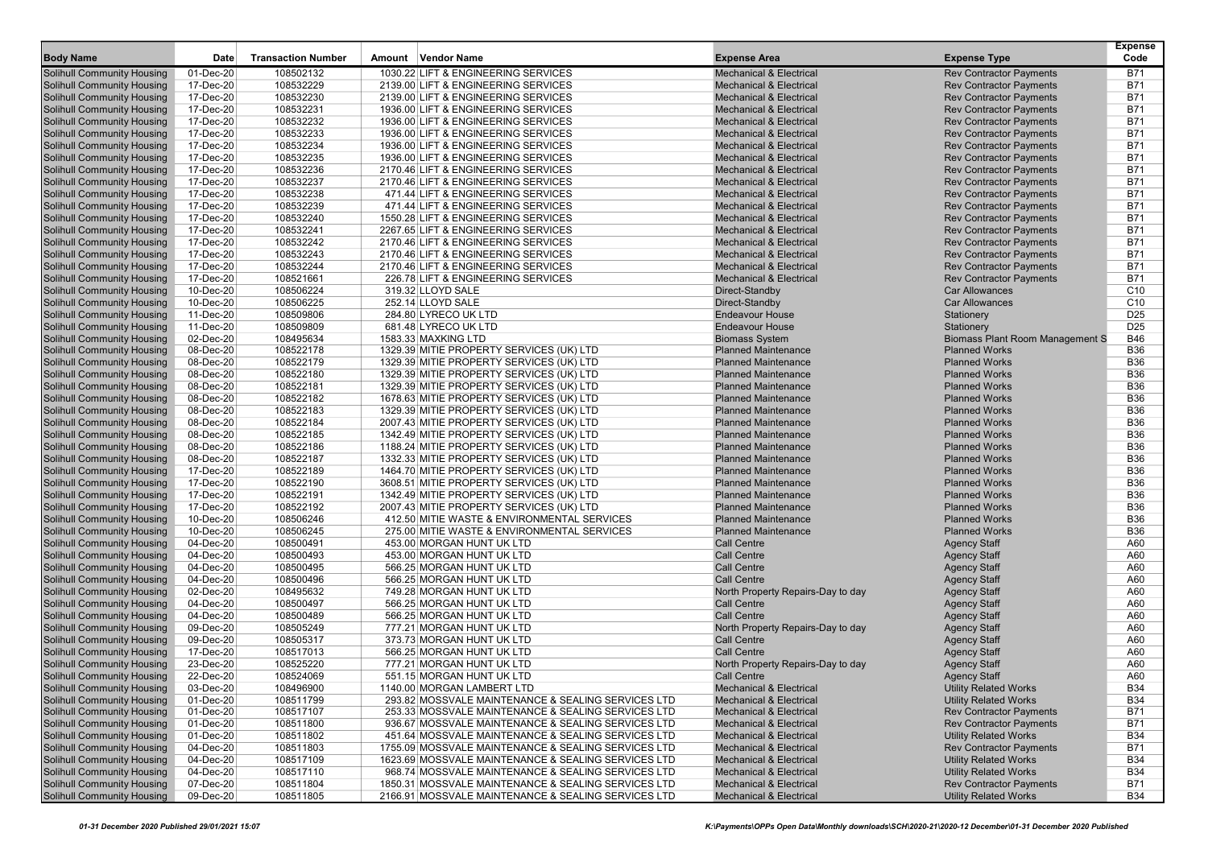| Body Name | Date | Transaction Number | Amount | Vendor Name | Expense Area | Expense Type | Expense Code |
|---|---|---|---|---|---|---|---|
| Solihull Community Housing | 01-Dec-20 | 108502132 | 1030.22 | LIFT & ENGINEERING SERVICES | Mechanical & Electrical | Rev Contractor Payments | B71 |
| Solihull Community Housing | 17-Dec-20 | 108532229 | 2139.00 | LIFT & ENGINEERING SERVICES | Mechanical & Electrical | Rev Contractor Payments | B71 |
| Solihull Community Housing | 17-Dec-20 | 108532230 | 2139.00 | LIFT & ENGINEERING SERVICES | Mechanical & Electrical | Rev Contractor Payments | B71 |
| Solihull Community Housing | 17-Dec-20 | 108532231 | 1936.00 | LIFT & ENGINEERING SERVICES | Mechanical & Electrical | Rev Contractor Payments | B71 |
| Solihull Community Housing | 17-Dec-20 | 108532232 | 1936.00 | LIFT & ENGINEERING SERVICES | Mechanical & Electrical | Rev Contractor Payments | B71 |
| Solihull Community Housing | 17-Dec-20 | 108532233 | 1936.00 | LIFT & ENGINEERING SERVICES | Mechanical & Electrical | Rev Contractor Payments | B71 |
| Solihull Community Housing | 17-Dec-20 | 108532234 | 1936.00 | LIFT & ENGINEERING SERVICES | Mechanical & Electrical | Rev Contractor Payments | B71 |
| Solihull Community Housing | 17-Dec-20 | 108532235 | 1936.00 | LIFT & ENGINEERING SERVICES | Mechanical & Electrical | Rev Contractor Payments | B71 |
| Solihull Community Housing | 17-Dec-20 | 108532236 | 2170.46 | LIFT & ENGINEERING SERVICES | Mechanical & Electrical | Rev Contractor Payments | B71 |
| Solihull Community Housing | 17-Dec-20 | 108532237 | 2170.46 | LIFT & ENGINEERING SERVICES | Mechanical & Electrical | Rev Contractor Payments | B71 |
| Solihull Community Housing | 17-Dec-20 | 108532238 | 471.44 | LIFT & ENGINEERING SERVICES | Mechanical & Electrical | Rev Contractor Payments | B71 |
| Solihull Community Housing | 17-Dec-20 | 108532239 | 471.44 | LIFT & ENGINEERING SERVICES | Mechanical & Electrical | Rev Contractor Payments | B71 |
| Solihull Community Housing | 17-Dec-20 | 108532240 | 1550.28 | LIFT & ENGINEERING SERVICES | Mechanical & Electrical | Rev Contractor Payments | B71 |
| Solihull Community Housing | 17-Dec-20 | 108532241 | 2267.65 | LIFT & ENGINEERING SERVICES | Mechanical & Electrical | Rev Contractor Payments | B71 |
| Solihull Community Housing | 17-Dec-20 | 108532242 | 2170.46 | LIFT & ENGINEERING SERVICES | Mechanical & Electrical | Rev Contractor Payments | B71 |
| Solihull Community Housing | 17-Dec-20 | 108532243 | 2170.46 | LIFT & ENGINEERING SERVICES | Mechanical & Electrical | Rev Contractor Payments | B71 |
| Solihull Community Housing | 17-Dec-20 | 108532244 | 2170.46 | LIFT & ENGINEERING SERVICES | Mechanical & Electrical | Rev Contractor Payments | B71 |
| Solihull Community Housing | 17-Dec-20 | 108521661 | 226.78 | LIFT & ENGINEERING SERVICES | Mechanical & Electrical | Rev Contractor Payments | B71 |
| Solihull Community Housing | 10-Dec-20 | 108506224 | 319.32 | LLOYD SALE | Direct-Standby | Car Allowances | C10 |
| Solihull Community Housing | 10-Dec-20 | 108506225 | 252.14 | LLOYD SALE | Direct-Standby | Car Allowances | C10 |
| Solihull Community Housing | 11-Dec-20 | 108509806 | 284.80 | LYRECO UK LTD | Endeavour House | Stationery | D25 |
| Solihull Community Housing | 11-Dec-20 | 108509809 | 681.48 | LYRECO UK LTD | Endeavour House | Stationery | D25 |
| Solihull Community Housing | 02-Dec-20 | 108495634 | 1583.33 | MAXKING LTD | Biomass System | Biomass Plant Room Management S | B46 |
| Solihull Community Housing | 08-Dec-20 | 108522178 | 1329.39 | MITIE PROPERTY SERVICES (UK) LTD | Planned Maintenance | Planned Works | B36 |
| Solihull Community Housing | 08-Dec-20 | 108522179 | 1329.39 | MITIE PROPERTY SERVICES (UK) LTD | Planned Maintenance | Planned Works | B36 |
| Solihull Community Housing | 08-Dec-20 | 108522180 | 1329.39 | MITIE PROPERTY SERVICES (UK) LTD | Planned Maintenance | Planned Works | B36 |
| Solihull Community Housing | 08-Dec-20 | 108522181 | 1329.39 | MITIE PROPERTY SERVICES (UK) LTD | Planned Maintenance | Planned Works | B36 |
| Solihull Community Housing | 08-Dec-20 | 108522182 | 1678.63 | MITIE PROPERTY SERVICES (UK) LTD | Planned Maintenance | Planned Works | B36 |
| Solihull Community Housing | 08-Dec-20 | 108522183 | 1329.39 | MITIE PROPERTY SERVICES (UK) LTD | Planned Maintenance | Planned Works | B36 |
| Solihull Community Housing | 08-Dec-20 | 108522184 | 2007.43 | MITIE PROPERTY SERVICES (UK) LTD | Planned Maintenance | Planned Works | B36 |
| Solihull Community Housing | 08-Dec-20 | 108522185 | 1342.49 | MITIE PROPERTY SERVICES (UK) LTD | Planned Maintenance | Planned Works | B36 |
| Solihull Community Housing | 08-Dec-20 | 108522186 | 1188.24 | MITIE PROPERTY SERVICES (UK) LTD | Planned Maintenance | Planned Works | B36 |
| Solihull Community Housing | 08-Dec-20 | 108522187 | 1332.33 | MITIE PROPERTY SERVICES (UK) LTD | Planned Maintenance | Planned Works | B36 |
| Solihull Community Housing | 17-Dec-20 | 108522189 | 1464.70 | MITIE PROPERTY SERVICES (UK) LTD | Planned Maintenance | Planned Works | B36 |
| Solihull Community Housing | 17-Dec-20 | 108522190 | 3608.51 | MITIE PROPERTY SERVICES (UK) LTD | Planned Maintenance | Planned Works | B36 |
| Solihull Community Housing | 17-Dec-20 | 108522191 | 1342.49 | MITIE PROPERTY SERVICES (UK) LTD | Planned Maintenance | Planned Works | B36 |
| Solihull Community Housing | 17-Dec-20 | 108522192 | 2007.43 | MITIE PROPERTY SERVICES (UK) LTD | Planned Maintenance | Planned Works | B36 |
| Solihull Community Housing | 10-Dec-20 | 108506246 | 412.50 | MITIE WASTE & ENVIRONMENTAL SERVICES | Planned Maintenance | Planned Works | B36 |
| Solihull Community Housing | 10-Dec-20 | 108506245 | 275.00 | MITIE WASTE & ENVIRONMENTAL SERVICES | Planned Maintenance | Planned Works | B36 |
| Solihull Community Housing | 04-Dec-20 | 108500491 | 453.00 | MORGAN HUNT UK LTD | Call Centre | Agency Staff | A60 |
| Solihull Community Housing | 04-Dec-20 | 108500493 | 453.00 | MORGAN HUNT UK LTD | Call Centre | Agency Staff | A60 |
| Solihull Community Housing | 04-Dec-20 | 108500495 | 566.25 | MORGAN HUNT UK LTD | Call Centre | Agency Staff | A60 |
| Solihull Community Housing | 04-Dec-20 | 108500496 | 566.25 | MORGAN HUNT UK LTD | Call Centre | Agency Staff | A60 |
| Solihull Community Housing | 02-Dec-20 | 108495632 | 749.28 | MORGAN HUNT UK LTD | North Property Repairs-Day to day | Agency Staff | A60 |
| Solihull Community Housing | 04-Dec-20 | 108500497 | 566.25 | MORGAN HUNT UK LTD | Call Centre | Agency Staff | A60 |
| Solihull Community Housing | 04-Dec-20 | 108500489 | 566.25 | MORGAN HUNT UK LTD | Call Centre | Agency Staff | A60 |
| Solihull Community Housing | 09-Dec-20 | 108505249 | 777.21 | MORGAN HUNT UK LTD | North Property Repairs-Day to day | Agency Staff | A60 |
| Solihull Community Housing | 09-Dec-20 | 108505317 | 373.73 | MORGAN HUNT UK LTD | Call Centre | Agency Staff | A60 |
| Solihull Community Housing | 17-Dec-20 | 108517013 | 566.25 | MORGAN HUNT UK LTD | Call Centre | Agency Staff | A60 |
| Solihull Community Housing | 23-Dec-20 | 108525220 | 777.21 | MORGAN HUNT UK LTD | North Property Repairs-Day to day | Agency Staff | A60 |
| Solihull Community Housing | 22-Dec-20 | 108524069 | 551.15 | MORGAN HUNT UK LTD | Call Centre | Agency Staff | A60 |
| Solihull Community Housing | 03-Dec-20 | 108496900 | 1140.00 | MORGAN LAMBERT LTD | Mechanical & Electrical | Utility Related Works | B34 |
| Solihull Community Housing | 01-Dec-20 | 108511799 | 293.82 | MOSSVALE MAINTENANCE & SEALING SERVICES LTD | Mechanical & Electrical | Utility Related Works | B34 |
| Solihull Community Housing | 01-Dec-20 | 108517107 | 253.33 | MOSSVALE MAINTENANCE & SEALING SERVICES LTD | Mechanical & Electrical | Rev Contractor Payments | B71 |
| Solihull Community Housing | 01-Dec-20 | 108511800 | 936.67 | MOSSVALE MAINTENANCE & SEALING SERVICES LTD | Mechanical & Electrical | Rev Contractor Payments | B71 |
| Solihull Community Housing | 01-Dec-20 | 108511802 | 451.64 | MOSSVALE MAINTENANCE & SEALING SERVICES LTD | Mechanical & Electrical | Utility Related Works | B34 |
| Solihull Community Housing | 04-Dec-20 | 108511803 | 1755.09 | MOSSVALE MAINTENANCE & SEALING SERVICES LTD | Mechanical & Electrical | Rev Contractor Payments | B71 |
| Solihull Community Housing | 04-Dec-20 | 108517109 | 1623.69 | MOSSVALE MAINTENANCE & SEALING SERVICES LTD | Mechanical & Electrical | Utility Related Works | B34 |
| Solihull Community Housing | 04-Dec-20 | 108517110 | 968.74 | MOSSVALE MAINTENANCE & SEALING SERVICES LTD | Mechanical & Electrical | Utility Related Works | B34 |
| Solihull Community Housing | 07-Dec-20 | 108511804 | 1850.31 | MOSSVALE MAINTENANCE & SEALING SERVICES LTD | Mechanical & Electrical | Rev Contractor Payments | B71 |
| Solihull Community Housing | 09-Dec-20 | 108511805 | 2166.91 | MOSSVALE MAINTENANCE & SEALING SERVICES LTD | Mechanical & Electrical | Utility Related Works | B34 |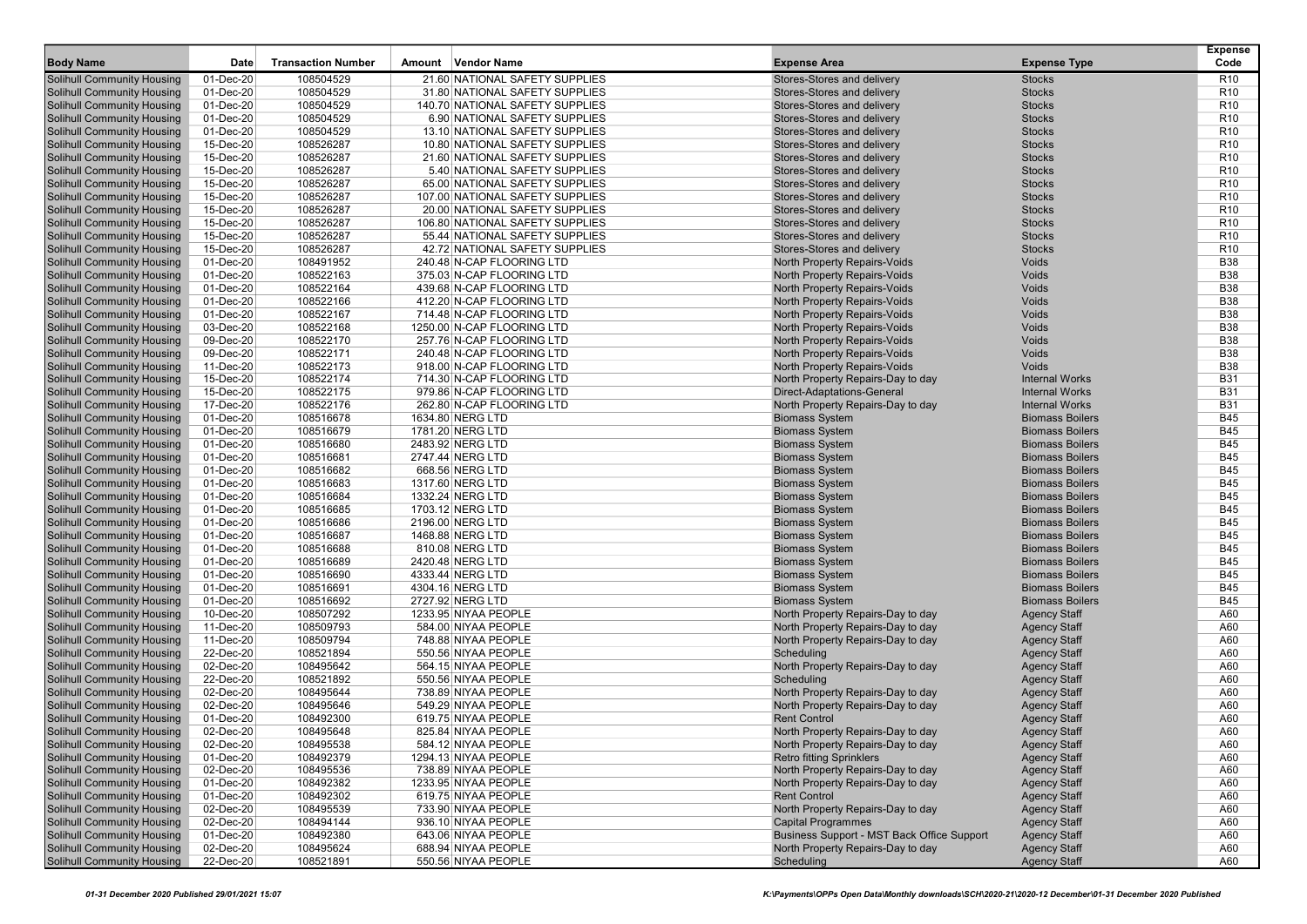| Body Name | Date | Transaction Number | Amount | Vendor Name | Expense Area | Expense Type | Expense Code |
|---|---|---|---|---|---|---|---|
| Solihull Community Housing | 01-Dec-20 | 108504529 | 21.60 | NATIONAL SAFETY SUPPLIES | Stores-Stores and delivery | Stocks | R10 |
| Solihull Community Housing | 01-Dec-20 | 108504529 | 31.80 | NATIONAL SAFETY SUPPLIES | Stores-Stores and delivery | Stocks | R10 |
| Solihull Community Housing | 01-Dec-20 | 108504529 | 140.70 | NATIONAL SAFETY SUPPLIES | Stores-Stores and delivery | Stocks | R10 |
| Solihull Community Housing | 01-Dec-20 | 108504529 | 6.90 | NATIONAL SAFETY SUPPLIES | Stores-Stores and delivery | Stocks | R10 |
| Solihull Community Housing | 01-Dec-20 | 108504529 | 13.10 | NATIONAL SAFETY SUPPLIES | Stores-Stores and delivery | Stocks | R10 |
| Solihull Community Housing | 15-Dec-20 | 108526287 | 10.80 | NATIONAL SAFETY SUPPLIES | Stores-Stores and delivery | Stocks | R10 |
| Solihull Community Housing | 15-Dec-20 | 108526287 | 21.60 | NATIONAL SAFETY SUPPLIES | Stores-Stores and delivery | Stocks | R10 |
| Solihull Community Housing | 15-Dec-20 | 108526287 | 5.40 | NATIONAL SAFETY SUPPLIES | Stores-Stores and delivery | Stocks | R10 |
| Solihull Community Housing | 15-Dec-20 | 108526287 | 65.00 | NATIONAL SAFETY SUPPLIES | Stores-Stores and delivery | Stocks | R10 |
| Solihull Community Housing | 15-Dec-20 | 108526287 | 107.00 | NATIONAL SAFETY SUPPLIES | Stores-Stores and delivery | Stocks | R10 |
| Solihull Community Housing | 15-Dec-20 | 108526287 | 20.00 | NATIONAL SAFETY SUPPLIES | Stores-Stores and delivery | Stocks | R10 |
| Solihull Community Housing | 15-Dec-20 | 108526287 | 106.80 | NATIONAL SAFETY SUPPLIES | Stores-Stores and delivery | Stocks | R10 |
| Solihull Community Housing | 15-Dec-20 | 108526287 | 55.44 | NATIONAL SAFETY SUPPLIES | Stores-Stores and delivery | Stocks | R10 |
| Solihull Community Housing | 15-Dec-20 | 108526287 | 42.72 | NATIONAL SAFETY SUPPLIES | Stores-Stores and delivery | Stocks | R10 |
| Solihull Community Housing | 01-Dec-20 | 108491952 | 240.48 | N-CAP FLOORING LTD | North Property Repairs-Voids | Voids | B38 |
| Solihull Community Housing | 01-Dec-20 | 108522163 | 375.03 | N-CAP FLOORING LTD | North Property Repairs-Voids | Voids | B38 |
| Solihull Community Housing | 01-Dec-20 | 108522164 | 439.68 | N-CAP FLOORING LTD | North Property Repairs-Voids | Voids | B38 |
| Solihull Community Housing | 01-Dec-20 | 108522166 | 412.20 | N-CAP FLOORING LTD | North Property Repairs-Voids | Voids | B38 |
| Solihull Community Housing | 01-Dec-20 | 108522167 | 714.48 | N-CAP FLOORING LTD | North Property Repairs-Voids | Voids | B38 |
| Solihull Community Housing | 03-Dec-20 | 108522168 | 1250.00 | N-CAP FLOORING LTD | North Property Repairs-Voids | Voids | B38 |
| Solihull Community Housing | 09-Dec-20 | 108522170 | 257.76 | N-CAP FLOORING LTD | North Property Repairs-Voids | Voids | B38 |
| Solihull Community Housing | 09-Dec-20 | 108522171 | 240.48 | N-CAP FLOORING LTD | North Property Repairs-Voids | Voids | B38 |
| Solihull Community Housing | 11-Dec-20 | 108522173 | 918.00 | N-CAP FLOORING LTD | North Property Repairs-Voids | Voids | B38 |
| Solihull Community Housing | 15-Dec-20 | 108522174 | 714.30 | N-CAP FLOORING LTD | North Property Repairs-Day to day | Internal Works | B31 |
| Solihull Community Housing | 15-Dec-20 | 108522175 | 979.86 | N-CAP FLOORING LTD | Direct-Adaptations-General | Internal Works | B31 |
| Solihull Community Housing | 17-Dec-20 | 108522176 | 262.80 | N-CAP FLOORING LTD | North Property Repairs-Day to day | Internal Works | B31 |
| Solihull Community Housing | 01-Dec-20 | 108516678 | 1634.80 | NERG LTD | Biomass System | Biomass Boilers | B45 |
| Solihull Community Housing | 01-Dec-20 | 108516679 | 1781.20 | NERG LTD | Biomass System | Biomass Boilers | B45 |
| Solihull Community Housing | 01-Dec-20 | 108516680 | 2483.92 | NERG LTD | Biomass System | Biomass Boilers | B45 |
| Solihull Community Housing | 01-Dec-20 | 108516681 | 2747.44 | NERG LTD | Biomass System | Biomass Boilers | B45 |
| Solihull Community Housing | 01-Dec-20 | 108516682 | 668.56 | NERG LTD | Biomass System | Biomass Boilers | B45 |
| Solihull Community Housing | 01-Dec-20 | 108516683 | 1317.60 | NERG LTD | Biomass System | Biomass Boilers | B45 |
| Solihull Community Housing | 01-Dec-20 | 108516684 | 1332.24 | NERG LTD | Biomass System | Biomass Boilers | B45 |
| Solihull Community Housing | 01-Dec-20 | 108516685 | 1703.12 | NERG LTD | Biomass System | Biomass Boilers | B45 |
| Solihull Community Housing | 01-Dec-20 | 108516686 | 2196.00 | NERG LTD | Biomass System | Biomass Boilers | B45 |
| Solihull Community Housing | 01-Dec-20 | 108516687 | 1468.88 | NERG LTD | Biomass System | Biomass Boilers | B45 |
| Solihull Community Housing | 01-Dec-20 | 108516688 | 810.08 | NERG LTD | Biomass System | Biomass Boilers | B45 |
| Solihull Community Housing | 01-Dec-20 | 108516689 | 2420.48 | NERG LTD | Biomass System | Biomass Boilers | B45 |
| Solihull Community Housing | 01-Dec-20 | 108516690 | 4333.44 | NERG LTD | Biomass System | Biomass Boilers | B45 |
| Solihull Community Housing | 01-Dec-20 | 108516691 | 4304.16 | NERG LTD | Biomass System | Biomass Boilers | B45 |
| Solihull Community Housing | 01-Dec-20 | 108516692 | 2727.92 | NERG LTD | Biomass System | Biomass Boilers | B45 |
| Solihull Community Housing | 10-Dec-20 | 108507292 | 1233.95 | NIYAA PEOPLE | North Property Repairs-Day to day | Agency Staff | A60 |
| Solihull Community Housing | 11-Dec-20 | 108509793 | 584.00 | NIYAA PEOPLE | North Property Repairs-Day to day | Agency Staff | A60 |
| Solihull Community Housing | 11-Dec-20 | 108509794 | 748.88 | NIYAA PEOPLE | North Property Repairs-Day to day | Agency Staff | A60 |
| Solihull Community Housing | 22-Dec-20 | 108521894 | 550.56 | NIYAA PEOPLE | Scheduling | Agency Staff | A60 |
| Solihull Community Housing | 02-Dec-20 | 108495642 | 564.15 | NIYAA PEOPLE | North Property Repairs-Day to day | Agency Staff | A60 |
| Solihull Community Housing | 22-Dec-20 | 108521892 | 550.56 | NIYAA PEOPLE | Scheduling | Agency Staff | A60 |
| Solihull Community Housing | 02-Dec-20 | 108495644 | 738.89 | NIYAA PEOPLE | North Property Repairs-Day to day | Agency Staff | A60 |
| Solihull Community Housing | 02-Dec-20 | 108495646 | 549.29 | NIYAA PEOPLE | North Property Repairs-Day to day | Agency Staff | A60 |
| Solihull Community Housing | 01-Dec-20 | 108492300 | 619.75 | NIYAA PEOPLE | Rent Control | Agency Staff | A60 |
| Solihull Community Housing | 02-Dec-20 | 108495648 | 825.84 | NIYAA PEOPLE | North Property Repairs-Day to day | Agency Staff | A60 |
| Solihull Community Housing | 02-Dec-20 | 108495538 | 584.12 | NIYAA PEOPLE | North Property Repairs-Day to day | Agency Staff | A60 |
| Solihull Community Housing | 01-Dec-20 | 108492379 | 1294.13 | NIYAA PEOPLE | Retro fitting Sprinklers | Agency Staff | A60 |
| Solihull Community Housing | 02-Dec-20 | 108495536 | 738.89 | NIYAA PEOPLE | North Property Repairs-Day to day | Agency Staff | A60 |
| Solihull Community Housing | 01-Dec-20 | 108492382 | 1233.95 | NIYAA PEOPLE | North Property Repairs-Day to day | Agency Staff | A60 |
| Solihull Community Housing | 01-Dec-20 | 108492302 | 619.75 | NIYAA PEOPLE | Rent Control | Agency Staff | A60 |
| Solihull Community Housing | 02-Dec-20 | 108495539 | 733.90 | NIYAA PEOPLE | North Property Repairs-Day to day | Agency Staff | A60 |
| Solihull Community Housing | 02-Dec-20 | 108494144 | 936.10 | NIYAA PEOPLE | Capital Programmes | Agency Staff | A60 |
| Solihull Community Housing | 01-Dec-20 | 108492380 | 643.06 | NIYAA PEOPLE | Business Support - MST Back Office Support | Agency Staff | A60 |
| Solihull Community Housing | 02-Dec-20 | 108495624 | 688.94 | NIYAA PEOPLE | North Property Repairs-Day to day | Agency Staff | A60 |
| Solihull Community Housing | 22-Dec-20 | 108521891 | 550.56 | NIYAA PEOPLE | Scheduling | Agency Staff | A60 |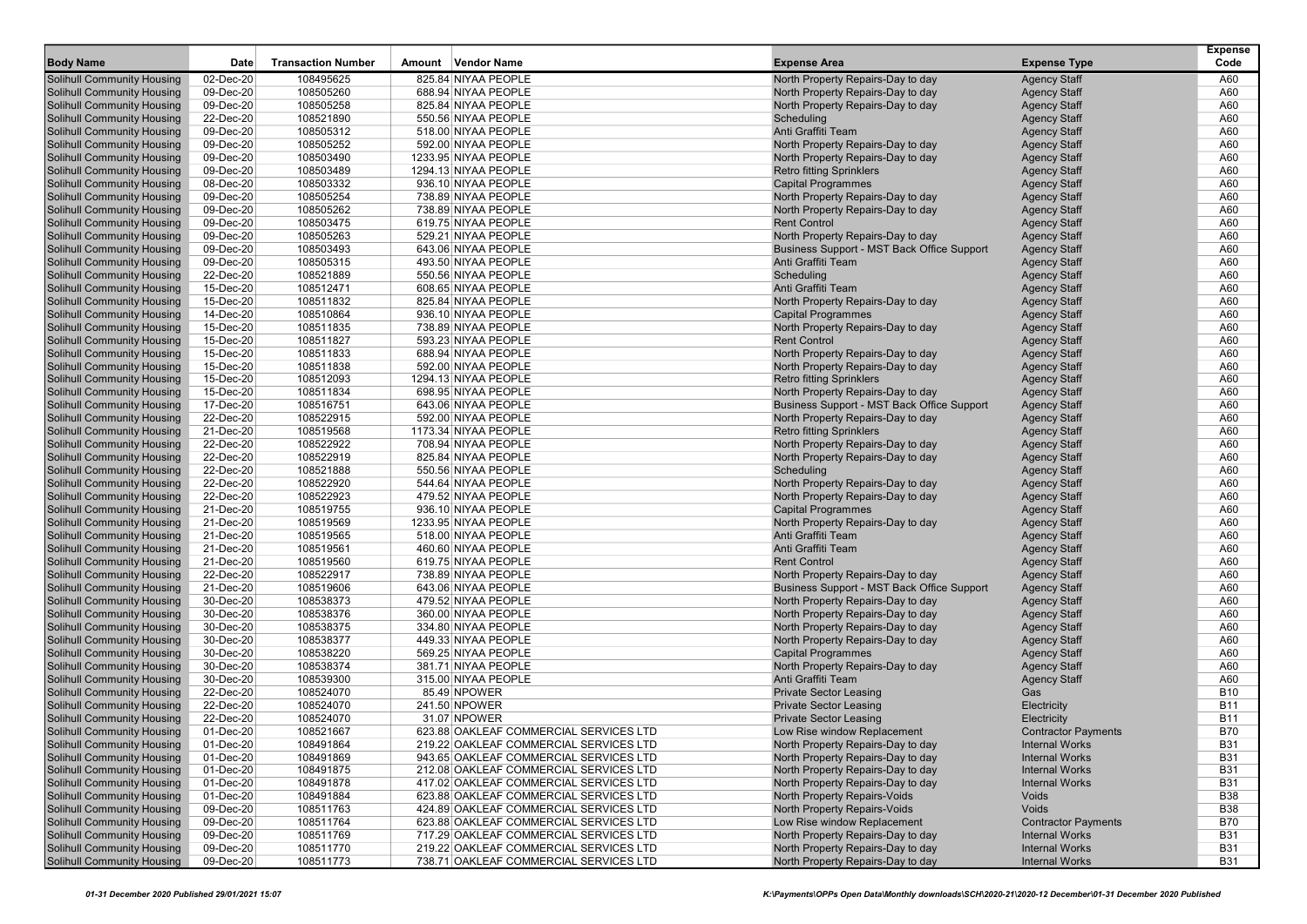| Body Name | Date | Transaction Number | Amount | Vendor Name | Expense Area | Expense Type | Expense Code |
|---|---|---|---|---|---|---|---|
| Solihull Community Housing | 02-Dec-20 | 108495625 | 825.84 | NIYAA PEOPLE | North Property Repairs-Day to day | Agency Staff | A60 |
| Solihull Community Housing | 09-Dec-20 | 108505260 | 688.94 | NIYAA PEOPLE | North Property Repairs-Day to day | Agency Staff | A60 |
| Solihull Community Housing | 09-Dec-20 | 108505258 | 825.84 | NIYAA PEOPLE | North Property Repairs-Day to day | Agency Staff | A60 |
| Solihull Community Housing | 22-Dec-20 | 108521890 | 550.56 | NIYAA PEOPLE | Scheduling | Agency Staff | A60 |
| Solihull Community Housing | 09-Dec-20 | 108505312 | 518.00 | NIYAA PEOPLE | Anti Graffiti Team | Agency Staff | A60 |
| Solihull Community Housing | 09-Dec-20 | 108505252 | 592.00 | NIYAA PEOPLE | North Property Repairs-Day to day | Agency Staff | A60 |
| Solihull Community Housing | 09-Dec-20 | 108503490 | 1233.95 | NIYAA PEOPLE | North Property Repairs-Day to day | Agency Staff | A60 |
| Solihull Community Housing | 09-Dec-20 | 108503489 | 1294.13 | NIYAA PEOPLE | Retro fitting Sprinklers | Agency Staff | A60 |
| Solihull Community Housing | 08-Dec-20 | 108503332 | 936.10 | NIYAA PEOPLE | Capital Programmes | Agency Staff | A60 |
| Solihull Community Housing | 09-Dec-20 | 108505254 | 738.89 | NIYAA PEOPLE | North Property Repairs-Day to day | Agency Staff | A60 |
| Solihull Community Housing | 09-Dec-20 | 108505262 | 738.89 | NIYAA PEOPLE | North Property Repairs-Day to day | Agency Staff | A60 |
| Solihull Community Housing | 09-Dec-20 | 108503475 | 619.75 | NIYAA PEOPLE | Rent Control | Agency Staff | A60 |
| Solihull Community Housing | 09-Dec-20 | 108505263 | 529.21 | NIYAA PEOPLE | North Property Repairs-Day to day | Agency Staff | A60 |
| Solihull Community Housing | 09-Dec-20 | 108503493 | 643.06 | NIYAA PEOPLE | Business Support - MST Back Office Support | Agency Staff | A60 |
| Solihull Community Housing | 09-Dec-20 | 108505315 | 493.50 | NIYAA PEOPLE | Anti Graffiti Team | Agency Staff | A60 |
| Solihull Community Housing | 22-Dec-20 | 108521889 | 550.56 | NIYAA PEOPLE | Scheduling | Agency Staff | A60 |
| Solihull Community Housing | 15-Dec-20 | 108512471 | 608.65 | NIYAA PEOPLE | Anti Graffiti Team | Agency Staff | A60 |
| Solihull Community Housing | 15-Dec-20 | 108511832 | 825.84 | NIYAA PEOPLE | North Property Repairs-Day to day | Agency Staff | A60 |
| Solihull Community Housing | 14-Dec-20 | 108510864 | 936.10 | NIYAA PEOPLE | Capital Programmes | Agency Staff | A60 |
| Solihull Community Housing | 15-Dec-20 | 108511835 | 738.89 | NIYAA PEOPLE | North Property Repairs-Day to day | Agency Staff | A60 |
| Solihull Community Housing | 15-Dec-20 | 108511827 | 593.23 | NIYAA PEOPLE | Rent Control | Agency Staff | A60 |
| Solihull Community Housing | 15-Dec-20 | 108511833 | 688.94 | NIYAA PEOPLE | North Property Repairs-Day to day | Agency Staff | A60 |
| Solihull Community Housing | 15-Dec-20 | 108511838 | 592.00 | NIYAA PEOPLE | North Property Repairs-Day to day | Agency Staff | A60 |
| Solihull Community Housing | 15-Dec-20 | 108512093 | 1294.13 | NIYAA PEOPLE | Retro fitting Sprinklers | Agency Staff | A60 |
| Solihull Community Housing | 15-Dec-20 | 108511834 | 698.95 | NIYAA PEOPLE | North Property Repairs-Day to day | Agency Staff | A60 |
| Solihull Community Housing | 17-Dec-20 | 108516751 | 643.06 | NIYAA PEOPLE | Business Support - MST Back Office Support | Agency Staff | A60 |
| Solihull Community Housing | 22-Dec-20 | 108522915 | 592.00 | NIYAA PEOPLE | North Property Repairs-Day to day | Agency Staff | A60 |
| Solihull Community Housing | 21-Dec-20 | 108519568 | 1173.34 | NIYAA PEOPLE | Retro fitting Sprinklers | Agency Staff | A60 |
| Solihull Community Housing | 22-Dec-20 | 108522922 | 708.94 | NIYAA PEOPLE | North Property Repairs-Day to day | Agency Staff | A60 |
| Solihull Community Housing | 22-Dec-20 | 108522919 | 825.84 | NIYAA PEOPLE | North Property Repairs-Day to day | Agency Staff | A60 |
| Solihull Community Housing | 22-Dec-20 | 108521888 | 550.56 | NIYAA PEOPLE | Scheduling | Agency Staff | A60 |
| Solihull Community Housing | 22-Dec-20 | 108522920 | 544.64 | NIYAA PEOPLE | North Property Repairs-Day to day | Agency Staff | A60 |
| Solihull Community Housing | 22-Dec-20 | 108522923 | 479.52 | NIYAA PEOPLE | North Property Repairs-Day to day | Agency Staff | A60 |
| Solihull Community Housing | 21-Dec-20 | 108519755 | 936.10 | NIYAA PEOPLE | Capital Programmes | Agency Staff | A60 |
| Solihull Community Housing | 21-Dec-20 | 108519569 | 1233.95 | NIYAA PEOPLE | North Property Repairs-Day to day | Agency Staff | A60 |
| Solihull Community Housing | 21-Dec-20 | 108519565 | 518.00 | NIYAA PEOPLE | Anti Graffiti Team | Agency Staff | A60 |
| Solihull Community Housing | 21-Dec-20 | 108519561 | 460.60 | NIYAA PEOPLE | Anti Graffiti Team | Agency Staff | A60 |
| Solihull Community Housing | 21-Dec-20 | 108519560 | 619.75 | NIYAA PEOPLE | Rent Control | Agency Staff | A60 |
| Solihull Community Housing | 22-Dec-20 | 108522917 | 738.89 | NIYAA PEOPLE | North Property Repairs-Day to day | Agency Staff | A60 |
| Solihull Community Housing | 21-Dec-20 | 108519606 | 643.06 | NIYAA PEOPLE | Business Support - MST Back Office Support | Agency Staff | A60 |
| Solihull Community Housing | 30-Dec-20 | 108538373 | 479.52 | NIYAA PEOPLE | North Property Repairs-Day to day | Agency Staff | A60 |
| Solihull Community Housing | 30-Dec-20 | 108538376 | 360.00 | NIYAA PEOPLE | North Property Repairs-Day to day | Agency Staff | A60 |
| Solihull Community Housing | 30-Dec-20 | 108538375 | 334.80 | NIYAA PEOPLE | North Property Repairs-Day to day | Agency Staff | A60 |
| Solihull Community Housing | 30-Dec-20 | 108538377 | 449.33 | NIYAA PEOPLE | North Property Repairs-Day to day | Agency Staff | A60 |
| Solihull Community Housing | 30-Dec-20 | 108538220 | 569.25 | NIYAA PEOPLE | Capital Programmes | Agency Staff | A60 |
| Solihull Community Housing | 30-Dec-20 | 108538374 | 381.71 | NIYAA PEOPLE | North Property Repairs-Day to day | Agency Staff | A60 |
| Solihull Community Housing | 30-Dec-20 | 108539300 | 315.00 | NIYAA PEOPLE | Anti Graffiti Team | Agency Staff | A60 |
| Solihull Community Housing | 22-Dec-20 | 108524070 | 85.49 | NPOWER | Private Sector Leasing | Gas | B10 |
| Solihull Community Housing | 22-Dec-20 | 108524070 | 241.50 | NPOWER | Private Sector Leasing | Electricity | B11 |
| Solihull Community Housing | 22-Dec-20 | 108524070 | 31.07 | NPOWER | Private Sector Leasing | Electricity | B11 |
| Solihull Community Housing | 01-Dec-20 | 108521667 | 623.88 | OAKLEAF COMMERCIAL SERVICES LTD | Low Rise window Replacement | Contractor Payments | B70 |
| Solihull Community Housing | 01-Dec-20 | 108491864 | 219.22 | OAKLEAF COMMERCIAL SERVICES LTD | North Property Repairs-Day to day | Internal Works | B31 |
| Solihull Community Housing | 01-Dec-20 | 108491869 | 943.65 | OAKLEAF COMMERCIAL SERVICES LTD | North Property Repairs-Day to day | Internal Works | B31 |
| Solihull Community Housing | 01-Dec-20 | 108491875 | 212.08 | OAKLEAF COMMERCIAL SERVICES LTD | North Property Repairs-Day to day | Internal Works | B31 |
| Solihull Community Housing | 01-Dec-20 | 108491878 | 417.02 | OAKLEAF COMMERCIAL SERVICES LTD | North Property Repairs-Day to day | Internal Works | B31 |
| Solihull Community Housing | 01-Dec-20 | 108491884 | 623.88 | OAKLEAF COMMERCIAL SERVICES LTD | North Property Repairs-Voids | Voids | B38 |
| Solihull Community Housing | 09-Dec-20 | 108511763 | 424.89 | OAKLEAF COMMERCIAL SERVICES LTD | North Property Repairs-Voids | Voids | B38 |
| Solihull Community Housing | 09-Dec-20 | 108511764 | 623.88 | OAKLEAF COMMERCIAL SERVICES LTD | Low Rise window Replacement | Contractor Payments | B70 |
| Solihull Community Housing | 09-Dec-20 | 108511769 | 717.29 | OAKLEAF COMMERCIAL SERVICES LTD | North Property Repairs-Day to day | Internal Works | B31 |
| Solihull Community Housing | 09-Dec-20 | 108511770 | 219.22 | OAKLEAF COMMERCIAL SERVICES LTD | North Property Repairs-Day to day | Internal Works | B31 |
| Solihull Community Housing | 09-Dec-20 | 108511773 | 738.71 | OAKLEAF COMMERCIAL SERVICES LTD | North Property Repairs-Day to day | Internal Works | B31 |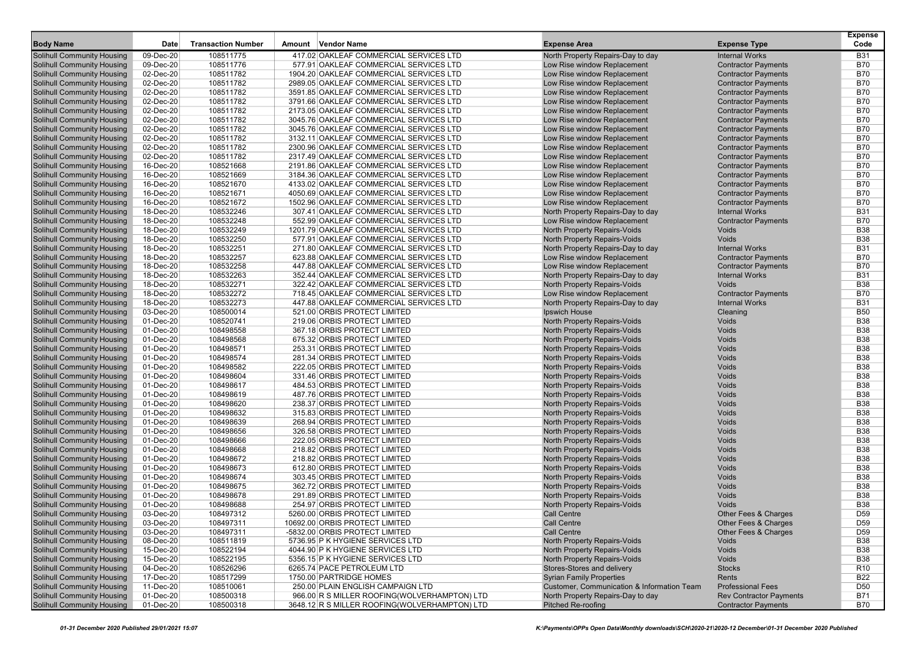| Body Name | Date | Transaction Number | Amount | Vendor Name | Expense Area | Expense Type | Expense Code |
|---|---|---|---|---|---|---|---|
| Solihull Community Housing | 09-Dec-20 | 108511775 | 417.02 | OAKLEAF COMMERCIAL SERVICES LTD | North Property Repairs-Day to day | Internal Works | B31 |
| Solihull Community Housing | 09-Dec-20 | 108511776 | 577.91 | OAKLEAF COMMERCIAL SERVICES LTD | Low Rise window Replacement | Contractor Payments | B70 |
| Solihull Community Housing | 02-Dec-20 | 108511782 | 1904.20 | OAKLEAF COMMERCIAL SERVICES LTD | Low Rise window Replacement | Contractor Payments | B70 |
| Solihull Community Housing | 02-Dec-20 | 108511782 | 2989.05 | OAKLEAF COMMERCIAL SERVICES LTD | Low Rise window Replacement | Contractor Payments | B70 |
| Solihull Community Housing | 02-Dec-20 | 108511782 | 3591.85 | OAKLEAF COMMERCIAL SERVICES LTD | Low Rise window Replacement | Contractor Payments | B70 |
| Solihull Community Housing | 02-Dec-20 | 108511782 | 3791.66 | OAKLEAF COMMERCIAL SERVICES LTD | Low Rise window Replacement | Contractor Payments | B70 |
| Solihull Community Housing | 02-Dec-20 | 108511782 | 2173.05 | OAKLEAF COMMERCIAL SERVICES LTD | Low Rise window Replacement | Contractor Payments | B70 |
| Solihull Community Housing | 02-Dec-20 | 108511782 | 3045.76 | OAKLEAF COMMERCIAL SERVICES LTD | Low Rise window Replacement | Contractor Payments | B70 |
| Solihull Community Housing | 02-Dec-20 | 108511782 | 3045.76 | OAKLEAF COMMERCIAL SERVICES LTD | Low Rise window Replacement | Contractor Payments | B70 |
| Solihull Community Housing | 02-Dec-20 | 108511782 | 3132.11 | OAKLEAF COMMERCIAL SERVICES LTD | Low Rise window Replacement | Contractor Payments | B70 |
| Solihull Community Housing | 02-Dec-20 | 108511782 | 2300.96 | OAKLEAF COMMERCIAL SERVICES LTD | Low Rise window Replacement | Contractor Payments | B70 |
| Solihull Community Housing | 02-Dec-20 | 108511782 | 2317.49 | OAKLEAF COMMERCIAL SERVICES LTD | Low Rise window Replacement | Contractor Payments | B70 |
| Solihull Community Housing | 16-Dec-20 | 108521668 | 2191.86 | OAKLEAF COMMERCIAL SERVICES LTD | Low Rise window Replacement | Contractor Payments | B70 |
| Solihull Community Housing | 16-Dec-20 | 108521669 | 3184.36 | OAKLEAF COMMERCIAL SERVICES LTD | Low Rise window Replacement | Contractor Payments | B70 |
| Solihull Community Housing | 16-Dec-20 | 108521670 | 4133.02 | OAKLEAF COMMERCIAL SERVICES LTD | Low Rise window Replacement | Contractor Payments | B70 |
| Solihull Community Housing | 16-Dec-20 | 108521671 | 4050.69 | OAKLEAF COMMERCIAL SERVICES LTD | Low Rise window Replacement | Contractor Payments | B70 |
| Solihull Community Housing | 16-Dec-20 | 108521672 | 1502.96 | OAKLEAF COMMERCIAL SERVICES LTD | Low Rise window Replacement | Contractor Payments | B70 |
| Solihull Community Housing | 18-Dec-20 | 108532246 | 307.41 | OAKLEAF COMMERCIAL SERVICES LTD | North Property Repairs-Day to day | Internal Works | B31 |
| Solihull Community Housing | 18-Dec-20 | 108532248 | 552.99 | OAKLEAF COMMERCIAL SERVICES LTD | Low Rise window Replacement | Contractor Payments | B70 |
| Solihull Community Housing | 18-Dec-20 | 108532249 | 1201.79 | OAKLEAF COMMERCIAL SERVICES LTD | North Property Repairs-Voids | Voids | B38 |
| Solihull Community Housing | 18-Dec-20 | 108532250 | 577.91 | OAKLEAF COMMERCIAL SERVICES LTD | North Property Repairs-Voids | Voids | B38 |
| Solihull Community Housing | 18-Dec-20 | 108532251 | 271.80 | OAKLEAF COMMERCIAL SERVICES LTD | North Property Repairs-Day to day | Internal Works | B31 |
| Solihull Community Housing | 18-Dec-20 | 108532257 | 623.88 | OAKLEAF COMMERCIAL SERVICES LTD | Low Rise window Replacement | Contractor Payments | B70 |
| Solihull Community Housing | 18-Dec-20 | 108532258 | 447.88 | OAKLEAF COMMERCIAL SERVICES LTD | Low Rise window Replacement | Contractor Payments | B70 |
| Solihull Community Housing | 18-Dec-20 | 108532263 | 352.44 | OAKLEAF COMMERCIAL SERVICES LTD | North Property Repairs-Day to day | Internal Works | B31 |
| Solihull Community Housing | 18-Dec-20 | 108532271 | 322.42 | OAKLEAF COMMERCIAL SERVICES LTD | North Property Repairs-Voids | Voids | B38 |
| Solihull Community Housing | 18-Dec-20 | 108532272 | 718.45 | OAKLEAF COMMERCIAL SERVICES LTD | Low Rise window Replacement | Contractor Payments | B70 |
| Solihull Community Housing | 18-Dec-20 | 108532273 | 447.88 | OAKLEAF COMMERCIAL SERVICES LTD | North Property Repairs-Day to day | Internal Works | B31 |
| Solihull Community Housing | 03-Dec-20 | 108500014 | 521.00 | ORBIS PROTECT LIMITED | Ipswich House | Cleaning | B50 |
| Solihull Community Housing | 01-Dec-20 | 108520741 | 219.06 | ORBIS PROTECT LIMITED | North Property Repairs-Voids | Voids | B38 |
| Solihull Community Housing | 01-Dec-20 | 108498558 | 367.18 | ORBIS PROTECT LIMITED | North Property Repairs-Voids | Voids | B38 |
| Solihull Community Housing | 01-Dec-20 | 108498568 | 675.32 | ORBIS PROTECT LIMITED | North Property Repairs-Voids | Voids | B38 |
| Solihull Community Housing | 01-Dec-20 | 108498571 | 253.31 | ORBIS PROTECT LIMITED | North Property Repairs-Voids | Voids | B38 |
| Solihull Community Housing | 01-Dec-20 | 108498574 | 281.34 | ORBIS PROTECT LIMITED | North Property Repairs-Voids | Voids | B38 |
| Solihull Community Housing | 01-Dec-20 | 108498582 | 222.05 | ORBIS PROTECT LIMITED | North Property Repairs-Voids | Voids | B38 |
| Solihull Community Housing | 01-Dec-20 | 108498604 | 331.46 | ORBIS PROTECT LIMITED | North Property Repairs-Voids | Voids | B38 |
| Solihull Community Housing | 01-Dec-20 | 108498617 | 484.53 | ORBIS PROTECT LIMITED | North Property Repairs-Voids | Voids | B38 |
| Solihull Community Housing | 01-Dec-20 | 108498619 | 487.76 | ORBIS PROTECT LIMITED | North Property Repairs-Voids | Voids | B38 |
| Solihull Community Housing | 01-Dec-20 | 108498620 | 238.37 | ORBIS PROTECT LIMITED | North Property Repairs-Voids | Voids | B38 |
| Solihull Community Housing | 01-Dec-20 | 108498632 | 315.83 | ORBIS PROTECT LIMITED | North Property Repairs-Voids | Voids | B38 |
| Solihull Community Housing | 01-Dec-20 | 108498639 | 268.94 | ORBIS PROTECT LIMITED | North Property Repairs-Voids | Voids | B38 |
| Solihull Community Housing | 01-Dec-20 | 108498656 | 326.58 | ORBIS PROTECT LIMITED | North Property Repairs-Voids | Voids | B38 |
| Solihull Community Housing | 01-Dec-20 | 108498666 | 222.05 | ORBIS PROTECT LIMITED | North Property Repairs-Voids | Voids | B38 |
| Solihull Community Housing | 01-Dec-20 | 108498668 | 218.82 | ORBIS PROTECT LIMITED | North Property Repairs-Voids | Voids | B38 |
| Solihull Community Housing | 01-Dec-20 | 108498672 | 218.82 | ORBIS PROTECT LIMITED | North Property Repairs-Voids | Voids | B38 |
| Solihull Community Housing | 01-Dec-20 | 108498673 | 612.80 | ORBIS PROTECT LIMITED | North Property Repairs-Voids | Voids | B38 |
| Solihull Community Housing | 01-Dec-20 | 108498674 | 303.45 | ORBIS PROTECT LIMITED | North Property Repairs-Voids | Voids | B38 |
| Solihull Community Housing | 01-Dec-20 | 108498675 | 362.72 | ORBIS PROTECT LIMITED | North Property Repairs-Voids | Voids | B38 |
| Solihull Community Housing | 01-Dec-20 | 108498678 | 291.89 | ORBIS PROTECT LIMITED | North Property Repairs-Voids | Voids | B38 |
| Solihull Community Housing | 01-Dec-20 | 108498688 | 254.97 | ORBIS PROTECT LIMITED | North Property Repairs-Voids | Voids | B38 |
| Solihull Community Housing | 03-Dec-20 | 108497312 | 5260.00 | ORBIS PROTECT LIMITED | Call Centre | Other Fees & Charges | D59 |
| Solihull Community Housing | 03-Dec-20 | 108497311 | 10692.00 | ORBIS PROTECT LIMITED | Call Centre | Other Fees & Charges | D59 |
| Solihull Community Housing | 03-Dec-20 | 108497311 | -5832.00 | ORBIS PROTECT LIMITED | Call Centre | Other Fees & Charges | D59 |
| Solihull Community Housing | 08-Dec-20 | 108511819 | 5736.95 | P K HYGIENE SERVICES LTD | North Property Repairs-Voids | Voids | B38 |
| Solihull Community Housing | 15-Dec-20 | 108522194 | 4044.90 | P K HYGIENE SERVICES LTD | North Property Repairs-Voids | Voids | B38 |
| Solihull Community Housing | 15-Dec-20 | 108522195 | 5356.15 | P K HYGIENE SERVICES LTD | North Property Repairs-Voids | Voids | B38 |
| Solihull Community Housing | 04-Dec-20 | 108526296 | 6265.74 | PACE PETROLEUM LTD | Stores-Stores and delivery | Stocks | R10 |
| Solihull Community Housing | 17-Dec-20 | 108517299 | 1750.00 | PARTRIDGE HOMES | Syrian Family Properties | Rents | B22 |
| Solihull Community Housing | 11-Dec-20 | 108510061 | 250.00 | PLAIN ENGLISH CAMPAIGN LTD | Customer, Communication & Information Team | Professional Fees | D50 |
| Solihull Community Housing | 01-Dec-20 | 108500318 | 966.00 | R S MILLER ROOFING(WOLVERHAMPTON) LTD | North Property Repairs-Day to day | Rev Contractor Payments | B71 |
| Solihull Community Housing | 01-Dec-20 | 108500318 | 3648.12 | R S MILLER ROOFING(WOLVERHAMPTON) LTD | Pitched Re-roofing | Contractor Payments | B70 |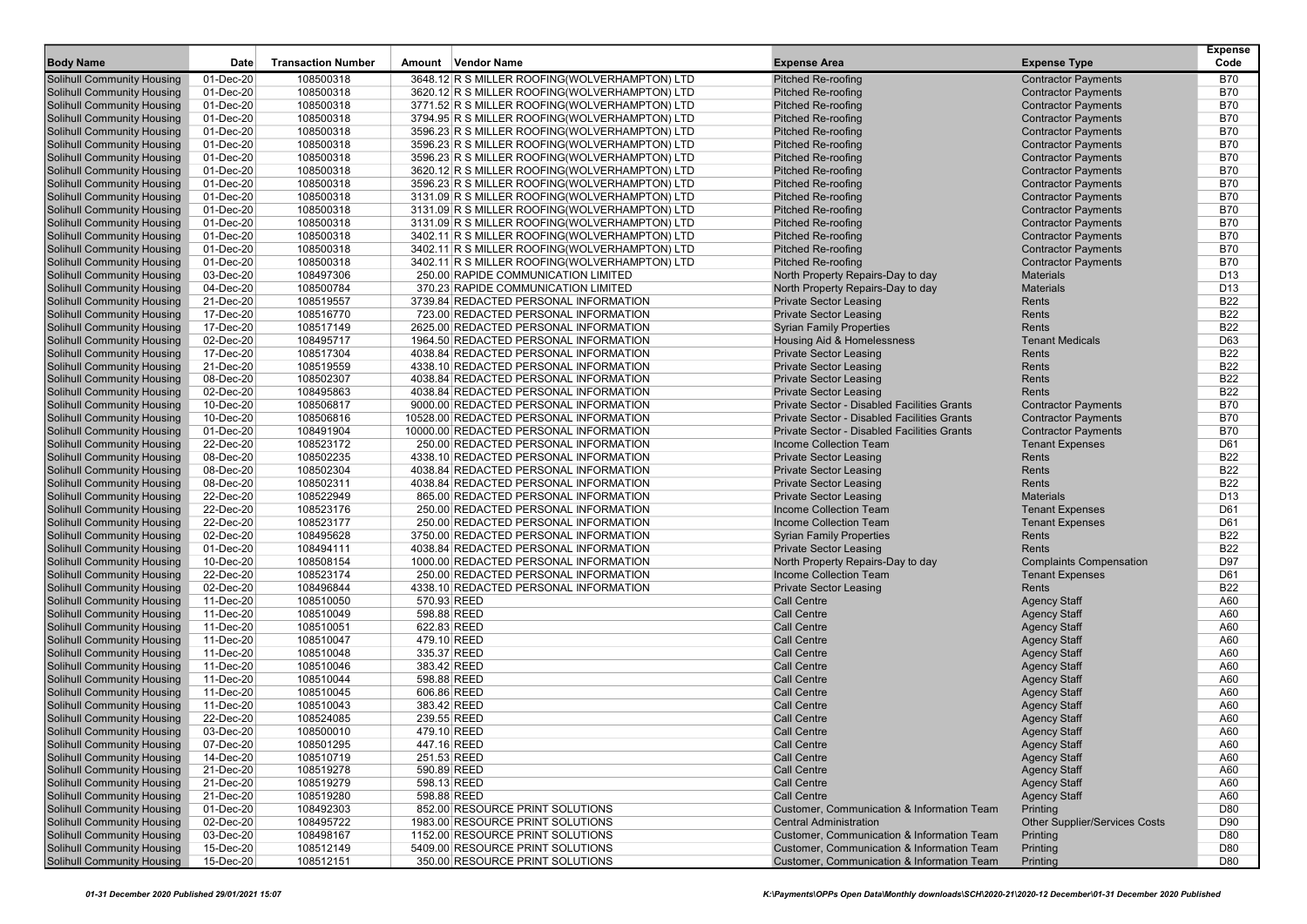| Body Name | Date | Transaction Number | Amount | Vendor Name | Expense Area | Expense Type | Expense Code |
|---|---|---|---|---|---|---|---|
| Solihull Community Housing | 01-Dec-20 | 108500318 | 3648.12 | R S MILLER ROOFING(WOLVERHAMPTON) LTD | Pitched Re-roofing | Contractor Payments | B70 |
| Solihull Community Housing | 01-Dec-20 | 108500318 | 3620.12 | R S MILLER ROOFING(WOLVERHAMPTON) LTD | Pitched Re-roofing | Contractor Payments | B70 |
| Solihull Community Housing | 01-Dec-20 | 108500318 | 3771.52 | R S MILLER ROOFING(WOLVERHAMPTON) LTD | Pitched Re-roofing | Contractor Payments | B70 |
| Solihull Community Housing | 01-Dec-20 | 108500318 | 3794.95 | R S MILLER ROOFING(WOLVERHAMPTON) LTD | Pitched Re-roofing | Contractor Payments | B70 |
| Solihull Community Housing | 01-Dec-20 | 108500318 | 3596.23 | R S MILLER ROOFING(WOLVERHAMPTON) LTD | Pitched Re-roofing | Contractor Payments | B70 |
| Solihull Community Housing | 01-Dec-20 | 108500318 | 3596.23 | R S MILLER ROOFING(WOLVERHAMPTON) LTD | Pitched Re-roofing | Contractor Payments | B70 |
| Solihull Community Housing | 01-Dec-20 | 108500318 | 3596.23 | R S MILLER ROOFING(WOLVERHAMPTON) LTD | Pitched Re-roofing | Contractor Payments | B70 |
| Solihull Community Housing | 01-Dec-20 | 108500318 | 3620.12 | R S MILLER ROOFING(WOLVERHAMPTON) LTD | Pitched Re-roofing | Contractor Payments | B70 |
| Solihull Community Housing | 01-Dec-20 | 108500318 | 3596.23 | R S MILLER ROOFING(WOLVERHAMPTON) LTD | Pitched Re-roofing | Contractor Payments | B70 |
| Solihull Community Housing | 01-Dec-20 | 108500318 | 3131.09 | R S MILLER ROOFING(WOLVERHAMPTON) LTD | Pitched Re-roofing | Contractor Payments | B70 |
| Solihull Community Housing | 01-Dec-20 | 108500318 | 3131.09 | R S MILLER ROOFING(WOLVERHAMPTON) LTD | Pitched Re-roofing | Contractor Payments | B70 |
| Solihull Community Housing | 01-Dec-20 | 108500318 | 3131.09 | R S MILLER ROOFING(WOLVERHAMPTON) LTD | Pitched Re-roofing | Contractor Payments | B70 |
| Solihull Community Housing | 01-Dec-20 | 108500318 | 3402.11 | R S MILLER ROOFING(WOLVERHAMPTON) LTD | Pitched Re-roofing | Contractor Payments | B70 |
| Solihull Community Housing | 01-Dec-20 | 108500318 | 3402.11 | R S MILLER ROOFING(WOLVERHAMPTON) LTD | Pitched Re-roofing | Contractor Payments | B70 |
| Solihull Community Housing | 01-Dec-20 | 108500318 | 3402.11 | R S MILLER ROOFING(WOLVERHAMPTON) LTD | Pitched Re-roofing | Contractor Payments | B70 |
| Solihull Community Housing | 03-Dec-20 | 108497306 | 250.00 | RAPIDE COMMUNICATION LIMITED | North Property Repairs-Day to day | Materials | D13 |
| Solihull Community Housing | 04-Dec-20 | 108500784 | 370.23 | RAPIDE COMMUNICATION LIMITED | North Property Repairs-Day to day | Materials | D13 |
| Solihull Community Housing | 21-Dec-20 | 108519557 | 3739.84 | REDACTED PERSONAL INFORMATION | Private Sector Leasing | Rents | B22 |
| Solihull Community Housing | 17-Dec-20 | 108516770 | 723.00 | REDACTED PERSONAL INFORMATION | Private Sector Leasing | Rents | B22 |
| Solihull Community Housing | 17-Dec-20 | 108517149 | 2625.00 | REDACTED PERSONAL INFORMATION | Syrian Family Properties | Rents | B22 |
| Solihull Community Housing | 02-Dec-20 | 108495717 | 1964.50 | REDACTED PERSONAL INFORMATION | Housing Aid & Homelessness | Tenant Medicals | D63 |
| Solihull Community Housing | 17-Dec-20 | 108517304 | 4038.84 | REDACTED PERSONAL INFORMATION | Private Sector Leasing | Rents | B22 |
| Solihull Community Housing | 21-Dec-20 | 108519559 | 4338.10 | REDACTED PERSONAL INFORMATION | Private Sector Leasing | Rents | B22 |
| Solihull Community Housing | 08-Dec-20 | 108502307 | 4038.84 | REDACTED PERSONAL INFORMATION | Private Sector Leasing | Rents | B22 |
| Solihull Community Housing | 02-Dec-20 | 108495863 | 4038.84 | REDACTED PERSONAL INFORMATION | Private Sector Leasing | Rents | B22 |
| Solihull Community Housing | 10-Dec-20 | 108506817 | 9000.00 | REDACTED PERSONAL INFORMATION | Private Sector - Disabled Facilities Grants | Contractor Payments | B70 |
| Solihull Community Housing | 10-Dec-20 | 108506816 | 10528.00 | REDACTED PERSONAL INFORMATION | Private Sector - Disabled Facilities Grants | Contractor Payments | B70 |
| Solihull Community Housing | 01-Dec-20 | 108491904 | 10000.00 | REDACTED PERSONAL INFORMATION | Private Sector - Disabled Facilities Grants | Contractor Payments | B70 |
| Solihull Community Housing | 22-Dec-20 | 108523172 | 250.00 | REDACTED PERSONAL INFORMATION | Income Collection Team | Tenant Expenses | D61 |
| Solihull Community Housing | 08-Dec-20 | 108502235 | 4338.10 | REDACTED PERSONAL INFORMATION | Private Sector Leasing | Rents | B22 |
| Solihull Community Housing | 08-Dec-20 | 108502304 | 4038.84 | REDACTED PERSONAL INFORMATION | Private Sector Leasing | Rents | B22 |
| Solihull Community Housing | 08-Dec-20 | 108502311 | 4038.84 | REDACTED PERSONAL INFORMATION | Private Sector Leasing | Rents | B22 |
| Solihull Community Housing | 22-Dec-20 | 108522949 | 865.00 | REDACTED PERSONAL INFORMATION | Private Sector Leasing | Materials | D13 |
| Solihull Community Housing | 22-Dec-20 | 108523176 | 250.00 | REDACTED PERSONAL INFORMATION | Income Collection Team | Tenant Expenses | D61 |
| Solihull Community Housing | 22-Dec-20 | 108523177 | 250.00 | REDACTED PERSONAL INFORMATION | Income Collection Team | Tenant Expenses | D61 |
| Solihull Community Housing | 02-Dec-20 | 108495628 | 3750.00 | REDACTED PERSONAL INFORMATION | Syrian Family Properties | Rents | B22 |
| Solihull Community Housing | 01-Dec-20 | 108494111 | 4038.84 | REDACTED PERSONAL INFORMATION | Private Sector Leasing | Rents | B22 |
| Solihull Community Housing | 10-Dec-20 | 108508154 | 1000.00 | REDACTED PERSONAL INFORMATION | North Property Repairs-Day to day | Complaints Compensation | D97 |
| Solihull Community Housing | 22-Dec-20 | 108523174 | 250.00 | REDACTED PERSONAL INFORMATION | Income Collection Team | Tenant Expenses | D61 |
| Solihull Community Housing | 02-Dec-20 | 108496844 | 4338.10 | REDACTED PERSONAL INFORMATION | Private Sector Leasing | Rents | B22 |
| Solihull Community Housing | 11-Dec-20 | 108510050 | 570.93 | REED | Call Centre | Agency Staff | A60 |
| Solihull Community Housing | 11-Dec-20 | 108510049 | 598.88 | REED | Call Centre | Agency Staff | A60 |
| Solihull Community Housing | 11-Dec-20 | 108510051 | 622.83 | REED | Call Centre | Agency Staff | A60 |
| Solihull Community Housing | 11-Dec-20 | 108510047 | 479.10 | REED | Call Centre | Agency Staff | A60 |
| Solihull Community Housing | 11-Dec-20 | 108510048 | 335.37 | REED | Call Centre | Agency Staff | A60 |
| Solihull Community Housing | 11-Dec-20 | 108510046 | 383.42 | REED | Call Centre | Agency Staff | A60 |
| Solihull Community Housing | 11-Dec-20 | 108510044 | 598.88 | REED | Call Centre | Agency Staff | A60 |
| Solihull Community Housing | 11-Dec-20 | 108510045 | 606.86 | REED | Call Centre | Agency Staff | A60 |
| Solihull Community Housing | 11-Dec-20 | 108510043 | 383.42 | REED | Call Centre | Agency Staff | A60 |
| Solihull Community Housing | 22-Dec-20 | 108524085 | 239.55 | REED | Call Centre | Agency Staff | A60 |
| Solihull Community Housing | 03-Dec-20 | 108500010 | 479.10 | REED | Call Centre | Agency Staff | A60 |
| Solihull Community Housing | 07-Dec-20 | 108501295 | 447.16 | REED | Call Centre | Agency Staff | A60 |
| Solihull Community Housing | 14-Dec-20 | 108510719 | 251.53 | REED | Call Centre | Agency Staff | A60 |
| Solihull Community Housing | 21-Dec-20 | 108519278 | 590.89 | REED | Call Centre | Agency Staff | A60 |
| Solihull Community Housing | 21-Dec-20 | 108519279 | 598.13 | REED | Call Centre | Agency Staff | A60 |
| Solihull Community Housing | 21-Dec-20 | 108519280 | 598.88 | REED | Call Centre | Agency Staff | A60 |
| Solihull Community Housing | 01-Dec-20 | 108492303 | 852.00 | RESOURCE PRINT SOLUTIONS | Customer, Communication & Information Team | Printing | D80 |
| Solihull Community Housing | 02-Dec-20 | 108495722 | 1983.00 | RESOURCE PRINT SOLUTIONS | Central Administration | Other Supplier/Services Costs | D90 |
| Solihull Community Housing | 03-Dec-20 | 108498167 | 1152.00 | RESOURCE PRINT SOLUTIONS | Customer, Communication & Information Team | Printing | D80 |
| Solihull Community Housing | 15-Dec-20 | 108512149 | 5409.00 | RESOURCE PRINT SOLUTIONS | Customer, Communication & Information Team | Printing | D80 |
| Solihull Community Housing | 15-Dec-20 | 108512151 | 350.00 | RESOURCE PRINT SOLUTIONS | Customer, Communication & Information Team | Printing | D80 |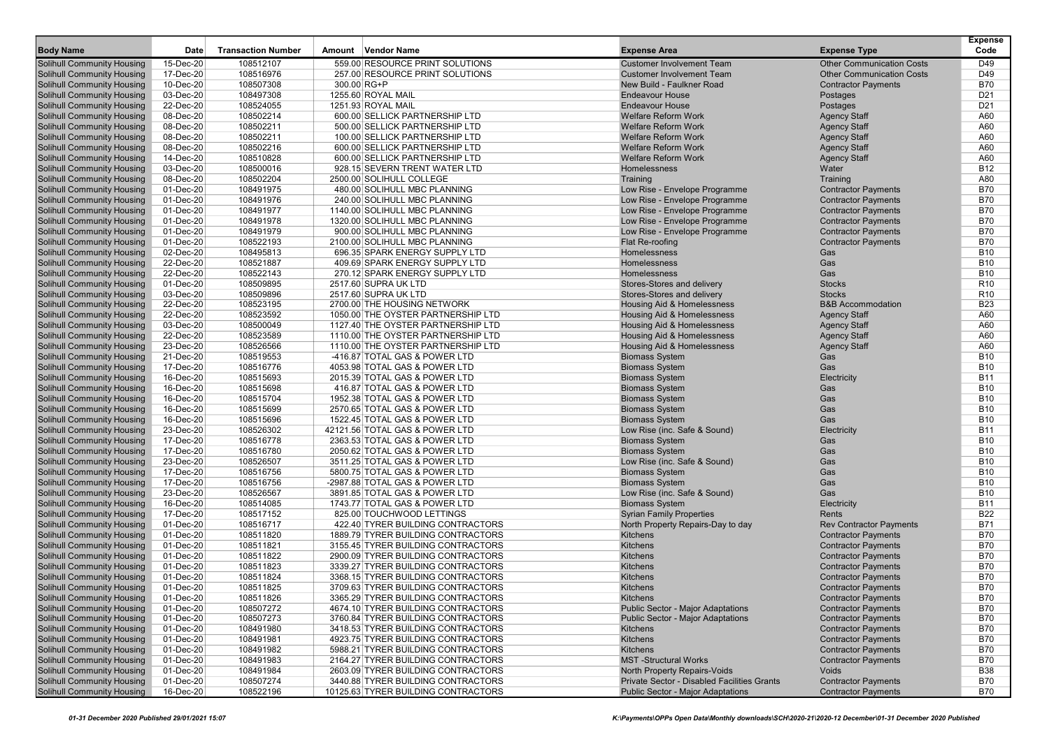| Body Name | Date | Transaction Number | Amount | Vendor Name | Expense Area | Expense Type | Expense Code |
|---|---|---|---|---|---|---|---|
| Solihull Community Housing | 15-Dec-20 | 108512107 | 559.00 | RESOURCE PRINT SOLUTIONS | Customer Involvement Team | Other Communication Costs | D49 |
| Solihull Community Housing | 17-Dec-20 | 108516976 | 257.00 | RESOURCE PRINT SOLUTIONS | Customer Involvement Team | Other Communication Costs | D49 |
| Solihull Community Housing | 10-Dec-20 | 108507308 | 300.00 | RG+P | New Build - Faulkner Road | Contractor Payments | B70 |
| Solihull Community Housing | 03-Dec-20 | 108497308 | 1255.60 | ROYAL MAIL | Endeavour House | Postages | D21 |
| Solihull Community Housing | 22-Dec-20 | 108524055 | 1251.93 | ROYAL MAIL | Endeavour House | Postages | D21 |
| Solihull Community Housing | 08-Dec-20 | 108502214 | 600.00 | SELLICK PARTNERSHIP LTD | Welfare Reform Work | Agency Staff | A60 |
| Solihull Community Housing | 08-Dec-20 | 108502211 | 500.00 | SELLICK PARTNERSHIP LTD | Welfare Reform Work | Agency Staff | A60 |
| Solihull Community Housing | 08-Dec-20 | 108502211 | 100.00 | SELLICK PARTNERSHIP LTD | Welfare Reform Work | Agency Staff | A60 |
| Solihull Community Housing | 08-Dec-20 | 108502216 | 600.00 | SELLICK PARTNERSHIP LTD | Welfare Reform Work | Agency Staff | A60 |
| Solihull Community Housing | 14-Dec-20 | 108510828 | 600.00 | SELLICK PARTNERSHIP LTD | Welfare Reform Work | Agency Staff | A60 |
| Solihull Community Housing | 03-Dec-20 | 108500016 | 928.15 | SEVERN TRENT WATER LTD | Homelessness | Water | B12 |
| Solihull Community Housing | 08-Dec-20 | 108502204 | 2500.00 | SOLIHULL COLLEGE | Training | Training | A80 |
| Solihull Community Housing | 01-Dec-20 | 108491975 | 480.00 | SOLIHULL MBC PLANNING | Low Rise - Envelope Programme | Contractor Payments | B70 |
| Solihull Community Housing | 01-Dec-20 | 108491976 | 240.00 | SOLIHULL MBC PLANNING | Low Rise - Envelope Programme | Contractor Payments | B70 |
| Solihull Community Housing | 01-Dec-20 | 108491977 | 1140.00 | SOLIHULL MBC PLANNING | Low Rise - Envelope Programme | Contractor Payments | B70 |
| Solihull Community Housing | 01-Dec-20 | 108491978 | 1320.00 | SOLIHULL MBC PLANNING | Low Rise - Envelope Programme | Contractor Payments | B70 |
| Solihull Community Housing | 01-Dec-20 | 108491979 | 900.00 | SOLIHULL MBC PLANNING | Low Rise - Envelope Programme | Contractor Payments | B70 |
| Solihull Community Housing | 01-Dec-20 | 108522193 | 2100.00 | SOLIHULL MBC PLANNING | Flat Re-roofing | Contractor Payments | B70 |
| Solihull Community Housing | 02-Dec-20 | 108495813 | 696.35 | SPARK ENERGY SUPPLY LTD | Homelessness | Gas | B10 |
| Solihull Community Housing | 22-Dec-20 | 108521887 | 409.69 | SPARK ENERGY SUPPLY LTD | Homelessness | Gas | B10 |
| Solihull Community Housing | 22-Dec-20 | 108522143 | 270.12 | SPARK ENERGY SUPPLY LTD | Homelessness | Gas | B10 |
| Solihull Community Housing | 01-Dec-20 | 108509895 | 2517.60 | SUPRA UK LTD | Stores-Stores and delivery | Stocks | R10 |
| Solihull Community Housing | 03-Dec-20 | 108509896 | 2517.60 | SUPRA UK LTD | Stores-Stores and delivery | Stocks | R10 |
| Solihull Community Housing | 22-Dec-20 | 108523195 | 2700.00 | THE HOUSING NETWORK | Housing Aid & Homelessness | B&B Accommodation | B23 |
| Solihull Community Housing | 22-Dec-20 | 108523592 | 1050.00 | THE OYSTER PARTNERSHIP LTD | Housing Aid & Homelessness | Agency Staff | A60 |
| Solihull Community Housing | 03-Dec-20 | 108500049 | 1127.40 | THE OYSTER PARTNERSHIP LTD | Housing Aid & Homelessness | Agency Staff | A60 |
| Solihull Community Housing | 22-Dec-20 | 108523589 | 1110.00 | THE OYSTER PARTNERSHIP LTD | Housing Aid & Homelessness | Agency Staff | A60 |
| Solihull Community Housing | 23-Dec-20 | 108526566 | 1110.00 | THE OYSTER PARTNERSHIP LTD | Housing Aid & Homelessness | Agency Staff | A60 |
| Solihull Community Housing | 21-Dec-20 | 108519553 | -416.87 | TOTAL GAS & POWER LTD | Biomass System | Gas | B10 |
| Solihull Community Housing | 17-Dec-20 | 108516776 | 4053.98 | TOTAL GAS & POWER LTD | Biomass System | Gas | B10 |
| Solihull Community Housing | 16-Dec-20 | 108515693 | 2015.39 | TOTAL GAS & POWER LTD | Biomass System | Electricity | B11 |
| Solihull Community Housing | 16-Dec-20 | 108515698 | 416.87 | TOTAL GAS & POWER LTD | Biomass System | Gas | B10 |
| Solihull Community Housing | 16-Dec-20 | 108515704 | 1952.38 | TOTAL GAS & POWER LTD | Biomass System | Gas | B10 |
| Solihull Community Housing | 16-Dec-20 | 108515699 | 2570.65 | TOTAL GAS & POWER LTD | Biomass System | Gas | B10 |
| Solihull Community Housing | 16-Dec-20 | 108515696 | 1522.45 | TOTAL GAS & POWER LTD | Biomass System | Gas | B10 |
| Solihull Community Housing | 23-Dec-20 | 108526302 | 42121.56 | TOTAL GAS & POWER LTD | Low Rise (inc. Safe & Sound) | Electricity | B11 |
| Solihull Community Housing | 17-Dec-20 | 108516778 | 2363.53 | TOTAL GAS & POWER LTD | Biomass System | Gas | B10 |
| Solihull Community Housing | 17-Dec-20 | 108516780 | 2050.62 | TOTAL GAS & POWER LTD | Biomass System | Gas | B10 |
| Solihull Community Housing | 23-Dec-20 | 108526507 | 3511.25 | TOTAL GAS & POWER LTD | Low Rise (inc. Safe & Sound) | Gas | B10 |
| Solihull Community Housing | 17-Dec-20 | 108516756 | 5800.75 | TOTAL GAS & POWER LTD | Biomass System | Gas | B10 |
| Solihull Community Housing | 17-Dec-20 | 108516756 | -2987.88 | TOTAL GAS & POWER LTD | Biomass System | Gas | B10 |
| Solihull Community Housing | 23-Dec-20 | 108526567 | 3891.85 | TOTAL GAS & POWER LTD | Low Rise (inc. Safe & Sound) | Gas | B10 |
| Solihull Community Housing | 16-Dec-20 | 108514085 | 1743.77 | TOTAL GAS & POWER LTD | Biomass System | Electricity | B11 |
| Solihull Community Housing | 17-Dec-20 | 108517152 | 825.00 | TOUCHWOOD LETTINGS | Syrian Family Properties | Rents | B22 |
| Solihull Community Housing | 01-Dec-20 | 108516717 | 422.40 | TYRER BUILDING CONTRACTORS | North Property Repairs-Day to day | Rev Contractor Payments | B71 |
| Solihull Community Housing | 01-Dec-20 | 108511820 | 1889.79 | TYRER BUILDING CONTRACTORS | Kitchens | Contractor Payments | B70 |
| Solihull Community Housing | 01-Dec-20 | 108511821 | 3155.45 | TYRER BUILDING CONTRACTORS | Kitchens | Contractor Payments | B70 |
| Solihull Community Housing | 01-Dec-20 | 108511822 | 2900.09 | TYRER BUILDING CONTRACTORS | Kitchens | Contractor Payments | B70 |
| Solihull Community Housing | 01-Dec-20 | 108511823 | 3339.27 | TYRER BUILDING CONTRACTORS | Kitchens | Contractor Payments | B70 |
| Solihull Community Housing | 01-Dec-20 | 108511824 | 3368.15 | TYRER BUILDING CONTRACTORS | Kitchens | Contractor Payments | B70 |
| Solihull Community Housing | 01-Dec-20 | 108511825 | 3709.63 | TYRER BUILDING CONTRACTORS | Kitchens | Contractor Payments | B70 |
| Solihull Community Housing | 01-Dec-20 | 108511826 | 3365.29 | TYRER BUILDING CONTRACTORS | Kitchens | Contractor Payments | B70 |
| Solihull Community Housing | 01-Dec-20 | 108507272 | 4674.10 | TYRER BUILDING CONTRACTORS | Public Sector - Major Adaptations | Contractor Payments | B70 |
| Solihull Community Housing | 01-Dec-20 | 108507273 | 3760.84 | TYRER BUILDING CONTRACTORS | Public Sector - Major Adaptations | Contractor Payments | B70 |
| Solihull Community Housing | 01-Dec-20 | 108491980 | 3418.53 | TYRER BUILDING CONTRACTORS | Kitchens | Contractor Payments | B70 |
| Solihull Community Housing | 01-Dec-20 | 108491981 | 4923.75 | TYRER BUILDING CONTRACTORS | Kitchens | Contractor Payments | B70 |
| Solihull Community Housing | 01-Dec-20 | 108491982 | 5988.21 | TYRER BUILDING CONTRACTORS | Kitchens | Contractor Payments | B70 |
| Solihull Community Housing | 01-Dec-20 | 108491983 | 2164.27 | TYRER BUILDING CONTRACTORS | MST -Structural Works | Contractor Payments | B70 |
| Solihull Community Housing | 01-Dec-20 | 108491984 | 2603.09 | TYRER BUILDING CONTRACTORS | North Property Repairs-Voids | Voids | B38 |
| Solihull Community Housing | 01-Dec-20 | 108507274 | 3440.88 | TYRER BUILDING CONTRACTORS | Private Sector - Disabled Facilities Grants | Contractor Payments | B70 |
| Solihull Community Housing | 16-Dec-20 | 108522196 | 10125.63 | TYRER BUILDING CONTRACTORS | Public Sector - Major Adaptations | Contractor Payments | B70 |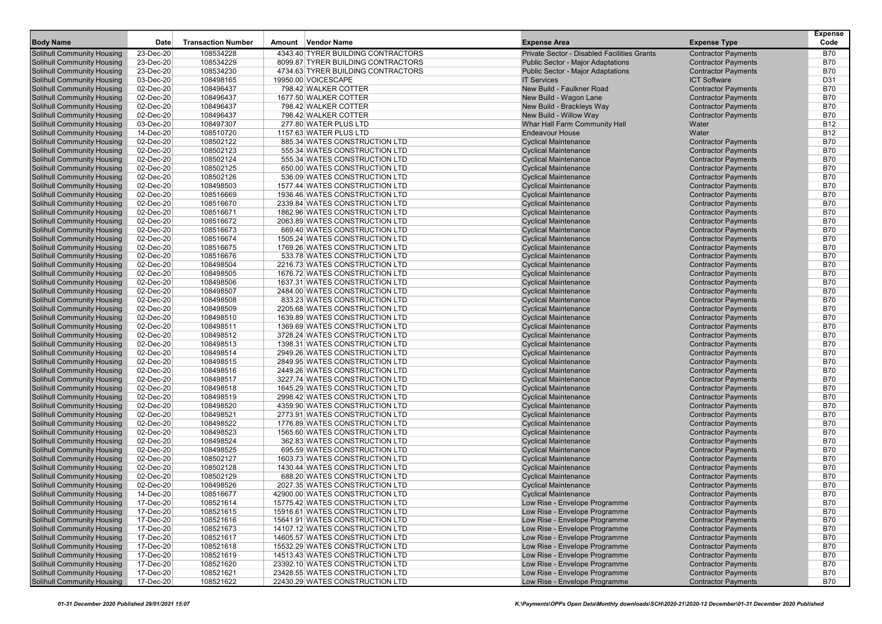| Body Name | Date | Transaction Number | Amount | Vendor Name | Expense Area | Expense Type | Expense Code |
|---|---|---|---|---|---|---|---|
| Solihull Community Housing | 23-Dec-20 | 108534228 | 4343.40 | TYRER BUILDING CONTRACTORS | Private Sector - Disabled Facilities Grants | Contractor Payments | B70 |
| Solihull Community Housing | 23-Dec-20 | 108534229 | 8099.87 | TYRER BUILDING CONTRACTORS | Public Sector - Major Adaptations | Contractor Payments | B70 |
| Solihull Community Housing | 23-Dec-20 | 108534230 | 4734.63 | TYRER BUILDING CONTRACTORS | Public Sector - Major Adaptations | Contractor Payments | B70 |
| Solihull Community Housing | 03-Dec-20 | 108498165 | 19950.00 | VOICESCAPE | IT Services | ICT Software | D31 |
| Solihull Community Housing | 02-Dec-20 | 108496437 | 798.42 | WALKER COTTER | New Build - Faulkner Road | Contractor Payments | B70 |
| Solihull Community Housing | 02-Dec-20 | 108496437 | 1677.50 | WALKER COTTER | New Build - Wagon Lane | Contractor Payments | B70 |
| Solihull Community Housing | 02-Dec-20 | 108496437 | 798.42 | WALKER COTTER | New Build - Brackleys Way | Contractor Payments | B70 |
| Solihull Community Housing | 02-Dec-20 | 108496437 | 798.42 | WALKER COTTER | New Build - Willow Way | Contractor Payments | B70 |
| Solihull Community Housing | 03-Dec-20 | 108497307 | 277.80 | WATER PLUS LTD | Whar Hall Farm Community Hall | Water | B12 |
| Solihull Community Housing | 14-Dec-20 | 108510720 | 1157.63 | WATER PLUS LTD | Endeavour House | Water | B12 |
| Solihull Community Housing | 02-Dec-20 | 108502122 | 885.34 | WATES CONSTRUCTION LTD | Cyclical Maintenance | Contractor Payments | B70 |
| Solihull Community Housing | 02-Dec-20 | 108502123 | 555.34 | WATES CONSTRUCTION LTD | Cyclical Maintenance | Contractor Payments | B70 |
| Solihull Community Housing | 02-Dec-20 | 108502124 | 555.34 | WATES CONSTRUCTION LTD | Cyclical Maintenance | Contractor Payments | B70 |
| Solihull Community Housing | 02-Dec-20 | 108502125 | 650.00 | WATES CONSTRUCTION LTD | Cyclical Maintenance | Contractor Payments | B70 |
| Solihull Community Housing | 02-Dec-20 | 108502126 | 536.09 | WATES CONSTRUCTION LTD | Cyclical Maintenance | Contractor Payments | B70 |
| Solihull Community Housing | 02-Dec-20 | 108498503 | 1577.44 | WATES CONSTRUCTION LTD | Cyclical Maintenance | Contractor Payments | B70 |
| Solihull Community Housing | 02-Dec-20 | 108516669 | 1936.46 | WATES CONSTRUCTION LTD | Cyclical Maintenance | Contractor Payments | B70 |
| Solihull Community Housing | 02-Dec-20 | 108516670 | 2339.84 | WATES CONSTRUCTION LTD | Cyclical Maintenance | Contractor Payments | B70 |
| Solihull Community Housing | 02-Dec-20 | 108516671 | 1862.96 | WATES CONSTRUCTION LTD | Cyclical Maintenance | Contractor Payments | B70 |
| Solihull Community Housing | 02-Dec-20 | 108516672 | 2063.89 | WATES CONSTRUCTION LTD | Cyclical Maintenance | Contractor Payments | B70 |
| Solihull Community Housing | 02-Dec-20 | 108516673 | 669.40 | WATES CONSTRUCTION LTD | Cyclical Maintenance | Contractor Payments | B70 |
| Solihull Community Housing | 02-Dec-20 | 108516674 | 1505.24 | WATES CONSTRUCTION LTD | Cyclical Maintenance | Contractor Payments | B70 |
| Solihull Community Housing | 02-Dec-20 | 108516675 | 1769.26 | WATES CONSTRUCTION LTD | Cyclical Maintenance | Contractor Payments | B70 |
| Solihull Community Housing | 02-Dec-20 | 108516676 | 533.78 | WATES CONSTRUCTION LTD | Cyclical Maintenance | Contractor Payments | B70 |
| Solihull Community Housing | 02-Dec-20 | 108498504 | 2216.73 | WATES CONSTRUCTION LTD | Cyclical Maintenance | Contractor Payments | B70 |
| Solihull Community Housing | 02-Dec-20 | 108498505 | 1676.72 | WATES CONSTRUCTION LTD | Cyclical Maintenance | Contractor Payments | B70 |
| Solihull Community Housing | 02-Dec-20 | 108498506 | 1637.31 | WATES CONSTRUCTION LTD | Cyclical Maintenance | Contractor Payments | B70 |
| Solihull Community Housing | 02-Dec-20 | 108498507 | 2484.00 | WATES CONSTRUCTION LTD | Cyclical Maintenance | Contractor Payments | B70 |
| Solihull Community Housing | 02-Dec-20 | 108498508 | 833.23 | WATES CONSTRUCTION LTD | Cyclical Maintenance | Contractor Payments | B70 |
| Solihull Community Housing | 02-Dec-20 | 108498509 | 2205.68 | WATES CONSTRUCTION LTD | Cyclical Maintenance | Contractor Payments | B70 |
| Solihull Community Housing | 02-Dec-20 | 108498510 | 1639.89 | WATES CONSTRUCTION LTD | Cyclical Maintenance | Contractor Payments | B70 |
| Solihull Community Housing | 02-Dec-20 | 108498511 | 1369.69 | WATES CONSTRUCTION LTD | Cyclical Maintenance | Contractor Payments | B70 |
| Solihull Community Housing | 02-Dec-20 | 108498512 | 3728.24 | WATES CONSTRUCTION LTD | Cyclical Maintenance | Contractor Payments | B70 |
| Solihull Community Housing | 02-Dec-20 | 108498513 | 1398.31 | WATES CONSTRUCTION LTD | Cyclical Maintenance | Contractor Payments | B70 |
| Solihull Community Housing | 02-Dec-20 | 108498514 | 2949.26 | WATES CONSTRUCTION LTD | Cyclical Maintenance | Contractor Payments | B70 |
| Solihull Community Housing | 02-Dec-20 | 108498515 | 2849.95 | WATES CONSTRUCTION LTD | Cyclical Maintenance | Contractor Payments | B70 |
| Solihull Community Housing | 02-Dec-20 | 108498516 | 2449.26 | WATES CONSTRUCTION LTD | Cyclical Maintenance | Contractor Payments | B70 |
| Solihull Community Housing | 02-Dec-20 | 108498517 | 3227.74 | WATES CONSTRUCTION LTD | Cyclical Maintenance | Contractor Payments | B70 |
| Solihull Community Housing | 02-Dec-20 | 108498518 | 1645.29 | WATES CONSTRUCTION LTD | Cyclical Maintenance | Contractor Payments | B70 |
| Solihull Community Housing | 02-Dec-20 | 108498519 | 2998.42 | WATES CONSTRUCTION LTD | Cyclical Maintenance | Contractor Payments | B70 |
| Solihull Community Housing | 02-Dec-20 | 108498520 | 4359.90 | WATES CONSTRUCTION LTD | Cyclical Maintenance | Contractor Payments | B70 |
| Solihull Community Housing | 02-Dec-20 | 108498521 | 2773.91 | WATES CONSTRUCTION LTD | Cyclical Maintenance | Contractor Payments | B70 |
| Solihull Community Housing | 02-Dec-20 | 108498522 | 1776.89 | WATES CONSTRUCTION LTD | Cyclical Maintenance | Contractor Payments | B70 |
| Solihull Community Housing | 02-Dec-20 | 108498523 | 1565.60 | WATES CONSTRUCTION LTD | Cyclical Maintenance | Contractor Payments | B70 |
| Solihull Community Housing | 02-Dec-20 | 108498524 | 362.83 | WATES CONSTRUCTION LTD | Cyclical Maintenance | Contractor Payments | B70 |
| Solihull Community Housing | 02-Dec-20 | 108498525 | 695.59 | WATES CONSTRUCTION LTD | Cyclical Maintenance | Contractor Payments | B70 |
| Solihull Community Housing | 02-Dec-20 | 108502127 | 1603.73 | WATES CONSTRUCTION LTD | Cyclical Maintenance | Contractor Payments | B70 |
| Solihull Community Housing | 02-Dec-20 | 108502128 | 1430.44 | WATES CONSTRUCTION LTD | Cyclical Maintenance | Contractor Payments | B70 |
| Solihull Community Housing | 02-Dec-20 | 108502129 | 688.20 | WATES CONSTRUCTION LTD | Cyclical Maintenance | Contractor Payments | B70 |
| Solihull Community Housing | 02-Dec-20 | 108498526 | 2027.35 | WATES CONSTRUCTION LTD | Cyclical Maintenance | Contractor Payments | B70 |
| Solihull Community Housing | 14-Dec-20 | 108516677 | 42900.00 | WATES CONSTRUCTION LTD | Cyclical Maintenance | Contractor Payments | B70 |
| Solihull Community Housing | 17-Dec-20 | 108521614 | 15775.42 | WATES CONSTRUCTION LTD | Low Rise - Envelope Programme | Contractor Payments | B70 |
| Solihull Community Housing | 17-Dec-20 | 108521615 | 15916.61 | WATES CONSTRUCTION LTD | Low Rise - Envelope Programme | Contractor Payments | B70 |
| Solihull Community Housing | 17-Dec-20 | 108521616 | 15641.91 | WATES CONSTRUCTION LTD | Low Rise - Envelope Programme | Contractor Payments | B70 |
| Solihull Community Housing | 17-Dec-20 | 108521673 | 14107.12 | WATES CONSTRUCTION LTD | Low Rise - Envelope Programme | Contractor Payments | B70 |
| Solihull Community Housing | 17-Dec-20 | 108521617 | 14605.57 | WATES CONSTRUCTION LTD | Low Rise - Envelope Programme | Contractor Payments | B70 |
| Solihull Community Housing | 17-Dec-20 | 108521618 | 15532.29 | WATES CONSTRUCTION LTD | Low Rise - Envelope Programme | Contractor Payments | B70 |
| Solihull Community Housing | 17-Dec-20 | 108521619 | 14513.43 | WATES CONSTRUCTION LTD | Low Rise - Envelope Programme | Contractor Payments | B70 |
| Solihull Community Housing | 17-Dec-20 | 108521620 | 23392.10 | WATES CONSTRUCTION LTD | Low Rise - Envelope Programme | Contractor Payments | B70 |
| Solihull Community Housing | 17-Dec-20 | 108521621 | 23428.55 | WATES CONSTRUCTION LTD | Low Rise - Envelope Programme | Contractor Payments | B70 |
| Solihull Community Housing | 17-Dec-20 | 108521622 | 22430.29 | WATES CONSTRUCTION LTD | Low Rise - Envelope Programme | Contractor Payments | B70 |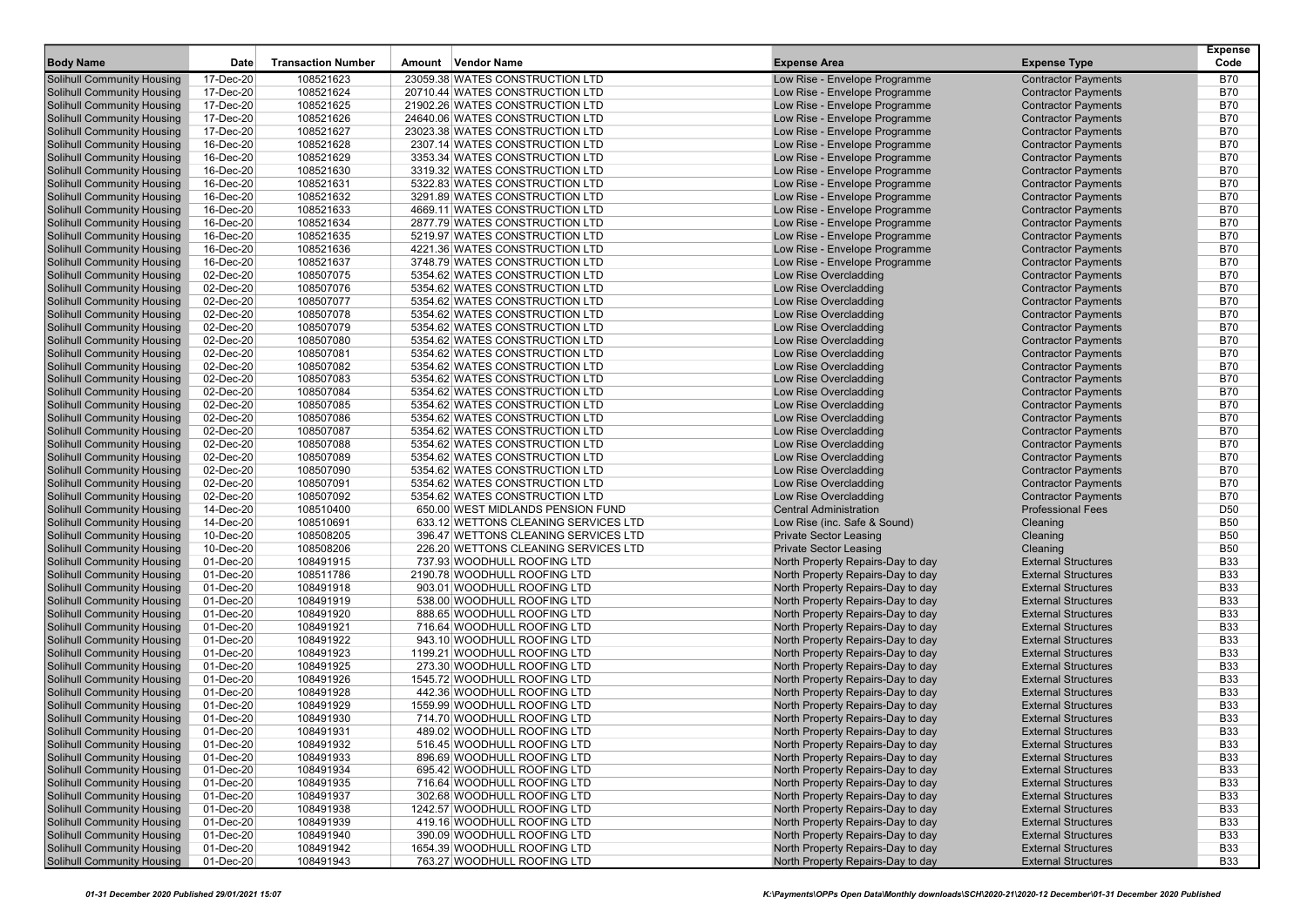| Body Name | Date | Transaction Number | Amount | Vendor Name | Expense Area | Expense Type | Expense Code |
|---|---|---|---|---|---|---|---|
| Solihull Community Housing | 17-Dec-20 | 108521623 | 23059.38 | WATES CONSTRUCTION LTD | Low Rise - Envelope Programme | Contractor Payments | B70 |
| Solihull Community Housing | 17-Dec-20 | 108521624 | 20710.44 | WATES CONSTRUCTION LTD | Low Rise - Envelope Programme | Contractor Payments | B70 |
| Solihull Community Housing | 17-Dec-20 | 108521625 | 21902.26 | WATES CONSTRUCTION LTD | Low Rise - Envelope Programme | Contractor Payments | B70 |
| Solihull Community Housing | 17-Dec-20 | 108521626 | 24640.06 | WATES CONSTRUCTION LTD | Low Rise - Envelope Programme | Contractor Payments | B70 |
| Solihull Community Housing | 17-Dec-20 | 108521627 | 23023.38 | WATES CONSTRUCTION LTD | Low Rise - Envelope Programme | Contractor Payments | B70 |
| Solihull Community Housing | 16-Dec-20 | 108521628 | 2307.14 | WATES CONSTRUCTION LTD | Low Rise - Envelope Programme | Contractor Payments | B70 |
| Solihull Community Housing | 16-Dec-20 | 108521629 | 3353.34 | WATES CONSTRUCTION LTD | Low Rise - Envelope Programme | Contractor Payments | B70 |
| Solihull Community Housing | 16-Dec-20 | 108521630 | 3319.32 | WATES CONSTRUCTION LTD | Low Rise - Envelope Programme | Contractor Payments | B70 |
| Solihull Community Housing | 16-Dec-20 | 108521631 | 5322.83 | WATES CONSTRUCTION LTD | Low Rise - Envelope Programme | Contractor Payments | B70 |
| Solihull Community Housing | 16-Dec-20 | 108521632 | 3291.89 | WATES CONSTRUCTION LTD | Low Rise - Envelope Programme | Contractor Payments | B70 |
| Solihull Community Housing | 16-Dec-20 | 108521633 | 4669.11 | WATES CONSTRUCTION LTD | Low Rise - Envelope Programme | Contractor Payments | B70 |
| Solihull Community Housing | 16-Dec-20 | 108521634 | 2877.79 | WATES CONSTRUCTION LTD | Low Rise - Envelope Programme | Contractor Payments | B70 |
| Solihull Community Housing | 16-Dec-20 | 108521635 | 5219.97 | WATES CONSTRUCTION LTD | Low Rise - Envelope Programme | Contractor Payments | B70 |
| Solihull Community Housing | 16-Dec-20 | 108521636 | 4221.36 | WATES CONSTRUCTION LTD | Low Rise - Envelope Programme | Contractor Payments | B70 |
| Solihull Community Housing | 16-Dec-20 | 108521637 | 3748.79 | WATES CONSTRUCTION LTD | Low Rise - Envelope Programme | Contractor Payments | B70 |
| Solihull Community Housing | 02-Dec-20 | 108507075 | 5354.62 | WATES CONSTRUCTION LTD | Low Rise Overcladding | Contractor Payments | B70 |
| Solihull Community Housing | 02-Dec-20 | 108507076 | 5354.62 | WATES CONSTRUCTION LTD | Low Rise Overcladding | Contractor Payments | B70 |
| Solihull Community Housing | 02-Dec-20 | 108507077 | 5354.62 | WATES CONSTRUCTION LTD | Low Rise Overcladding | Contractor Payments | B70 |
| Solihull Community Housing | 02-Dec-20 | 108507078 | 5354.62 | WATES CONSTRUCTION LTD | Low Rise Overcladding | Contractor Payments | B70 |
| Solihull Community Housing | 02-Dec-20 | 108507079 | 5354.62 | WATES CONSTRUCTION LTD | Low Rise Overcladding | Contractor Payments | B70 |
| Solihull Community Housing | 02-Dec-20 | 108507080 | 5354.62 | WATES CONSTRUCTION LTD | Low Rise Overcladding | Contractor Payments | B70 |
| Solihull Community Housing | 02-Dec-20 | 108507081 | 5354.62 | WATES CONSTRUCTION LTD | Low Rise Overcladding | Contractor Payments | B70 |
| Solihull Community Housing | 02-Dec-20 | 108507082 | 5354.62 | WATES CONSTRUCTION LTD | Low Rise Overcladding | Contractor Payments | B70 |
| Solihull Community Housing | 02-Dec-20 | 108507083 | 5354.62 | WATES CONSTRUCTION LTD | Low Rise Overcladding | Contractor Payments | B70 |
| Solihull Community Housing | 02-Dec-20 | 108507084 | 5354.62 | WATES CONSTRUCTION LTD | Low Rise Overcladding | Contractor Payments | B70 |
| Solihull Community Housing | 02-Dec-20 | 108507085 | 5354.62 | WATES CONSTRUCTION LTD | Low Rise Overcladding | Contractor Payments | B70 |
| Solihull Community Housing | 02-Dec-20 | 108507086 | 5354.62 | WATES CONSTRUCTION LTD | Low Rise Overcladding | Contractor Payments | B70 |
| Solihull Community Housing | 02-Dec-20 | 108507087 | 5354.62 | WATES CONSTRUCTION LTD | Low Rise Overcladding | Contractor Payments | B70 |
| Solihull Community Housing | 02-Dec-20 | 108507088 | 5354.62 | WATES CONSTRUCTION LTD | Low Rise Overcladding | Contractor Payments | B70 |
| Solihull Community Housing | 02-Dec-20 | 108507089 | 5354.62 | WATES CONSTRUCTION LTD | Low Rise Overcladding | Contractor Payments | B70 |
| Solihull Community Housing | 02-Dec-20 | 108507090 | 5354.62 | WATES CONSTRUCTION LTD | Low Rise Overcladding | Contractor Payments | B70 |
| Solihull Community Housing | 02-Dec-20 | 108507091 | 5354.62 | WATES CONSTRUCTION LTD | Low Rise Overcladding | Contractor Payments | B70 |
| Solihull Community Housing | 02-Dec-20 | 108507092 | 5354.62 | WATES CONSTRUCTION LTD | Low Rise Overcladding | Contractor Payments | B70 |
| Solihull Community Housing | 14-Dec-20 | 108510400 | 650.00 | WEST MIDLANDS PENSION FUND | Central Administration | Professional Fees | D50 |
| Solihull Community Housing | 14-Dec-20 | 108510691 | 633.12 | WETTONS CLEANING SERVICES LTD | Low Rise (inc. Safe & Sound) | Cleaning | B50 |
| Solihull Community Housing | 10-Dec-20 | 108508205 | 396.47 | WETTONS CLEANING SERVICES LTD | Private Sector Leasing | Cleaning | B50 |
| Solihull Community Housing | 10-Dec-20 | 108508206 | 226.20 | WETTONS CLEANING SERVICES LTD | Private Sector Leasing | Cleaning | B50 |
| Solihull Community Housing | 01-Dec-20 | 108491915 | 737.93 | WOODHULL ROOFING LTD | North Property Repairs-Day to day | External Structures | B33 |
| Solihull Community Housing | 01-Dec-20 | 108511786 | 2190.78 | WOODHULL ROOFING LTD | North Property Repairs-Day to day | External Structures | B33 |
| Solihull Community Housing | 01-Dec-20 | 108491918 | 903.01 | WOODHULL ROOFING LTD | North Property Repairs-Day to day | External Structures | B33 |
| Solihull Community Housing | 01-Dec-20 | 108491919 | 538.00 | WOODHULL ROOFING LTD | North Property Repairs-Day to day | External Structures | B33 |
| Solihull Community Housing | 01-Dec-20 | 108491920 | 888.65 | WOODHULL ROOFING LTD | North Property Repairs-Day to day | External Structures | B33 |
| Solihull Community Housing | 01-Dec-20 | 108491921 | 716.64 | WOODHULL ROOFING LTD | North Property Repairs-Day to day | External Structures | B33 |
| Solihull Community Housing | 01-Dec-20 | 108491922 | 943.10 | WOODHULL ROOFING LTD | North Property Repairs-Day to day | External Structures | B33 |
| Solihull Community Housing | 01-Dec-20 | 108491923 | 1199.21 | WOODHULL ROOFING LTD | North Property Repairs-Day to day | External Structures | B33 |
| Solihull Community Housing | 01-Dec-20 | 108491925 | 273.30 | WOODHULL ROOFING LTD | North Property Repairs-Day to day | External Structures | B33 |
| Solihull Community Housing | 01-Dec-20 | 108491926 | 1545.72 | WOODHULL ROOFING LTD | North Property Repairs-Day to day | External Structures | B33 |
| Solihull Community Housing | 01-Dec-20 | 108491928 | 442.36 | WOODHULL ROOFING LTD | North Property Repairs-Day to day | External Structures | B33 |
| Solihull Community Housing | 01-Dec-20 | 108491929 | 1559.99 | WOODHULL ROOFING LTD | North Property Repairs-Day to day | External Structures | B33 |
| Solihull Community Housing | 01-Dec-20 | 108491930 | 714.70 | WOODHULL ROOFING LTD | North Property Repairs-Day to day | External Structures | B33 |
| Solihull Community Housing | 01-Dec-20 | 108491931 | 489.02 | WOODHULL ROOFING LTD | North Property Repairs-Day to day | External Structures | B33 |
| Solihull Community Housing | 01-Dec-20 | 108491932 | 516.45 | WOODHULL ROOFING LTD | North Property Repairs-Day to day | External Structures | B33 |
| Solihull Community Housing | 01-Dec-20 | 108491933 | 896.69 | WOODHULL ROOFING LTD | North Property Repairs-Day to day | External Structures | B33 |
| Solihull Community Housing | 01-Dec-20 | 108491934 | 695.42 | WOODHULL ROOFING LTD | North Property Repairs-Day to day | External Structures | B33 |
| Solihull Community Housing | 01-Dec-20 | 108491935 | 716.64 | WOODHULL ROOFING LTD | North Property Repairs-Day to day | External Structures | B33 |
| Solihull Community Housing | 01-Dec-20 | 108491937 | 302.68 | WOODHULL ROOFING LTD | North Property Repairs-Day to day | External Structures | B33 |
| Solihull Community Housing | 01-Dec-20 | 108491938 | 1242.57 | WOODHULL ROOFING LTD | North Property Repairs-Day to day | External Structures | B33 |
| Solihull Community Housing | 01-Dec-20 | 108491939 | 419.16 | WOODHULL ROOFING LTD | North Property Repairs-Day to day | External Structures | B33 |
| Solihull Community Housing | 01-Dec-20 | 108491940 | 390.09 | WOODHULL ROOFING LTD | North Property Repairs-Day to day | External Structures | B33 |
| Solihull Community Housing | 01-Dec-20 | 108491942 | 1654.39 | WOODHULL ROOFING LTD | North Property Repairs-Day to day | External Structures | B33 |
| Solihull Community Housing | 01-Dec-20 | 108491943 | 763.27 | WOODHULL ROOFING LTD | North Property Repairs-Day to day | External Structures | B33 |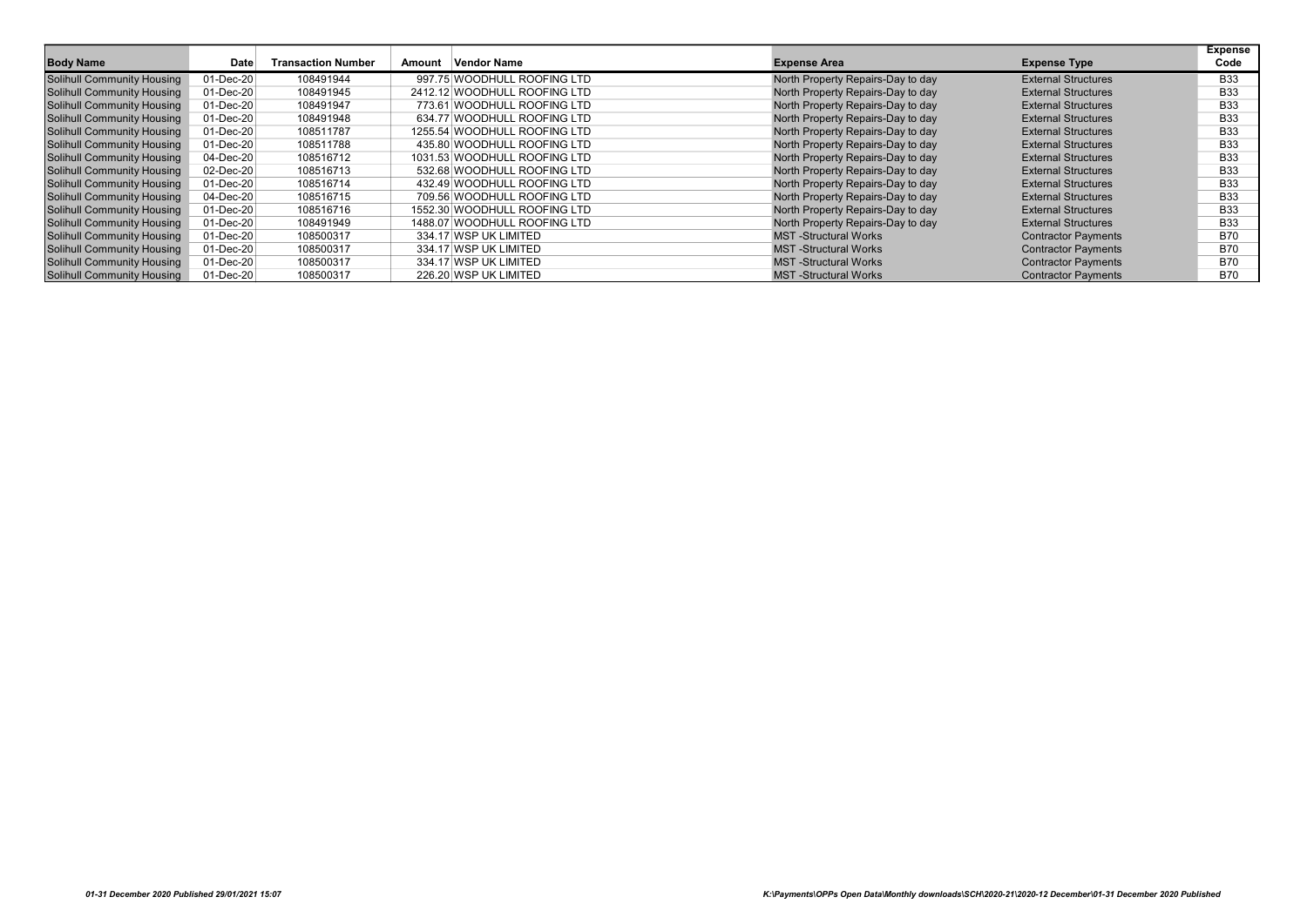| Body Name | Date | Transaction Number | Amount | Vendor Name | Expense Area | Expense Type | Expense Code |
|---|---|---|---|---|---|---|---|
| Solihull Community Housing | 01-Dec-20 | 108491944 | 997.75 | WOODHULL ROOFING LTD | North Property Repairs-Day to day | External Structures | B33 |
| Solihull Community Housing | 01-Dec-20 | 108491945 | 2412.12 | WOODHULL ROOFING LTD | North Property Repairs-Day to day | External Structures | B33 |
| Solihull Community Housing | 01-Dec-20 | 108491947 | 773.61 | WOODHULL ROOFING LTD | North Property Repairs-Day to day | External Structures | B33 |
| Solihull Community Housing | 01-Dec-20 | 108491948 | 634.77 | WOODHULL ROOFING LTD | North Property Repairs-Day to day | External Structures | B33 |
| Solihull Community Housing | 01-Dec-20 | 108511787 | 1255.54 | WOODHULL ROOFING LTD | North Property Repairs-Day to day | External Structures | B33 |
| Solihull Community Housing | 01-Dec-20 | 108511788 | 435.80 | WOODHULL ROOFING LTD | North Property Repairs-Day to day | External Structures | B33 |
| Solihull Community Housing | 04-Dec-20 | 108516712 | 1031.53 | WOODHULL ROOFING LTD | North Property Repairs-Day to day | External Structures | B33 |
| Solihull Community Housing | 02-Dec-20 | 108516713 | 532.68 | WOODHULL ROOFING LTD | North Property Repairs-Day to day | External Structures | B33 |
| Solihull Community Housing | 01-Dec-20 | 108516714 | 432.49 | WOODHULL ROOFING LTD | North Property Repairs-Day to day | External Structures | B33 |
| Solihull Community Housing | 04-Dec-20 | 108516715 | 709.56 | WOODHULL ROOFING LTD | North Property Repairs-Day to day | External Structures | B33 |
| Solihull Community Housing | 01-Dec-20 | 108516716 | 1552.30 | WOODHULL ROOFING LTD | North Property Repairs-Day to day | External Structures | B33 |
| Solihull Community Housing | 01-Dec-20 | 108491949 | 1488.07 | WOODHULL ROOFING LTD | North Property Repairs-Day to day | External Structures | B33 |
| Solihull Community Housing | 01-Dec-20 | 108500317 | 334.17 | WSP UK LIMITED | MST -Structural Works | Contractor Payments | B70 |
| Solihull Community Housing | 01-Dec-20 | 108500317 | 334.17 | WSP UK LIMITED | MST -Structural Works | Contractor Payments | B70 |
| Solihull Community Housing | 01-Dec-20 | 108500317 | 334.17 | WSP UK LIMITED | MST -Structural Works | Contractor Payments | B70 |
| Solihull Community Housing | 01-Dec-20 | 108500317 | 226.20 | WSP UK LIMITED | MST -Structural Works | Contractor Payments | B70 |